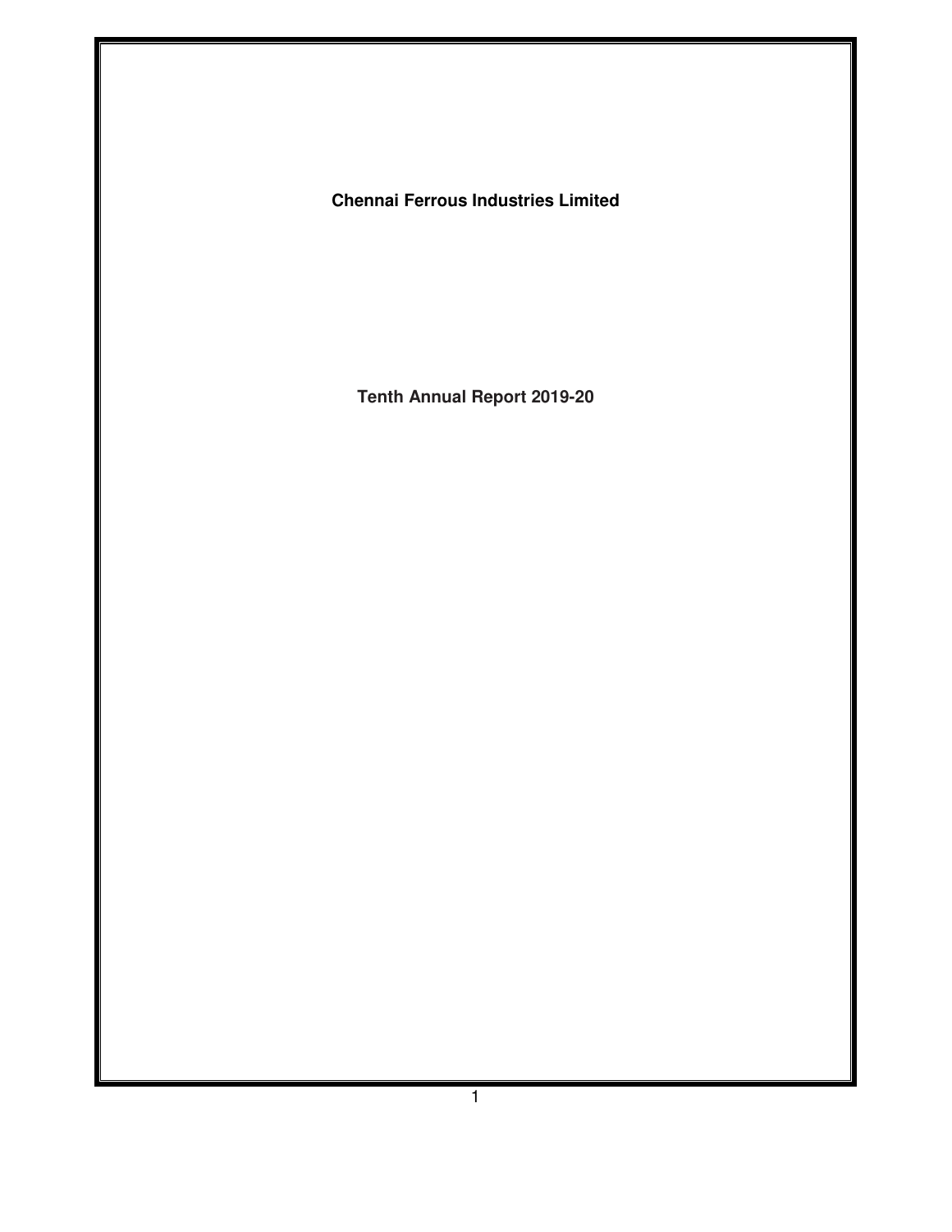# Chennai Ferrous Industries Limited

## Tenth Annual Report 2019-20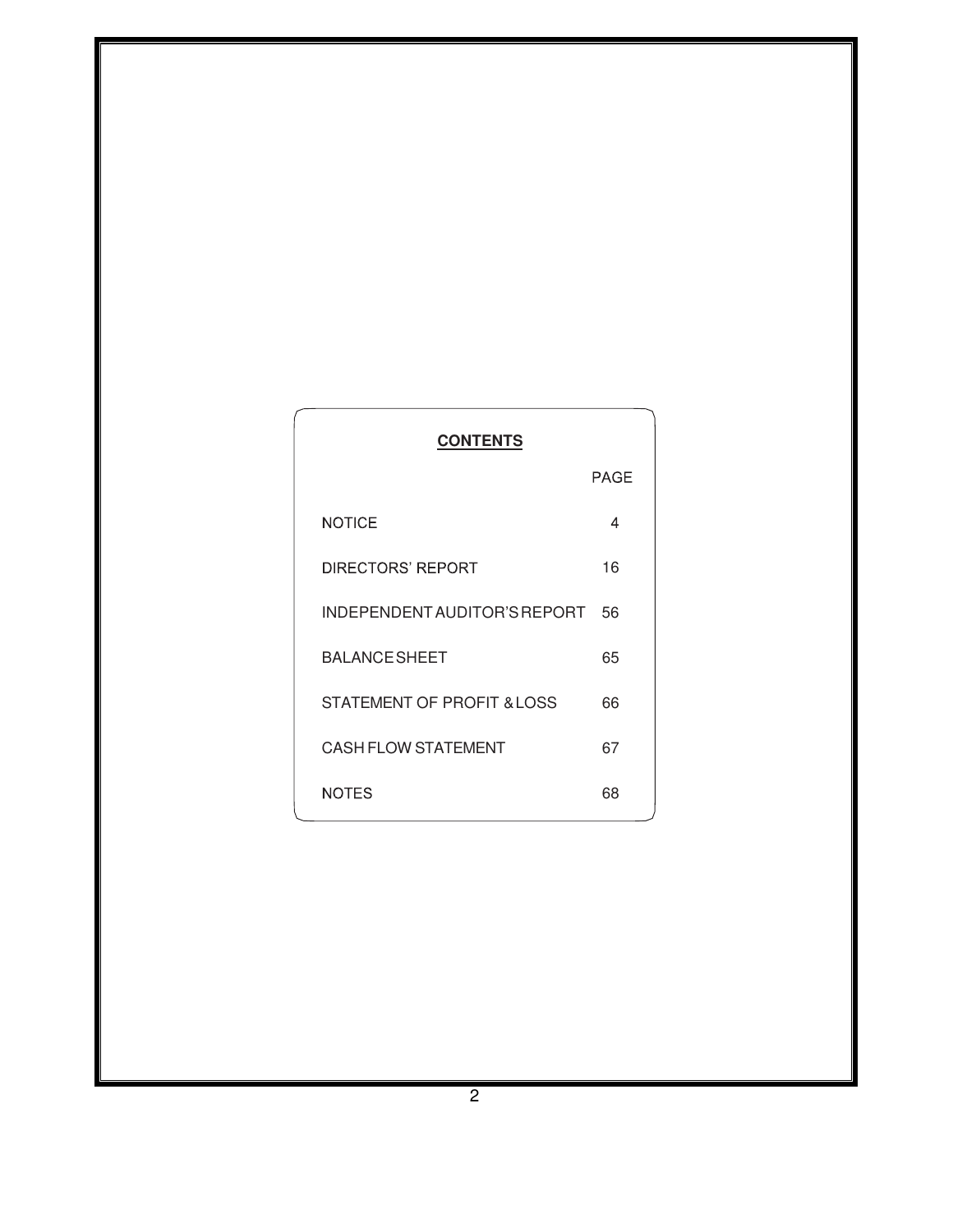## CONTENTS

| | PAGE |
|---|---|
| NOTICE | 4 |
| DIRECTORS' REPORT | 16 |
| INDEPENDENT AUDITOR'S REPORT | 56 |
| BALANCE SHEET | 65 |
| STATEMENT OF PROFIT & LOSS | 66 |
| CASH FLOW STATEMENT | 67 |
| NOTES | 68 |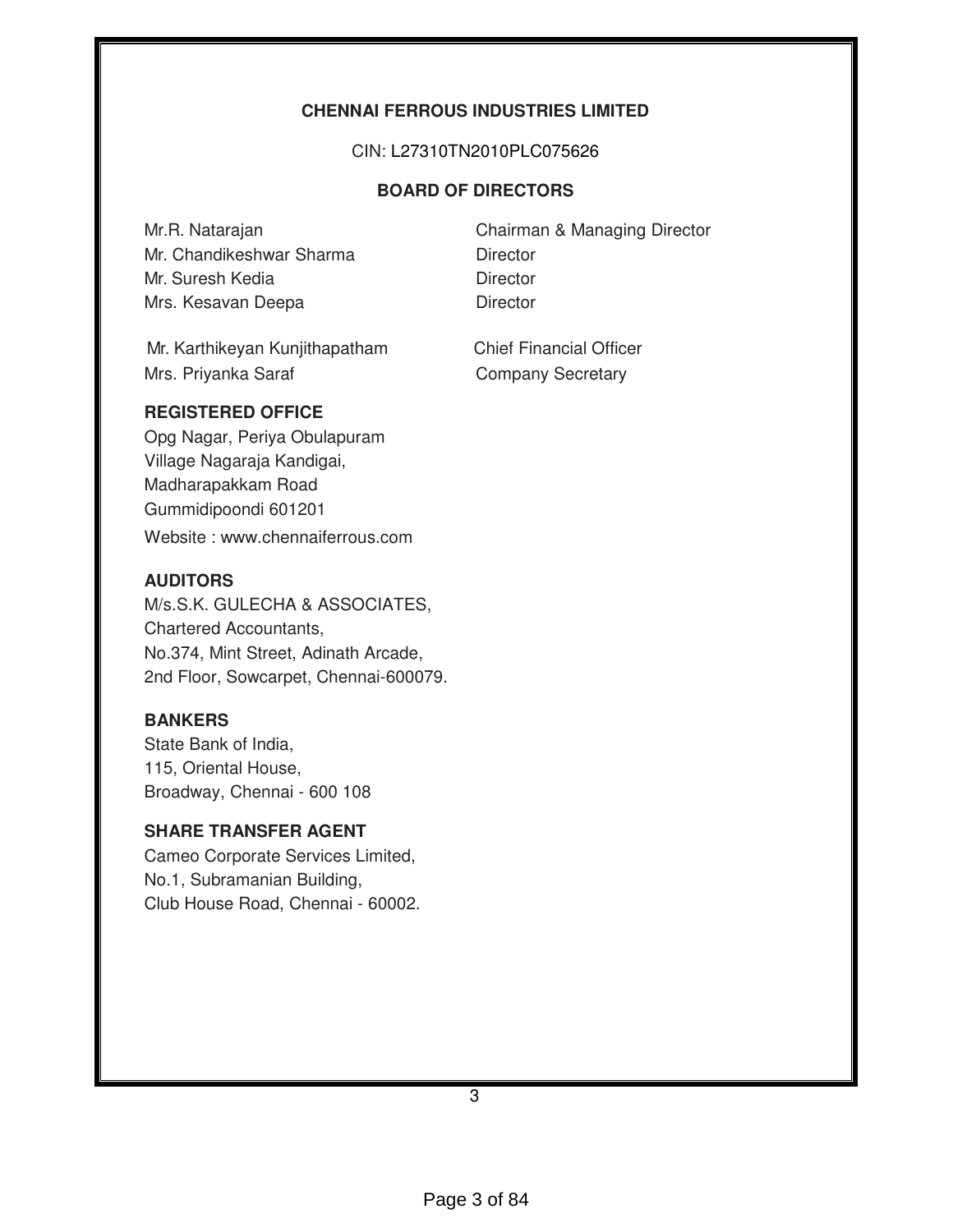# CHENNAI FERROUS INDUSTRIES LIMITED

CIN: L27310TN2010PLC075626

## BOARD OF DIRECTORS

| | |
|---|---|
| Mr.R. Natarajan | Chairman & Managing Director |
| Mr. Chandikeshwar Sharma | Director |
| Mr. Suresh Kedia | Director |
| Mrs. Kesavan Deepa | Director |
| Mr. Karthikeyan Kunjithapatham | Chief Financial Officer |
| Mrs. Priyanka Saraf | Company Secretary |

### REGISTERED OFFICE

Opg Nagar, Periya Obulapuram
Village Nagaraja Kandigai,
Madharapakkam Road
Gummidipoondi 601201
Website : www.chennaiferrous.com

### AUDITORS

M/s.S.K. GULECHA & ASSOCIATES,
Chartered Accountants,
No.374, Mint Street, Adinath Arcade,
2nd Floor, Sowcarpet, Chennai-600079.

### BANKERS

State Bank of India,
115, Oriental House,
Broadway, Chennai - 600 108

### SHARE TRANSFER AGENT

Cameo Corporate Services Limited,
No.1, Subramanian Building,
Club House Road, Chennai - 60002.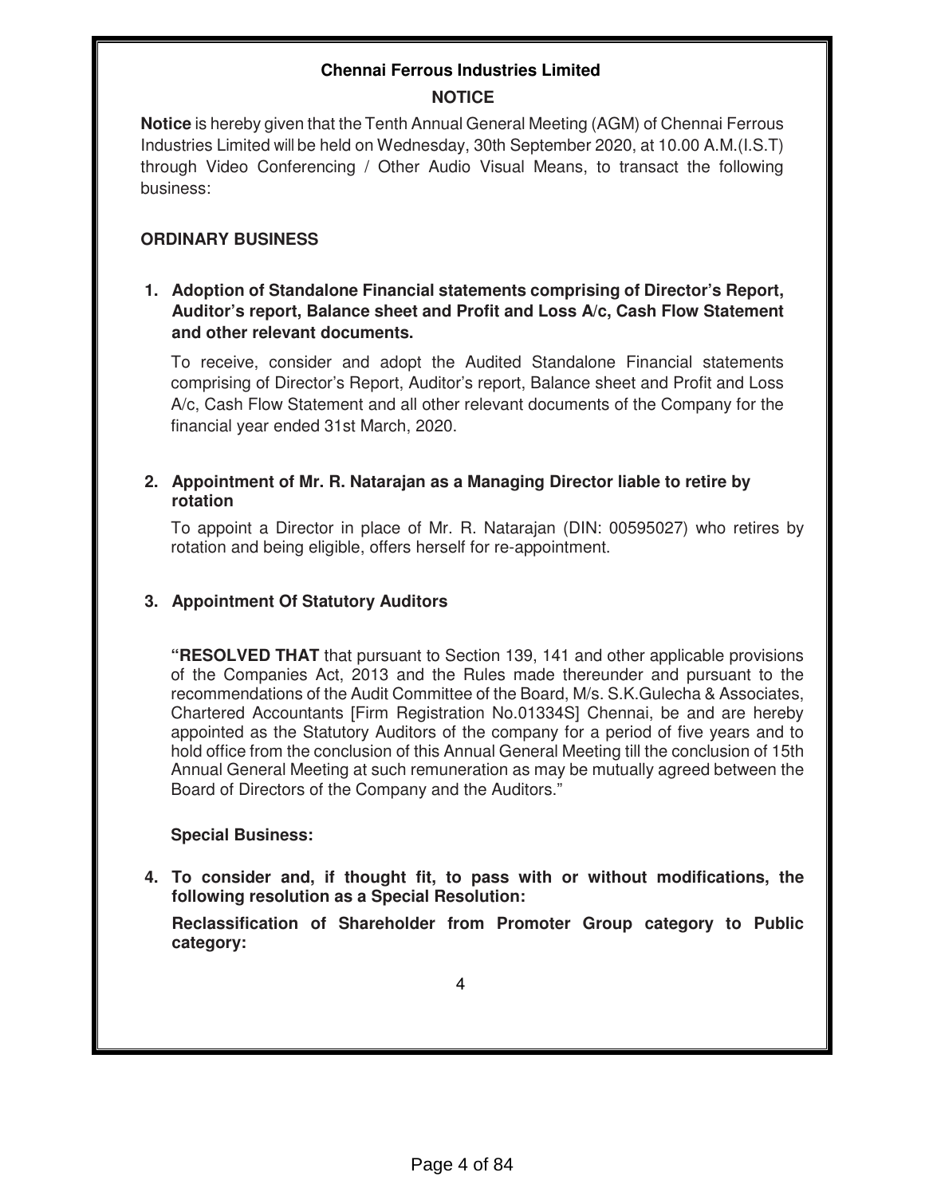**Chennai Ferrous Industries Limited**

**NOTICE**

**Notice** is hereby given that the Tenth Annual General Meeting (AGM) of Chennai Ferrous Industries Limited will be held on Wednesday, 30th September 2020, at 10.00 A.M.(I.S.T) through Video Conferencing / Other Audio Visual Means, to transact the following business:

**ORDINARY BUSINESS**

1. **Adoption of Standalone Financial statements comprising of Director's Report, Auditor's report, Balance sheet and Profit and Loss A/c, Cash Flow Statement and other relevant documents.**

   To receive, consider and adopt the Audited Standalone Financial statements comprising of Director's Report, Auditor's report, Balance sheet and Profit and Loss A/c, Cash Flow Statement and all other relevant documents of the Company for the financial year ended 31st March, 2020.

2. **Appointment of Mr. R. Natarajan as a Managing Director liable to retire by rotation**

   To appoint a Director in place of Mr. R. Natarajan (DIN: 00595027) who retires by rotation and being eligible, offers herself for re-appointment.

3. **Appointment Of Statutory Auditors**

   **"RESOLVED THAT** that pursuant to Section 139, 141 and other applicable provisions of the Companies Act, 2013 and the Rules made thereunder and pursuant to the recommendations of the Audit Committee of the Board, M/s. S.K.Gulecha & Associates, Chartered Accountants [Firm Registration No.01334S] Chennai, be and are hereby appointed as the Statutory Auditors of the company for a period of five years and to hold office from the conclusion of this Annual General Meeting till the conclusion of 15th Annual General Meeting at such remuneration as may be mutually agreed between the Board of Directors of the Company and the Auditors."

   **Special Business:**

4. **To consider and, if thought fit, to pass with or without modifications, the following resolution as a Special Resolution:**

   **Reclassification of Shareholder from Promoter Group category to Public category:**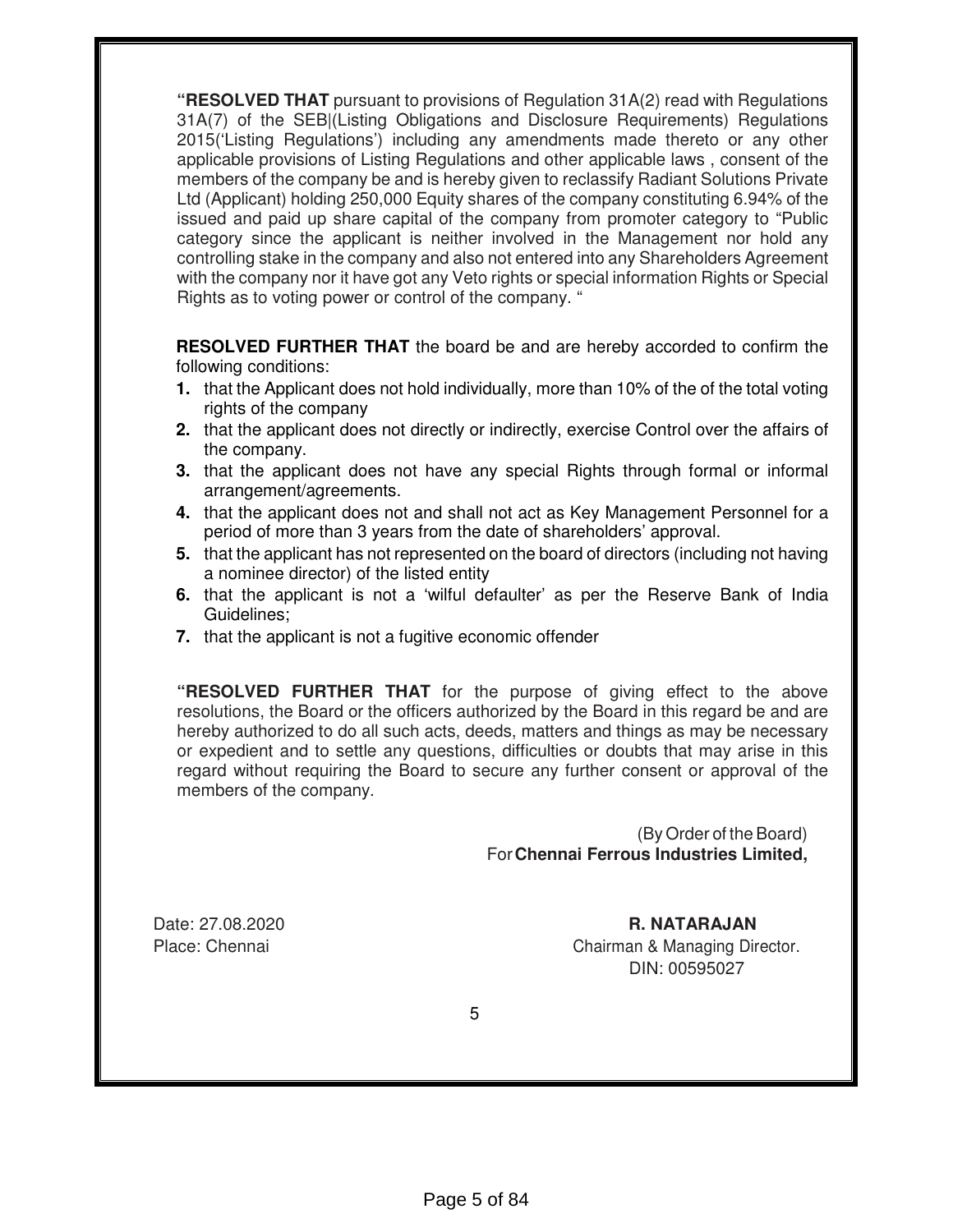**"RESOLVED THAT** pursuant to provisions of Regulation 31A(2) read with Regulations 31A(7) of the SEB|(Listing Obligations and Disclosure Requirements) Regulations 2015('Listing Regulations') including any amendments made thereto or any other applicable provisions of Listing Regulations and other applicable laws , consent of the members of the company be and is hereby given to reclassify Radiant Solutions Private Ltd (Applicant) holding 250,000 Equity shares of the company constituting 6.94% of the issued and paid up share capital of the company from promoter category to "Public category since the applicant is neither involved in the Management nor hold any controlling stake in the company and also not entered into any Shareholders Agreement with the company nor it have got any Veto rights or special information Rights or Special Rights as to voting power or control of the company. "

**RESOLVED FURTHER THAT** the board be and are hereby accorded to confirm the following conditions:

1. that the Applicant does not hold individually, more than 10% of the of the total voting rights of the company
2. that the applicant does not directly or indirectly, exercise Control over the affairs of the company.
3. that the applicant does not have any special Rights through formal or informal arrangement/agreements.
4. that the applicant does not and shall not act as Key Management Personnel for a period of more than 3 years from the date of shareholders' approval.
5. that the applicant has not represented on the board of directors (including not having a nominee director) of the listed entity
6. that the applicant is not a 'wilful defaulter' as per the Reserve Bank of India Guidelines;
7. that the applicant is not a fugitive economic offender

**"RESOLVED FURTHER THAT** for the purpose of giving effect to the above resolutions, the Board or the officers authorized by the Board in this regard be and are hereby authorized to do all such acts, deeds, matters and things as may be necessary or expedient and to settle any questions, difficulties or doubts that may arise in this regard without requiring the Board to secure any further consent or approval of the members of the company.

(By Order of the Board)
For **Chennai Ferrous Industries Limited,**

Date: 27.08.2020
Place: Chennai

**R. NATARAJAN**
Chairman & Managing Director.
DIN: 00595027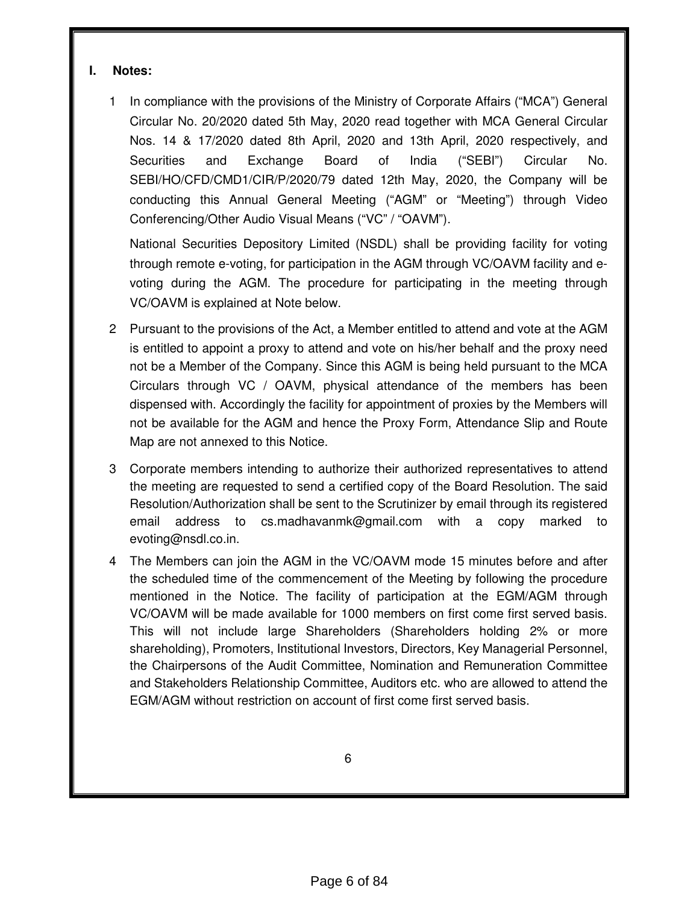## I. Notes:

1. In compliance with the provisions of the Ministry of Corporate Affairs ("MCA") General Circular No. 20/2020 dated 5th May, 2020 read together with MCA General Circular Nos. 14 & 17/2020 dated 8th April, 2020 and 13th April, 2020 respectively, and Securities and Exchange Board of India ("SEBI") Circular No. SEBI/HO/CFD/CMD1/CIR/P/2020/79 dated 12th May, 2020, the Company will be conducting this Annual General Meeting ("AGM" or "Meeting") through Video Conferencing/Other Audio Visual Means ("VC" / "OAVM").

   National Securities Depository Limited (NSDL) shall be providing facility for voting through remote e-voting, for participation in the AGM through VC/OAVM facility and e-voting during the AGM. The procedure for participating in the meeting through VC/OAVM is explained at Note below.

2. Pursuant to the provisions of the Act, a Member entitled to attend and vote at the AGM is entitled to appoint a proxy to attend and vote on his/her behalf and the proxy need not be a Member of the Company. Since this AGM is being held pursuant to the MCA Circulars through VC / OAVM, physical attendance of the members has been dispensed with. Accordingly the facility for appointment of proxies by the Members will not be available for the AGM and hence the Proxy Form, Attendance Slip and Route Map are not annexed to this Notice.

3. Corporate members intending to authorize their authorized representatives to attend the meeting are requested to send a certified copy of the Board Resolution. The said Resolution/Authorization shall be sent to the Scrutinizer by email through its registered email address to cs.madhavanmk@gmail.com with a copy marked to evoting@nsdl.co.in.

4. The Members can join the AGM in the VC/OAVM mode 15 minutes before and after the scheduled time of the commencement of the Meeting by following the procedure mentioned in the Notice. The facility of participation at the EGM/AGM through VC/OAVM will be made available for 1000 members on first come first served basis. This will not include large Shareholders (Shareholders holding 2% or more shareholding), Promoters, Institutional Investors, Directors, Key Managerial Personnel, the Chairpersons of the Audit Committee, Nomination and Remuneration Committee and Stakeholders Relationship Committee, Auditors etc. who are allowed to attend the EGM/AGM without restriction on account of first come first served basis.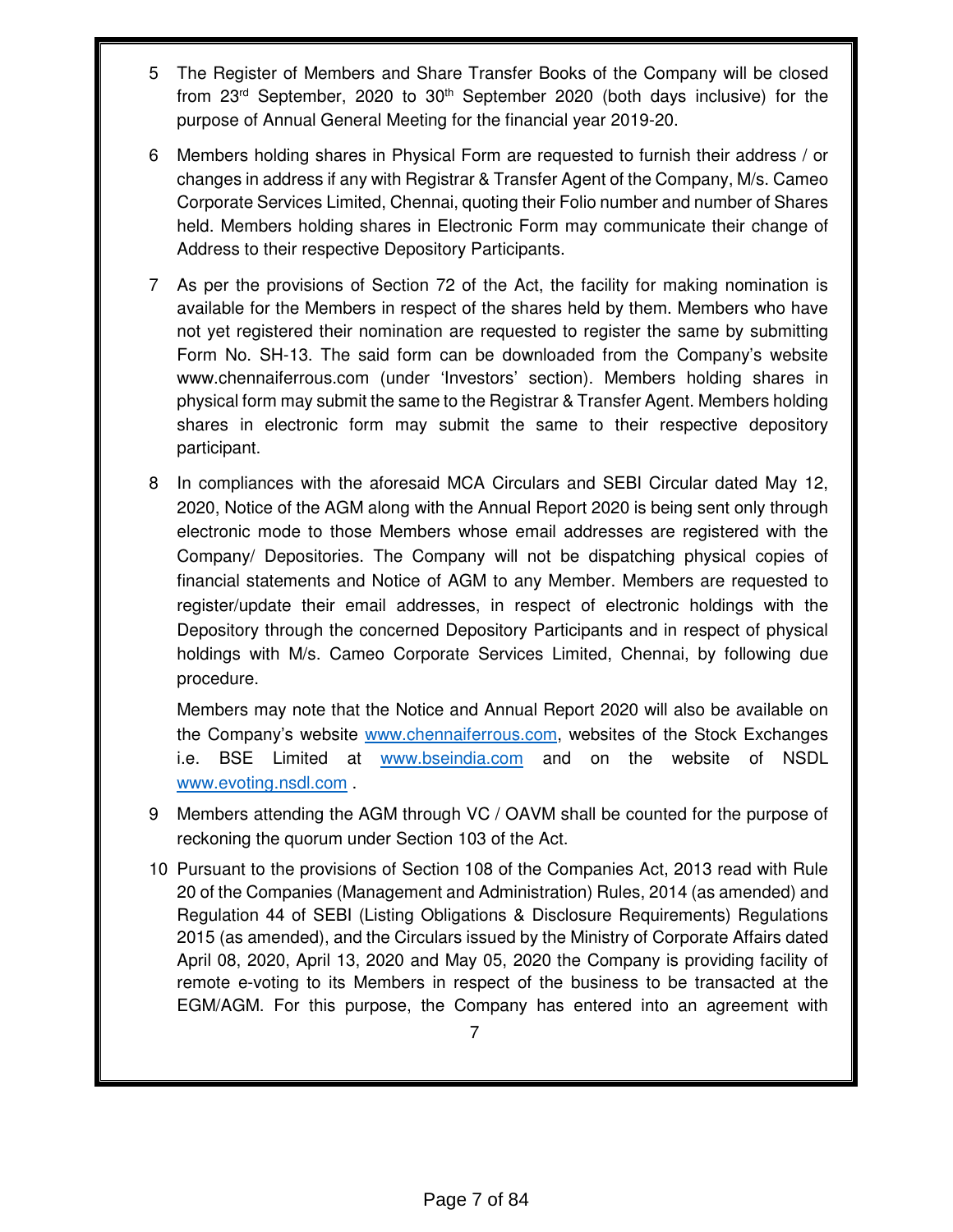5. The Register of Members and Share Transfer Books of the Company will be closed from 23rd September, 2020 to 30th September 2020 (both days inclusive) for the purpose of Annual General Meeting for the financial year 2019-20.

6. Members holding shares in Physical Form are requested to furnish their address / or changes in address if any with Registrar & Transfer Agent of the Company, M/s. Cameo Corporate Services Limited, Chennai, quoting their Folio number and number of Shares held. Members holding shares in Electronic Form may communicate their change of Address to their respective Depository Participants.

7. As per the provisions of Section 72 of the Act, the facility for making nomination is available for the Members in respect of the shares held by them. Members who have not yet registered their nomination are requested to register the same by submitting Form No. SH-13. The said form can be downloaded from the Company's website www.chennaiferrous.com (under 'Investors' section). Members holding shares in physical form may submit the same to the Registrar & Transfer Agent. Members holding shares in electronic form may submit the same to their respective depository participant.

8. In compliances with the aforesaid MCA Circulars and SEBI Circular dated May 12, 2020, Notice of the AGM along with the Annual Report 2020 is being sent only through electronic mode to those Members whose email addresses are registered with the Company/ Depositories. The Company will not be dispatching physical copies of financial statements and Notice of AGM to any Member. Members are requested to register/update their email addresses, in respect of electronic holdings with the Depository through the concerned Depository Participants and in respect of physical holdings with M/s. Cameo Corporate Services Limited, Chennai, by following due procedure.

   Members may note that the Notice and Annual Report 2020 will also be available on the Company's website www.chennaiferrous.com, websites of the Stock Exchanges i.e. BSE Limited at www.bseindia.com and on the website of NSDL www.evoting.nsdl.com .

9. Members attending the AGM through VC / OAVM shall be counted for the purpose of reckoning the quorum under Section 103 of the Act.

10. Pursuant to the provisions of Section 108 of the Companies Act, 2013 read with Rule 20 of the Companies (Management and Administration) Rules, 2014 (as amended) and Regulation 44 of SEBI (Listing Obligations & Disclosure Requirements) Regulations 2015 (as amended), and the Circulars issued by the Ministry of Corporate Affairs dated April 08, 2020, April 13, 2020 and May 05, 2020 the Company is providing facility of remote e-voting to its Members in respect of the business to be transacted at the EGM/AGM. For this purpose, the Company has entered into an agreement with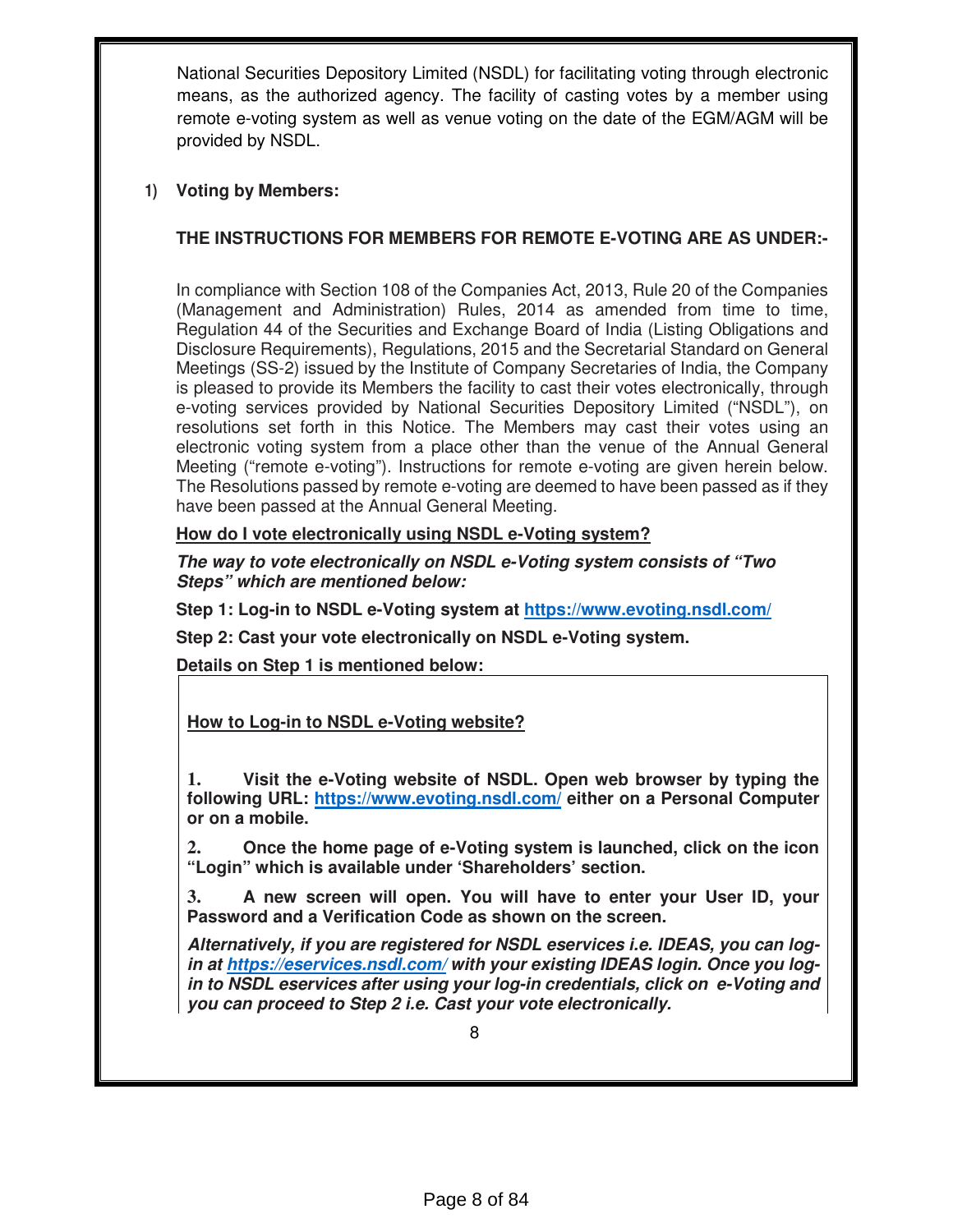National Securities Depository Limited (NSDL) for facilitating voting through electronic means, as the authorized agency. The facility of casting votes by a member using remote e-voting system as well as venue voting on the date of the EGM/AGM will be provided by NSDL.

1) **Voting by Members:**

**THE INSTRUCTIONS FOR MEMBERS FOR REMOTE E-VOTING ARE AS UNDER:-**

In compliance with Section 108 of the Companies Act, 2013, Rule 20 of the Companies (Management and Administration) Rules, 2014 as amended from time to time, Regulation 44 of the Securities and Exchange Board of India (Listing Obligations and Disclosure Requirements), Regulations, 2015 and the Secretarial Standard on General Meetings (SS-2) issued by the Institute of Company Secretaries of India, the Company is pleased to provide its Members the facility to cast their votes electronically, through e-voting services provided by National Securities Depository Limited ("NSDL"), on resolutions set forth in this Notice. The Members may cast their votes using an electronic voting system from a place other than the venue of the Annual General Meeting ("remote e-voting"). Instructions for remote e-voting are given herein below. The Resolutions passed by remote e-voting are deemed to have been passed as if they have been passed at the Annual General Meeting.

**How do I vote electronically using NSDL e-Voting system?**

***The way to vote electronically on NSDL e-Voting system consists of "Two Steps" which are mentioned below:***

**Step 1: Log-in to NSDL e-Voting system at https://www.evoting.nsdl.com/**

**Step 2: Cast your vote electronically on NSDL e-Voting system.**

**Details on Step 1 is mentioned below:**

**How to Log-in to NSDL e-Voting website?**

1. **Visit the e-Voting website of NSDL. Open web browser by typing the following URL: https://www.evoting.nsdl.com/ either on a Personal Computer or on a mobile.**

2. **Once the home page of e-Voting system is launched, click on the icon "Login" which is available under 'Shareholders' section.**

3. **A new screen will open. You will have to enter your User ID, your Password and a Verification Code as shown on the screen.**

***Alternatively, if you are registered for NSDL eservices i.e. IDEAS, you can log-in at https://eservices.nsdl.com/ with your existing IDEAS login. Once you log-in to NSDL eservices after using your log-in credentials, click on e-Voting and you can proceed to Step 2 i.e. Cast your vote electronically.***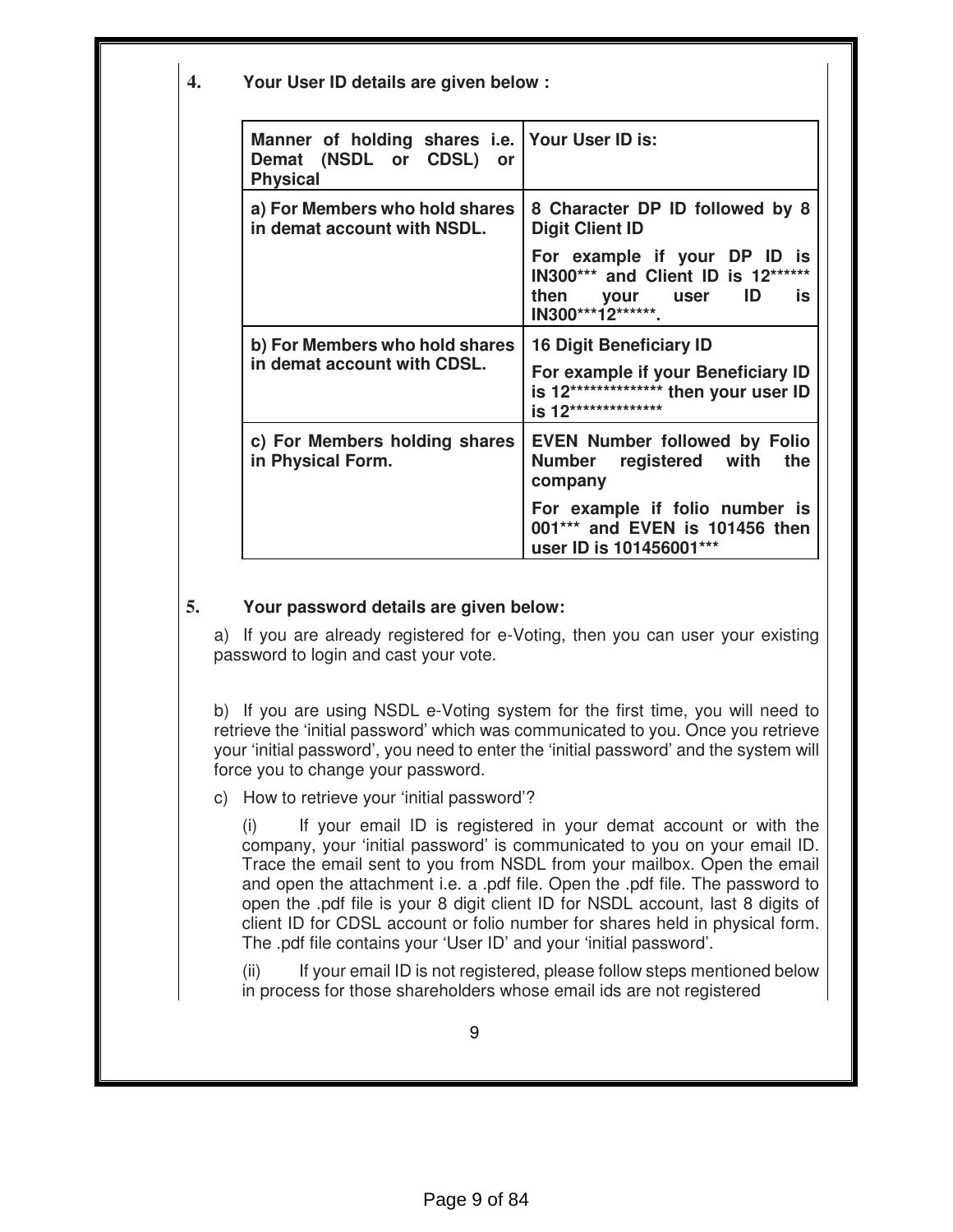**4. Your User ID details are given below :**

| Manner of holding shares i.e. Demat (NSDL or CDSL) or Physical | Your User ID is: |
|---|---|
| a) For Members who hold shares in demat account with NSDL. | 8 Character DP ID followed by 8 Digit Client ID<br><br>For example if your DP ID is IN300*** and Client ID is 12****** then your user ID is IN300***12******. |
| b) For Members who hold shares in demat account with CDSL. | 16 Digit Beneficiary ID<br><br>For example if your Beneficiary ID is 12************** then your user ID is 12************** |
| c) For Members holding shares in Physical Form. | EVEN Number followed by Folio Number registered with the company<br><br>For example if folio number is 001*** and EVEN is 101456 then user ID is 101456001*** |

**5. Your password details are given below:**

a) If you are already registered for e-Voting, then you can user your existing password to login and cast your vote.

b) If you are using NSDL e-Voting system for the first time, you will need to retrieve the 'initial password' which was communicated to you. Once you retrieve your 'initial password', you need to enter the 'initial password' and the system will force you to change your password.

c) How to retrieve your 'initial password'?

(i) If your email ID is registered in your demat account or with the company, your 'initial password' is communicated to you on your email ID. Trace the email sent to you from NSDL from your mailbox. Open the email and open the attachment i.e. a .pdf file. Open the .pdf file. The password to open the .pdf file is your 8 digit client ID for NSDL account, last 8 digits of client ID for CDSL account or folio number for shares held in physical form. The .pdf file contains your 'User ID' and your 'initial password'.

(ii) If your email ID is not registered, please follow steps mentioned below in process for those shareholders whose email ids are not registered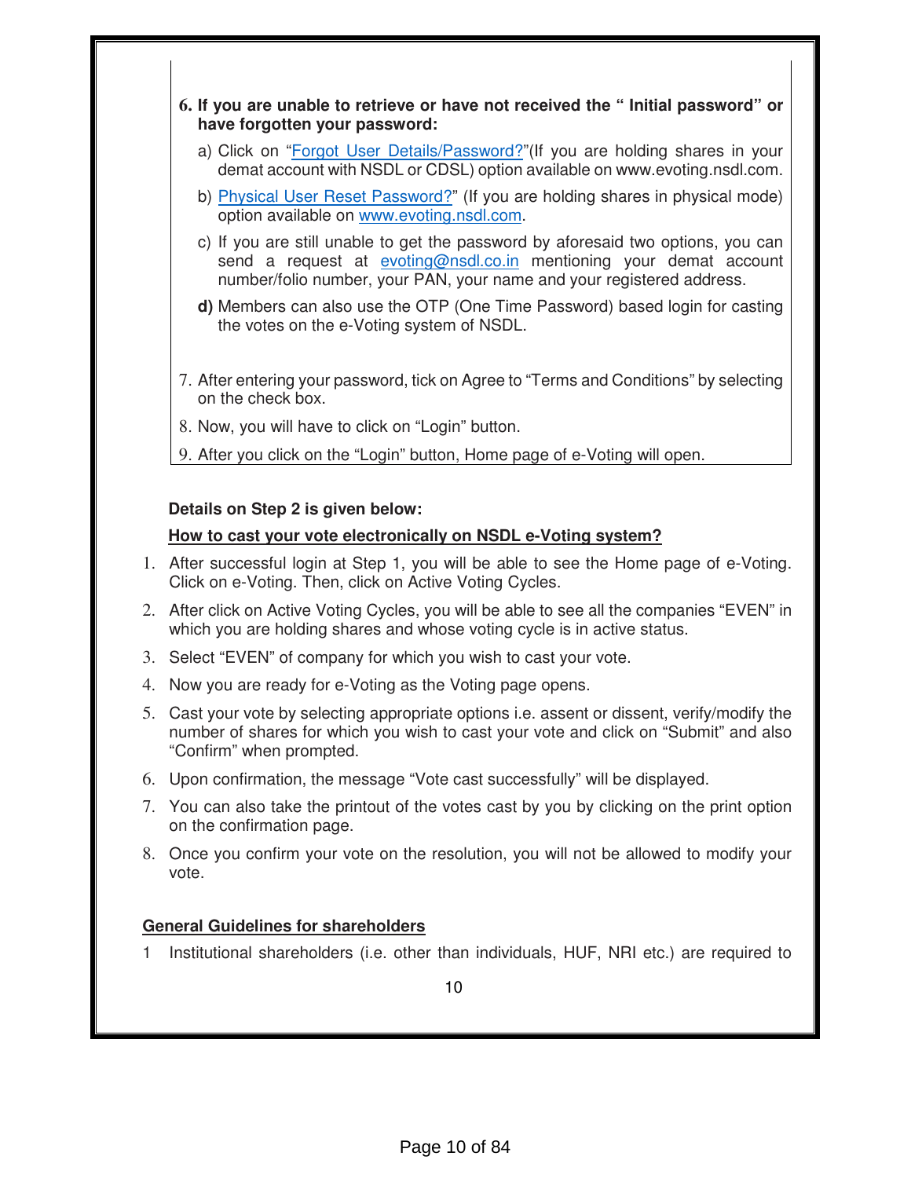6. **If you are unable to retrieve or have not received the " Initial password" or have forgotten your password:**

   a) Click on "Forgot User Details/Password?"(If you are holding shares in your demat account with NSDL or CDSL) option available on www.evoting.nsdl.com.

   b) Physical User Reset Password?" (If you are holding shares in physical mode) option available on www.evoting.nsdl.com.

   c) If you are still unable to get the password by aforesaid two options, you can send a request at evoting@nsdl.co.in mentioning your demat account number/folio number, your PAN, your name and your registered address.

   **d)** Members can also use the OTP (One Time Password) based login for casting the votes on the e-Voting system of NSDL.

7. After entering your password, tick on Agree to "Terms and Conditions" by selecting on the check box.
8. Now, you will have to click on "Login" button.
9. After you click on the "Login" button, Home page of e-Voting will open.

**Details on Step 2 is given below:**

**How to cast your vote electronically on NSDL e-Voting system?**

1. After successful login at Step 1, you will be able to see the Home page of e-Voting. Click on e-Voting. Then, click on Active Voting Cycles.
2. After click on Active Voting Cycles, you will be able to see all the companies "EVEN" in which you are holding shares and whose voting cycle is in active status.
3. Select "EVEN" of company for which you wish to cast your vote.
4. Now you are ready for e-Voting as the Voting page opens.
5. Cast your vote by selecting appropriate options i.e. assent or dissent, verify/modify the number of shares for which you wish to cast your vote and click on "Submit" and also "Confirm" when prompted.
6. Upon confirmation, the message "Vote cast successfully" will be displayed.
7. You can also take the printout of the votes cast by you by clicking on the print option on the confirmation page.
8. Once you confirm your vote on the resolution, you will not be allowed to modify your vote.

**General Guidelines for shareholders**

1 Institutional shareholders (i.e. other than individuals, HUF, NRI etc.) are required to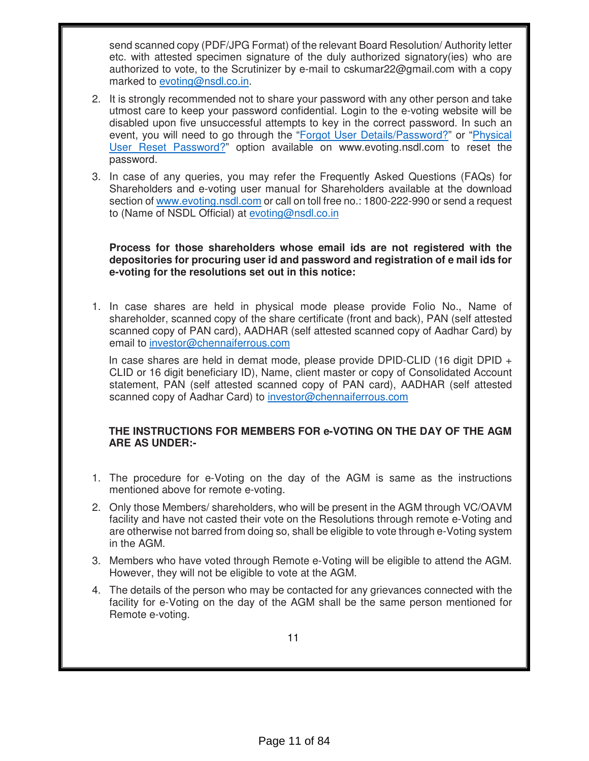send scanned copy (PDF/JPG Format) of the relevant Board Resolution/ Authority letter etc. with attested specimen signature of the duly authorized signatory(ies) who are authorized to vote, to the Scrutinizer by e-mail to cskumar22@gmail.com with a copy marked to evoting@nsdl.co.in.

2. It is strongly recommended not to share your password with any other person and take utmost care to keep your password confidential. Login to the e-voting website will be disabled upon five unsuccessful attempts to key in the correct password. In such an event, you will need to go through the "Forgot User Details/Password?" or "Physical User Reset Password?" option available on www.evoting.nsdl.com to reset the password.

3. In case of any queries, you may refer the Frequently Asked Questions (FAQs) for Shareholders and e-voting user manual for Shareholders available at the download section of www.evoting.nsdl.com or call on toll free no.: 1800-222-990 or send a request to (Name of NSDL Official) at evoting@nsdl.co.in

**Process for those shareholders whose email ids are not registered with the depositories for procuring user id and password and registration of e mail ids for e-voting for the resolutions set out in this notice:**

1. In case shares are held in physical mode please provide Folio No., Name of shareholder, scanned copy of the share certificate (front and back), PAN (self attested scanned copy of PAN card), AADHAR (self attested scanned copy of Aadhar Card) by email to investor@chennaiferrous.com

   In case shares are held in demat mode, please provide DPID-CLID (16 digit DPID + CLID or 16 digit beneficiary ID), Name, client master or copy of Consolidated Account statement, PAN (self attested scanned copy of PAN card), AADHAR (self attested scanned copy of Aadhar Card) to investor@chennaiferrous.com

**THE INSTRUCTIONS FOR MEMBERS FOR e-VOTING ON THE DAY OF THE AGM ARE AS UNDER:-**

1. The procedure for e-Voting on the day of the AGM is same as the instructions mentioned above for remote e-voting.
2. Only those Members/ shareholders, who will be present in the AGM through VC/OAVM facility and have not casted their vote on the Resolutions through remote e-Voting and are otherwise not barred from doing so, shall be eligible to vote through e-Voting system in the AGM.
3. Members who have voted through Remote e-Voting will be eligible to attend the AGM. However, they will not be eligible to vote at the AGM.
4. The details of the person who may be contacted for any grievances connected with the facility for e-Voting on the day of the AGM shall be the same person mentioned for Remote e-voting.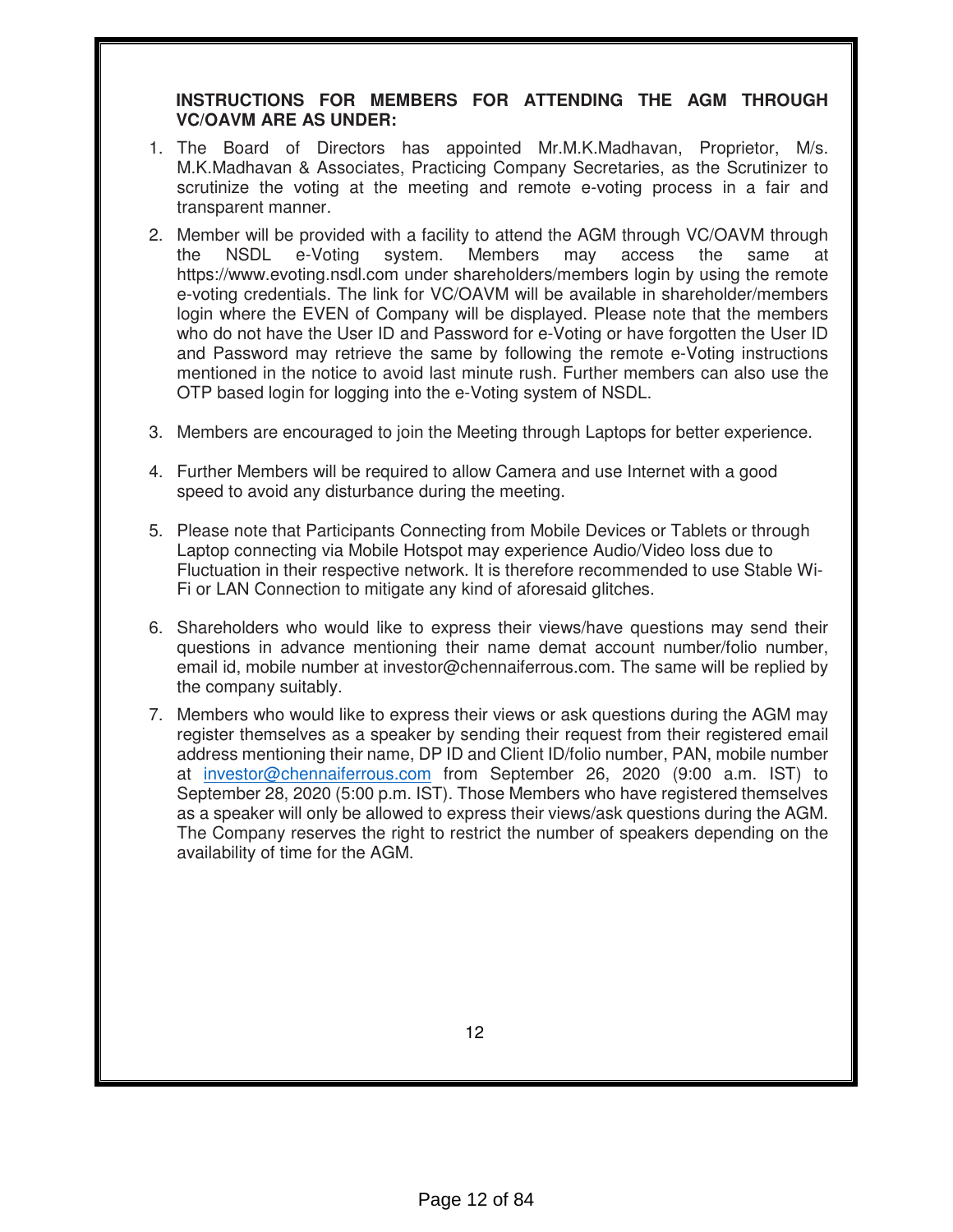**INSTRUCTIONS FOR MEMBERS FOR ATTENDING THE AGM THROUGH VC/OAVM ARE AS UNDER:**

1. The Board of Directors has appointed Mr.M.K.Madhavan, Proprietor, M/s. M.K.Madhavan & Associates, Practicing Company Secretaries, as the Scrutinizer to scrutinize the voting at the meeting and remote e-voting process in a fair and transparent manner.

2. Member will be provided with a facility to attend the AGM through VC/OAVM through the NSDL e-Voting system. Members may access the same at https://www.evoting.nsdl.com under shareholders/members login by using the remote e-voting credentials. The link for VC/OAVM will be available in shareholder/members login where the EVEN of Company will be displayed. Please note that the members who do not have the User ID and Password for e-Voting or have forgotten the User ID and Password may retrieve the same by following the remote e-Voting instructions mentioned in the notice to avoid last minute rush. Further members can also use the OTP based login for logging into the e-Voting system of NSDL.

3. Members are encouraged to join the Meeting through Laptops for better experience.

4. Further Members will be required to allow Camera and use Internet with a good speed to avoid any disturbance during the meeting.

5. Please note that Participants Connecting from Mobile Devices or Tablets or through Laptop connecting via Mobile Hotspot may experience Audio/Video loss due to Fluctuation in their respective network. It is therefore recommended to use Stable Wi-Fi or LAN Connection to mitigate any kind of aforesaid glitches.

6. Shareholders who would like to express their views/have questions may send their questions in advance mentioning their name demat account number/folio number, email id, mobile number at investor@chennaiferrous.com. The same will be replied by the company suitably.

7. Members who would like to express their views or ask questions during the AGM may register themselves as a speaker by sending their request from their registered email address mentioning their name, DP ID and Client ID/folio number, PAN, mobile number at investor@chennaiferrous.com from September 26, 2020 (9:00 a.m. IST) to September 28, 2020 (5:00 p.m. IST). Those Members who have registered themselves as a speaker will only be allowed to express their views/ask questions during the AGM. The Company reserves the right to restrict the number of speakers depending on the availability of time for the AGM.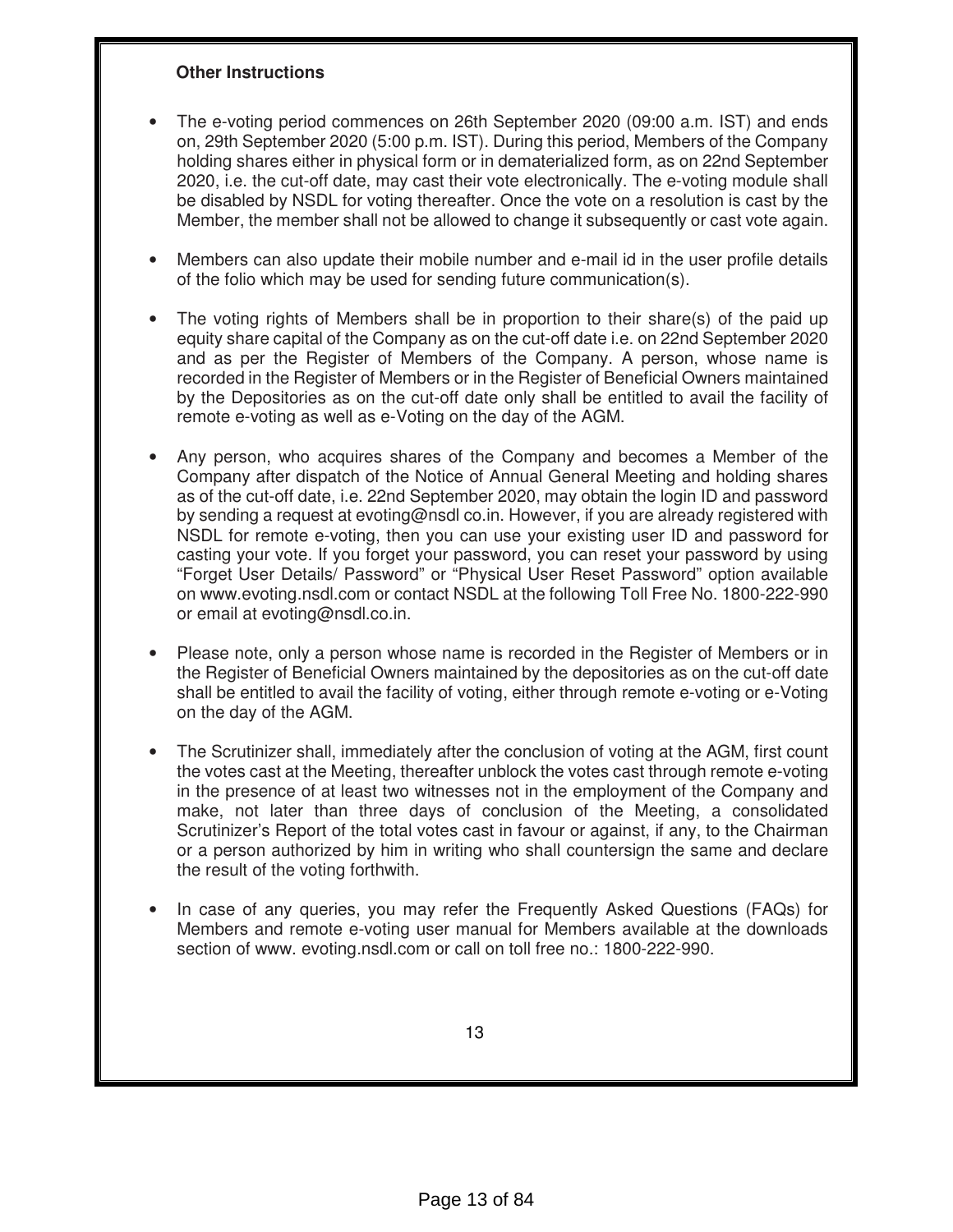**Other Instructions**

- The e-voting period commences on 26th September 2020 (09:00 a.m. IST) and ends on, 29th September 2020 (5:00 p.m. IST). During this period, Members of the Company holding shares either in physical form or in dematerialized form, as on 22nd September 2020, i.e. the cut-off date, may cast their vote electronically. The e-voting module shall be disabled by NSDL for voting thereafter. Once the vote on a resolution is cast by the Member, the member shall not be allowed to change it subsequently or cast vote again.

- Members can also update their mobile number and e-mail id in the user profile details of the folio which may be used for sending future communication(s).

- The voting rights of Members shall be in proportion to their share(s) of the paid up equity share capital of the Company as on the cut-off date i.e. on 22nd September 2020 and as per the Register of Members of the Company. A person, whose name is recorded in the Register of Members or in the Register of Beneficial Owners maintained by the Depositories as on the cut-off date only shall be entitled to avail the facility of remote e-voting as well as e-Voting on the day of the AGM.

- Any person, who acquires shares of the Company and becomes a Member of the Company after dispatch of the Notice of Annual General Meeting and holding shares as of the cut-off date, i.e. 22nd September 2020, may obtain the login ID and password by sending a request at evoting@nsdl co.in. However, if you are already registered with NSDL for remote e-voting, then you can use your existing user ID and password for casting your vote. If you forget your password, you can reset your password by using "Forget User Details/ Password" or "Physical User Reset Password" option available on www.evoting.nsdl.com or contact NSDL at the following Toll Free No. 1800-222-990 or email at evoting@nsdl.co.in.

- Please note, only a person whose name is recorded in the Register of Members or in the Register of Beneficial Owners maintained by the depositories as on the cut-off date shall be entitled to avail the facility of voting, either through remote e-voting or e-Voting on the day of the AGM.

- The Scrutinizer shall, immediately after the conclusion of voting at the AGM, first count the votes cast at the Meeting, thereafter unblock the votes cast through remote e-voting in the presence of at least two witnesses not in the employment of the Company and make, not later than three days of conclusion of the Meeting, a consolidated Scrutinizer's Report of the total votes cast in favour or against, if any, to the Chairman or a person authorized by him in writing who shall countersign the same and declare the result of the voting forthwith.

- In case of any queries, you may refer the Frequently Asked Questions (FAQs) for Members and remote e-voting user manual for Members available at the downloads section of www. evoting.nsdl.com or call on toll free no.: 1800-222-990.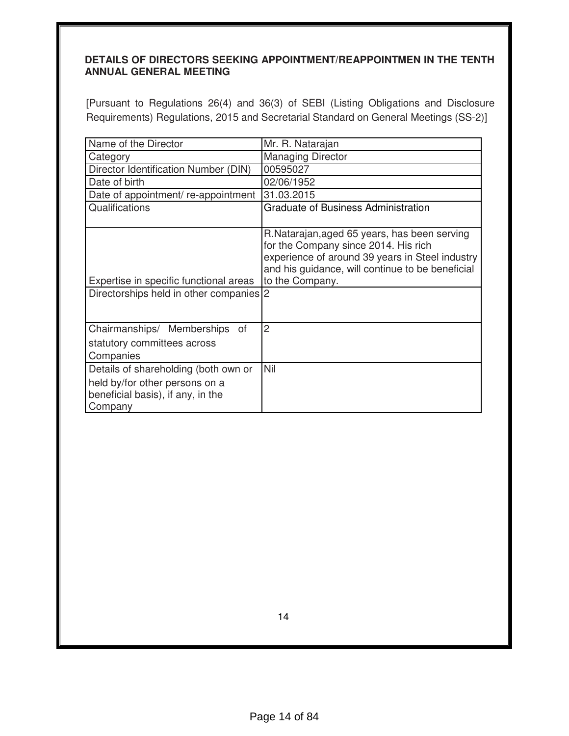**DETAILS OF DIRECTORS SEEKING APPOINTMENT/REAPPOINTMEN IN THE TENTH ANNUAL GENERAL MEETING**

[Pursuant to Regulations 26(4) and 36(3) of SEBI (Listing Obligations and Disclosure Requirements) Regulations, 2015 and Secretarial Standard on General Meetings (SS-2)]

| | |
|---|---|
| Name of the Director | Mr. R. Natarajan |
| Category | Managing Director |
| Director Identification Number (DIN) | 00595027 |
| Date of birth | 02/06/1952 |
| Date of appointment/ re-appointment | 31.03.2015 |
| Qualifications | Graduate of Business Administration |
| Expertise in specific functional areas | R.Natarajan,aged 65 years, has been serving for the Company since 2014. His rich experience of around 39 years in Steel industry and his guidance, will continue to be beneficial to the Company. |
| Directorships held in other companies | 2 |
| Chairmanships/ Memberships of statutory committees across Companies | 2 |
| Details of shareholding (both own or held by/for other persons on a beneficial basis), if any, in the Company | Nil |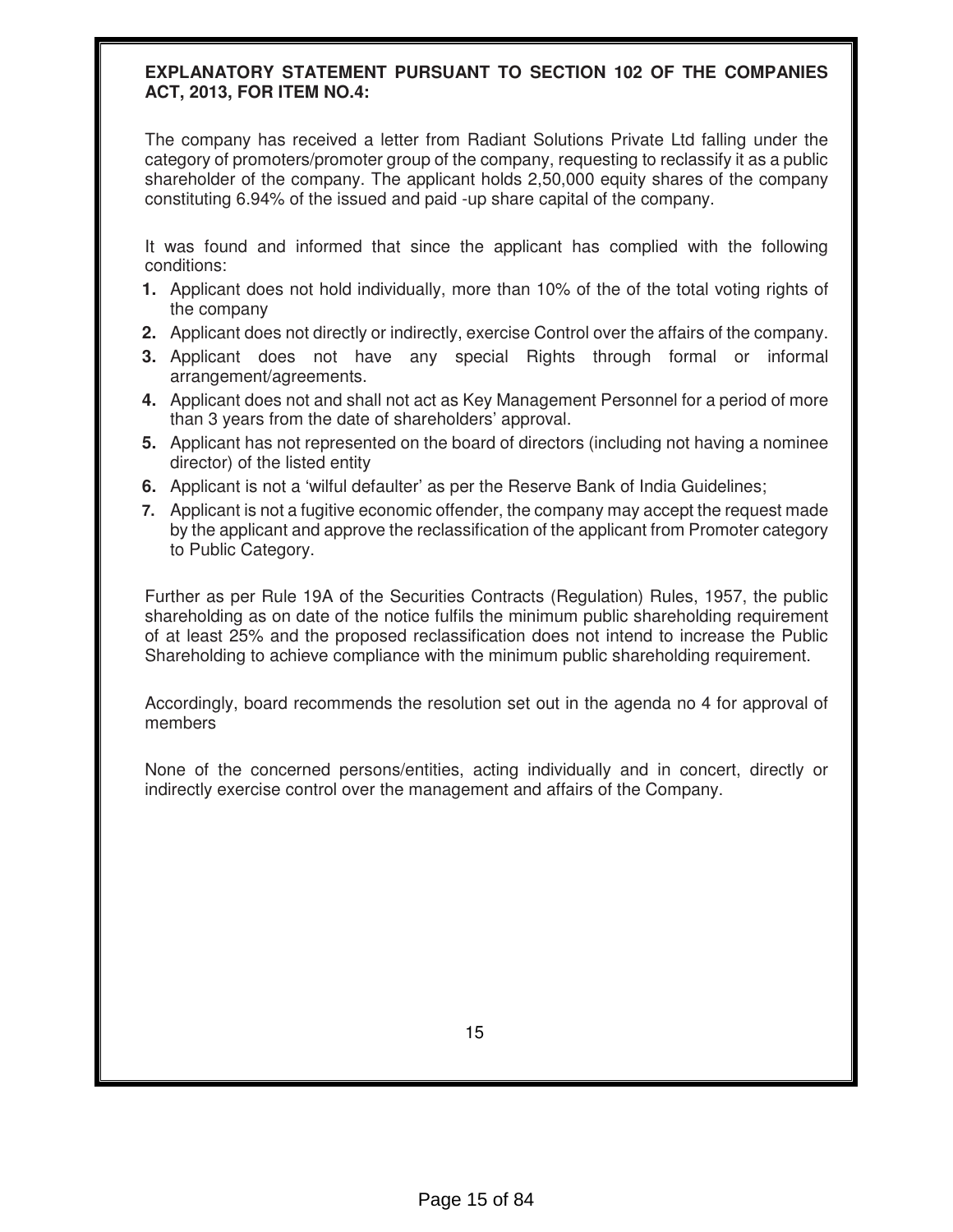**EXPLANATORY STATEMENT PURSUANT TO SECTION 102 OF THE COMPANIES ACT, 2013, FOR ITEM NO.4:**

The company has received a letter from Radiant Solutions Private Ltd falling under the category of promoters/promoter group of the company, requesting to reclassify it as a public shareholder of the company. The applicant holds 2,50,000 equity shares of the company constituting 6.94% of the issued and paid -up share capital of the company.

It was found and informed that since the applicant has complied with the following conditions:

1. Applicant does not hold individually, more than 10% of the of the total voting rights of the company
2. Applicant does not directly or indirectly, exercise Control over the affairs of the company.
3. Applicant does not have any special Rights through formal or informal arrangement/agreements.
4. Applicant does not and shall not act as Key Management Personnel for a period of more than 3 years from the date of shareholders' approval.
5. Applicant has not represented on the board of directors (including not having a nominee director) of the listed entity
6. Applicant is not a 'wilful defaulter' as per the Reserve Bank of India Guidelines;
7. Applicant is not a fugitive economic offender, the company may accept the request made by the applicant and approve the reclassification of the applicant from Promoter category to Public Category.

Further as per Rule 19A of the Securities Contracts (Regulation) Rules, 1957, the public shareholding as on date of the notice fulfils the minimum public shareholding requirement of at least 25% and the proposed reclassification does not intend to increase the Public Shareholding to achieve compliance with the minimum public shareholding requirement.

Accordingly, board recommends the resolution set out in the agenda no 4 for approval of members

None of the concerned persons/entities, acting individually and in concert, directly or indirectly exercise control over the management and affairs of the Company.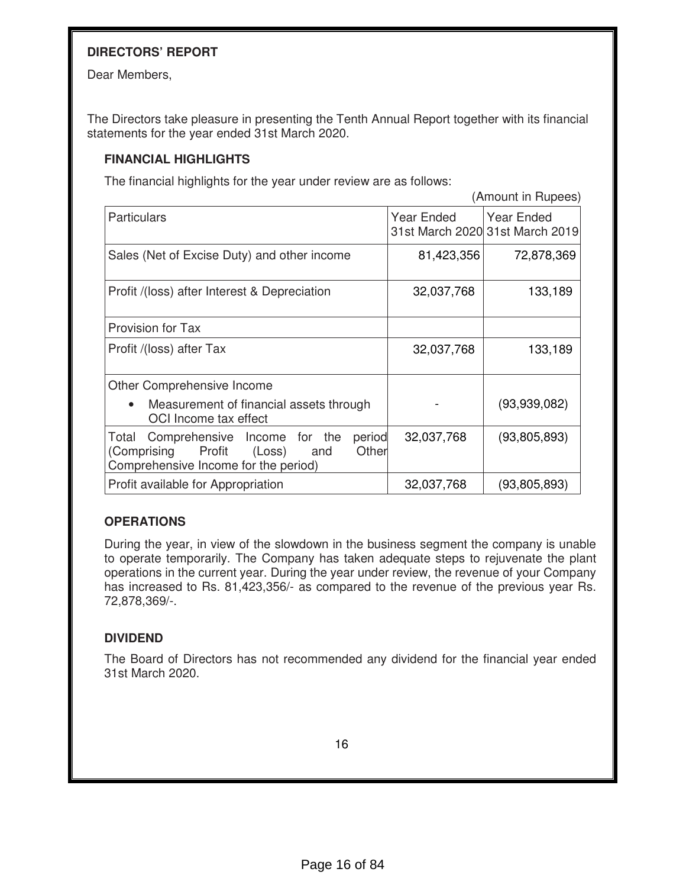## DIRECTORS' REPORT

Dear Members,

The Directors take pleasure in presenting the Tenth Annual Report together with its financial statements for the year ended 31st March 2020.

### FINANCIAL HIGHLIGHTS

The financial highlights for the year under review are as follows:

(Amount in Rupees)

| Particulars | Year Ended 31st March 2020 | Year Ended 31st March 2019 |
|---|---|---|
| Sales (Net of Excise Duty) and other income | 81,423,356 | 72,878,369 |
| Profit /(loss) after Interest & Depreciation | 32,037,768 | 133,189 |
| Provision for Tax | | |
| Profit /(loss) after Tax | 32,037,768 | 133,189 |
| Other Comprehensive Income<br>• Measurement of financial assets through OCI Income tax effect | - | (93,939,082) |
| Total Comprehensive Income for the period (Comprising Profit (Loss) and Other Comprehensive Income for the period) | 32,037,768 | (93,805,893) |
| Profit available for Appropriation | 32,037,768 | (93,805,893) |

### OPERATIONS

During the year, in view of the slowdown in the business segment the company is unable to operate temporarily. The Company has taken adequate steps to rejuvenate the plant operations in the current year. During the year under review, the revenue of your Company has increased to Rs. 81,423,356/- as compared to the revenue of the previous year Rs. 72,878,369/-.

### DIVIDEND

The Board of Directors has not recommended any dividend for the financial year ended 31st March 2020.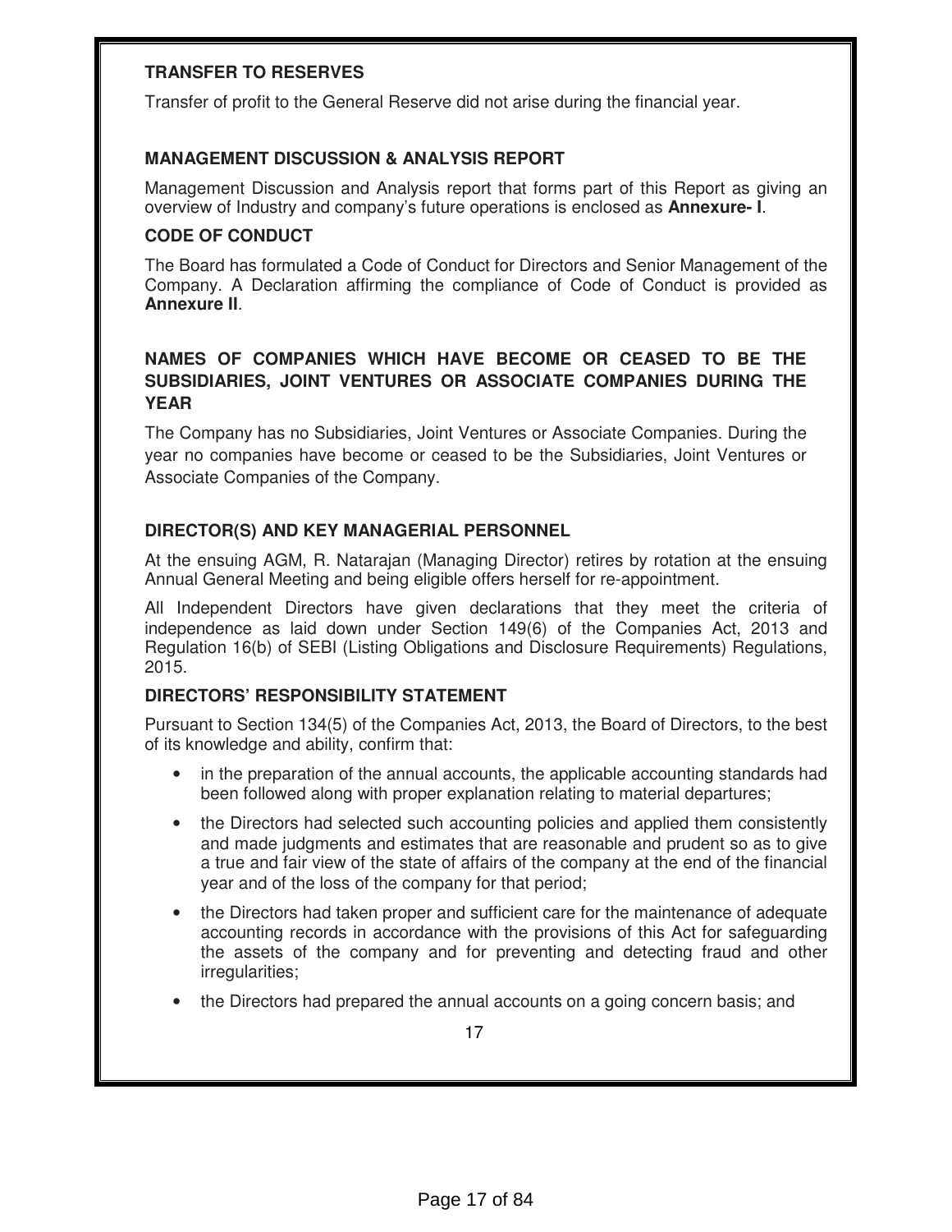**TRANSFER TO RESERVES**

Transfer of profit to the General Reserve did not arise during the financial year.

**MANAGEMENT DISCUSSION & ANALYSIS REPORT**

Management Discussion and Analysis report that forms part of this Report as giving an overview of Industry and company's future operations is enclosed as **Annexure- I**.

**CODE OF CONDUCT**

The Board has formulated a Code of Conduct for Directors and Senior Management of the Company. A Declaration affirming the compliance of Code of Conduct is provided as **Annexure II**.

**NAMES OF COMPANIES WHICH HAVE BECOME OR CEASED TO BE THE SUBSIDIARIES, JOINT VENTURES OR ASSOCIATE COMPANIES DURING THE YEAR**

The Company has no Subsidiaries, Joint Ventures or Associate Companies. During the year no companies have become or ceased to be the Subsidiaries, Joint Ventures or Associate Companies of the Company.

**DIRECTOR(S) AND KEY MANAGERIAL PERSONNEL**

At the ensuing AGM, R. Natarajan (Managing Director) retires by rotation at the ensuing Annual General Meeting and being eligible offers herself for re-appointment.

All Independent Directors have given declarations that they meet the criteria of independence as laid down under Section 149(6) of the Companies Act, 2013 and Regulation 16(b) of SEBI (Listing Obligations and Disclosure Requirements) Regulations, 2015.

**DIRECTORS' RESPONSIBILITY STATEMENT**

Pursuant to Section 134(5) of the Companies Act, 2013, the Board of Directors, to the best of its knowledge and ability, confirm that:

- in the preparation of the annual accounts, the applicable accounting standards had been followed along with proper explanation relating to material departures;
- the Directors had selected such accounting policies and applied them consistently and made judgments and estimates that are reasonable and prudent so as to give a true and fair view of the state of affairs of the company at the end of the financial year and of the loss of the company for that period;
- the Directors had taken proper and sufficient care for the maintenance of adequate accounting records in accordance with the provisions of this Act for safeguarding the assets of the company and for preventing and detecting fraud and other irregularities;
- the Directors had prepared the annual accounts on a going concern basis; and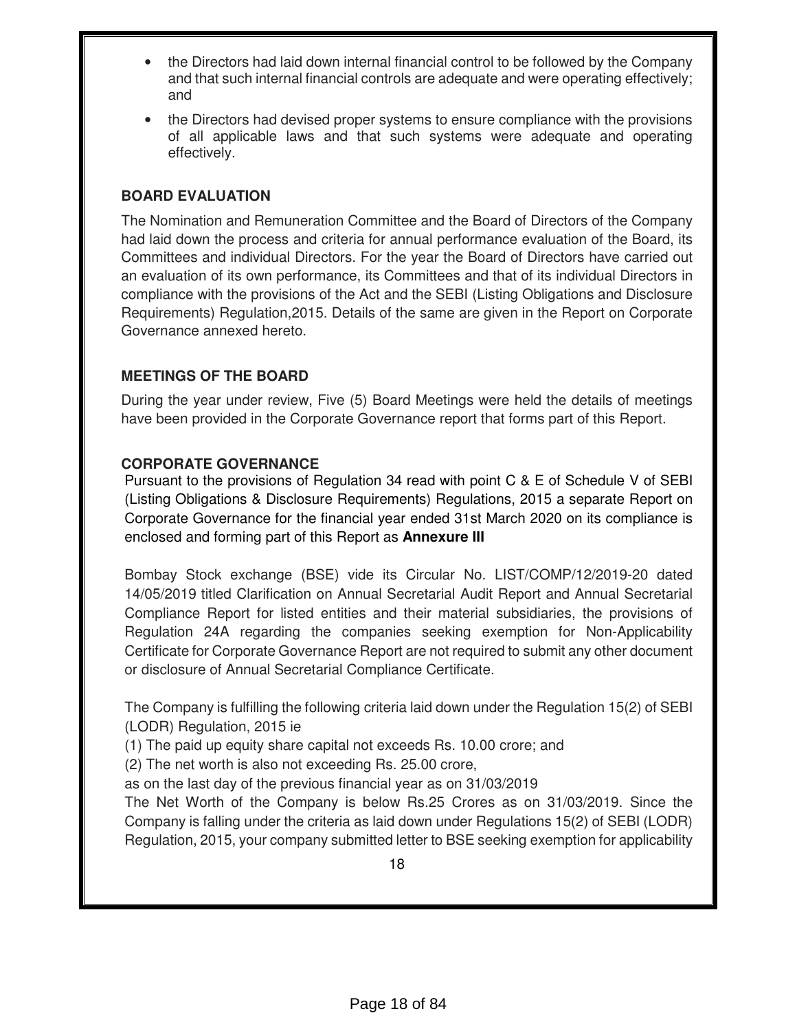- the Directors had laid down internal financial control to be followed by the Company and that such internal financial controls are adequate and were operating effectively; and
- the Directors had devised proper systems to ensure compliance with the provisions of all applicable laws and that such systems were adequate and operating effectively.

## BOARD EVALUATION

The Nomination and Remuneration Committee and the Board of Directors of the Company had laid down the process and criteria for annual performance evaluation of the Board, its Committees and individual Directors. For the year the Board of Directors have carried out an evaluation of its own performance, its Committees and that of its individual Directors in compliance with the provisions of the Act and the SEBI (Listing Obligations and Disclosure Requirements) Regulation,2015. Details of the same are given in the Report on Corporate Governance annexed hereto.

## MEETINGS OF THE BOARD

During the year under review, Five (5) Board Meetings were held the details of meetings have been provided in the Corporate Governance report that forms part of this Report.

## CORPORATE GOVERNANCE

Pursuant to the provisions of Regulation 34 read with point C & E of Schedule V of SEBI (Listing Obligations & Disclosure Requirements) Regulations, 2015 a separate Report on Corporate Governance for the financial year ended 31st March 2020 on its compliance is enclosed and forming part of this Report as **Annexure III**

Bombay Stock exchange (BSE) vide its Circular No. LIST/COMP/12/2019-20 dated 14/05/2019 titled Clarification on Annual Secretarial Audit Report and Annual Secretarial Compliance Report for listed entities and their material subsidiaries, the provisions of Regulation 24A regarding the companies seeking exemption for Non-Applicability Certificate for Corporate Governance Report are not required to submit any other document or disclosure of Annual Secretarial Compliance Certificate.

The Company is fulfilling the following criteria laid down under the Regulation 15(2) of SEBI (LODR) Regulation, 2015 ie

(1) The paid up equity share capital not exceeds Rs. 10.00 crore; and

(2) The net worth is also not exceeding Rs. 25.00 crore,

as on the last day of the previous financial year as on 31/03/2019

The Net Worth of the Company is below Rs.25 Crores as on 31/03/2019. Since the Company is falling under the criteria as laid down under Regulations 15(2) of SEBI (LODR) Regulation, 2015, your company submitted letter to BSE seeking exemption for applicability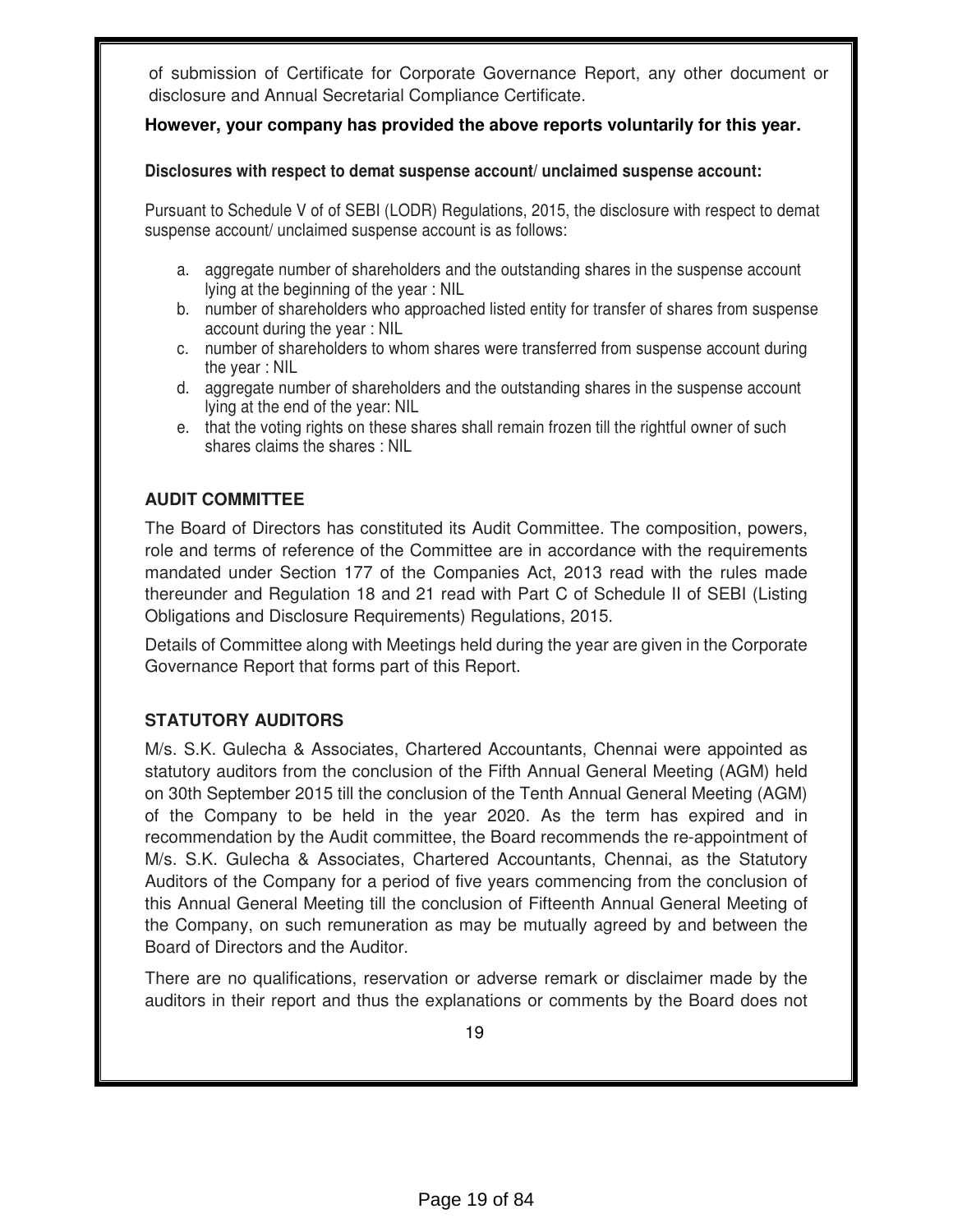of submission of Certificate for Corporate Governance Report, any other document or disclosure and Annual Secretarial Compliance Certificate.

**However, your company has provided the above reports voluntarily for this year.**

**Disclosures with respect to demat suspense account/ unclaimed suspense account:**

Pursuant to Schedule V of of SEBI (LODR) Regulations, 2015, the disclosure with respect to demat suspense account/ unclaimed suspense account is as follows:

a. aggregate number of shareholders and the outstanding shares in the suspense account lying at the beginning of the year : NIL
b. number of shareholders who approached listed entity for transfer of shares from suspense account during the year : NIL
c. number of shareholders to whom shares were transferred from suspense account during the year : NIL
d. aggregate number of shareholders and the outstanding shares in the suspense account lying at the end of the year: NIL
e. that the voting rights on these shares shall remain frozen till the rightful owner of such shares claims the shares : NIL

## AUDIT COMMITTEE

The Board of Directors has constituted its Audit Committee. The composition, powers, role and terms of reference of the Committee are in accordance with the requirements mandated under Section 177 of the Companies Act, 2013 read with the rules made thereunder and Regulation 18 and 21 read with Part C of Schedule II of SEBI (Listing Obligations and Disclosure Requirements) Regulations, 2015.

Details of Committee along with Meetings held during the year are given in the Corporate Governance Report that forms part of this Report.

## STATUTORY AUDITORS

M/s. S.K. Gulecha & Associates, Chartered Accountants, Chennai were appointed as statutory auditors from the conclusion of the Fifth Annual General Meeting (AGM) held on 30th September 2015 till the conclusion of the Tenth Annual General Meeting (AGM) of the Company to be held in the year 2020. As the term has expired and in recommendation by the Audit committee, the Board recommends the re-appointment of M/s. S.K. Gulecha & Associates, Chartered Accountants, Chennai, as the Statutory Auditors of the Company for a period of five years commencing from the conclusion of this Annual General Meeting till the conclusion of Fifteenth Annual General Meeting of the Company, on such remuneration as may be mutually agreed by and between the Board of Directors and the Auditor.

There are no qualifications, reservation or adverse remark or disclaimer made by the auditors in their report and thus the explanations or comments by the Board does not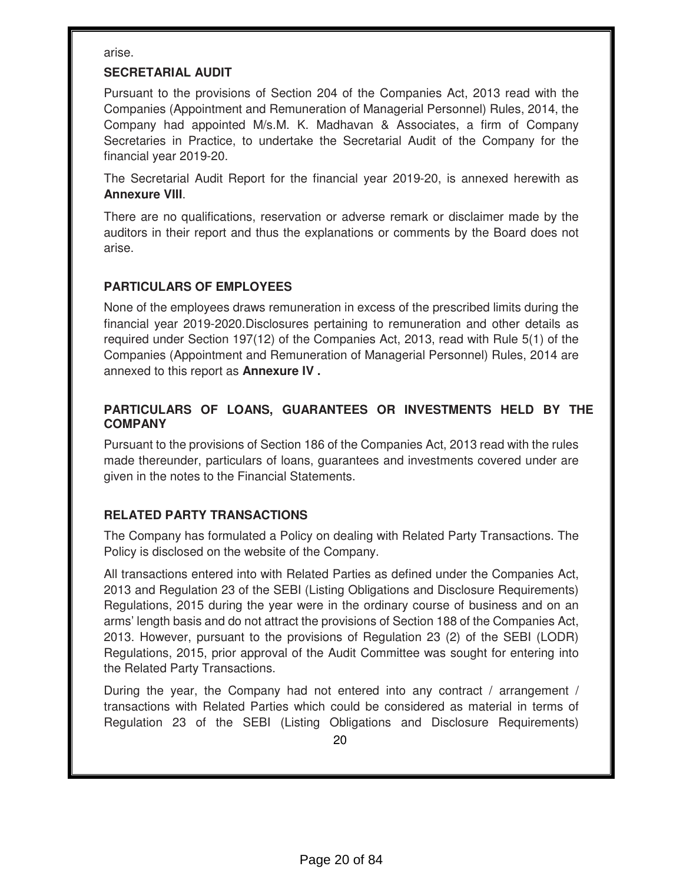arise.

**SECRETARIAL AUDIT**

Pursuant to the provisions of Section 204 of the Companies Act, 2013 read with the Companies (Appointment and Remuneration of Managerial Personnel) Rules, 2014, the Company had appointed M/s.M. K. Madhavan & Associates, a firm of Company Secretaries in Practice, to undertake the Secretarial Audit of the Company for the financial year 2019-20.

The Secretarial Audit Report for the financial year 2019-20, is annexed herewith as **Annexure VIII**.

There are no qualifications, reservation or adverse remark or disclaimer made by the auditors in their report and thus the explanations or comments by the Board does not arise.

**PARTICULARS OF EMPLOYEES**

None of the employees draws remuneration in excess of the prescribed limits during the financial year 2019-2020.Disclosures pertaining to remuneration and other details as required under Section 197(12) of the Companies Act, 2013, read with Rule 5(1) of the Companies (Appointment and Remuneration of Managerial Personnel) Rules, 2014 are annexed to this report as **Annexure IV .**

**PARTICULARS OF LOANS, GUARANTEES OR INVESTMENTS HELD BY THE COMPANY**

Pursuant to the provisions of Section 186 of the Companies Act, 2013 read with the rules made thereunder, particulars of loans, guarantees and investments covered under are given in the notes to the Financial Statements.

**RELATED PARTY TRANSACTIONS**

The Company has formulated a Policy on dealing with Related Party Transactions. The Policy is disclosed on the website of the Company.

All transactions entered into with Related Parties as defined under the Companies Act, 2013 and Regulation 23 of the SEBI (Listing Obligations and Disclosure Requirements) Regulations, 2015 during the year were in the ordinary course of business and on an arms' length basis and do not attract the provisions of Section 188 of the Companies Act, 2013. However, pursuant to the provisions of Regulation 23 (2) of the SEBI (LODR) Regulations, 2015, prior approval of the Audit Committee was sought for entering into the Related Party Transactions.

During the year, the Company had not entered into any contract / arrangement / transactions with Related Parties which could be considered as material in terms of Regulation 23 of the SEBI (Listing Obligations and Disclosure Requirements)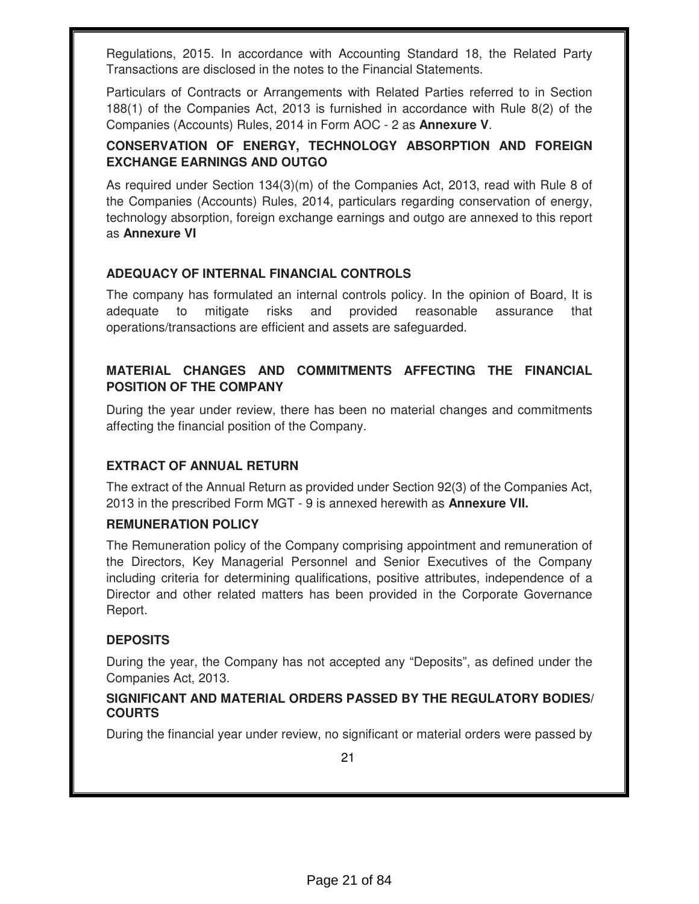Regulations, 2015. In accordance with Accounting Standard 18, the Related Party Transactions are disclosed in the notes to the Financial Statements.

Particulars of Contracts or Arrangements with Related Parties referred to in Section 188(1) of the Companies Act, 2013 is furnished in accordance with Rule 8(2) of the Companies (Accounts) Rules, 2014 in Form AOC - 2 as **Annexure V**.

**CONSERVATION OF ENERGY, TECHNOLOGY ABSORPTION AND FOREIGN EXCHANGE EARNINGS AND OUTGO**

As required under Section 134(3)(m) of the Companies Act, 2013, read with Rule 8 of the Companies (Accounts) Rules, 2014, particulars regarding conservation of energy, technology absorption, foreign exchange earnings and outgo are annexed to this report as **Annexure VI**

**ADEQUACY OF INTERNAL FINANCIAL CONTROLS**

The company has formulated an internal controls policy. In the opinion of Board, It is adequate to mitigate risks and provided reasonable assurance that operations/transactions are efficient and assets are safeguarded.

**MATERIAL CHANGES AND COMMITMENTS AFFECTING THE FINANCIAL POSITION OF THE COMPANY**

During the year under review, there has been no material changes and commitments affecting the financial position of the Company.

**EXTRACT OF ANNUAL RETURN**

The extract of the Annual Return as provided under Section 92(3) of the Companies Act, 2013 in the prescribed Form MGT - 9 is annexed herewith as **Annexure VII.**

**REMUNERATION POLICY**

The Remuneration policy of the Company comprising appointment and remuneration of the Directors, Key Managerial Personnel and Senior Executives of the Company including criteria for determining qualifications, positive attributes, independence of a Director and other related matters has been provided in the Corporate Governance Report.

**DEPOSITS**

During the year, the Company has not accepted any "Deposits", as defined under the Companies Act, 2013.

**SIGNIFICANT AND MATERIAL ORDERS PASSED BY THE REGULATORY BODIES/ COURTS**

During the financial year under review, no significant or material orders were passed by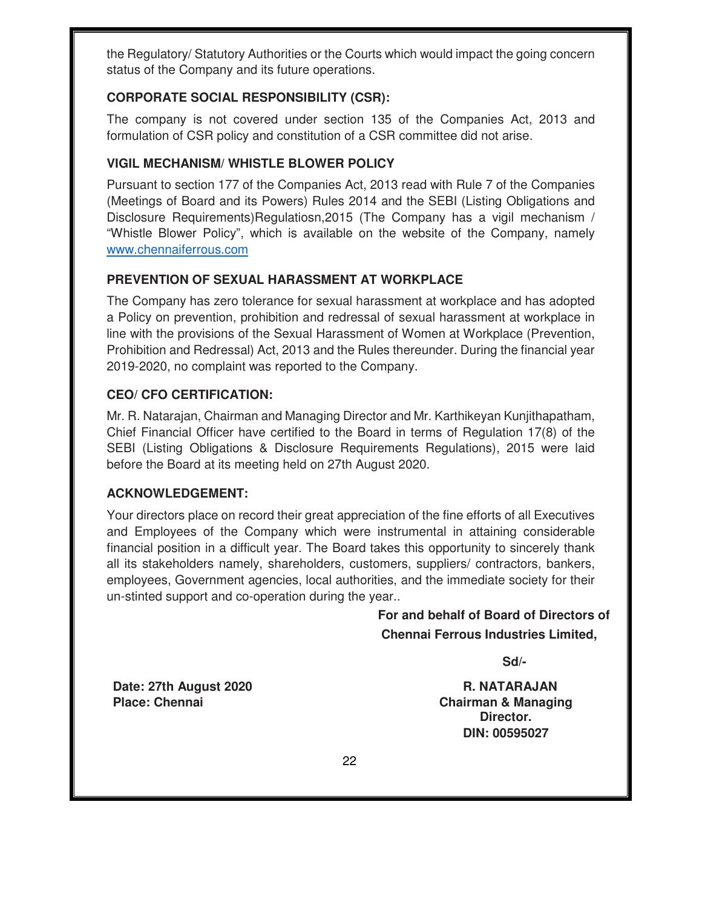the Regulatory/ Statutory Authorities or the Courts which would impact the going concern status of the Company and its future operations.

**CORPORATE SOCIAL RESPONSIBILITY (CSR):**

The company is not covered under section 135 of the Companies Act, 2013 and formulation of CSR policy and constitution of a CSR committee did not arise.

**VIGIL MECHANISM/ WHISTLE BLOWER POLICY**

Pursuant to section 177 of the Companies Act, 2013 read with Rule 7 of the Companies (Meetings of Board and its Powers) Rules 2014 and the SEBI (Listing Obligations and Disclosure Requirements)Regulatiosn,2015 (The Company has a vigil mechanism / "Whistle Blower Policy", which is available on the website of the Company, namely www.chennaiferrous.com

**PREVENTION OF SEXUAL HARASSMENT AT WORKPLACE**

The Company has zero tolerance for sexual harassment at workplace and has adopted a Policy on prevention, prohibition and redressal of sexual harassment at workplace in line with the provisions of the Sexual Harassment of Women at Workplace (Prevention, Prohibition and Redressal) Act, 2013 and the Rules thereunder. During the financial year 2019-2020, no complaint was reported to the Company.

**CEO/ CFO CERTIFICATION:**

Mr. R. Natarajan, Chairman and Managing Director and Mr. Karthikeyan Kunjithapatham, Chief Financial Officer have certified to the Board in terms of Regulation 17(8) of the SEBI (Listing Obligations & Disclosure Requirements Regulations), 2015 were laid before the Board at its meeting held on 27th August 2020.

**ACKNOWLEDGEMENT:**

Your directors place on record their great appreciation of the fine efforts of all Executives and Employees of the Company which were instrumental in attaining considerable financial position in a difficult year. The Board takes this opportunity to sincerely thank all its stakeholders namely, shareholders, customers, suppliers/ contractors, bankers, employees, Government agencies, local authorities, and the immediate society for their un-stinted support and co-operation during the year..

**For and behalf of Board of Directors of**
**Chennai Ferrous Industries Limited,**

**Sd/-**

**Date: 27th August 2020**
**Place: Chennai**

**R. NATARAJAN**
**Chairman & Managing Director.**
**DIN: 00595027**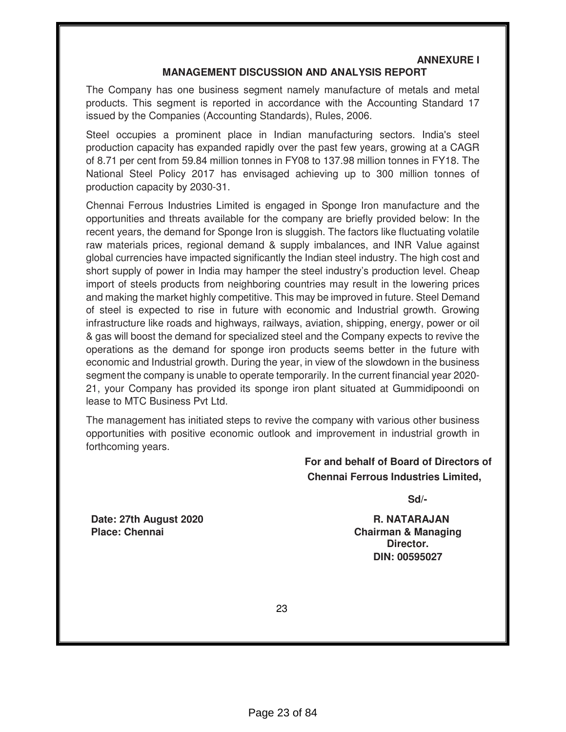**ANNEXURE I**

## MANAGEMENT DISCUSSION AND ANALYSIS REPORT

The Company has one business segment namely manufacture of metals and metal products. This segment is reported in accordance with the Accounting Standard 17 issued by the Companies (Accounting Standards), Rules, 2006.

Steel occupies a prominent place in Indian manufacturing sectors. India's steel production capacity has expanded rapidly over the past few years, growing at a CAGR of 8.71 per cent from 59.84 million tonnes in FY08 to 137.98 million tonnes in FY18. The National Steel Policy 2017 has envisaged achieving up to 300 million tonnes of production capacity by 2030-31.

Chennai Ferrous Industries Limited is engaged in Sponge Iron manufacture and the opportunities and threats available for the company are briefly provided below: In the recent years, the demand for Sponge Iron is sluggish. The factors like fluctuating volatile raw materials prices, regional demand & supply imbalances, and INR Value against global currencies have impacted significantly the Indian steel industry. The high cost and short supply of power in India may hamper the steel industry's production level. Cheap import of steels products from neighboring countries may result in the lowering prices and making the market highly competitive. This may be improved in future. Steel Demand of steel is expected to rise in future with economic and Industrial growth. Growing infrastructure like roads and highways, railways, aviation, shipping, energy, power or oil & gas will boost the demand for specialized steel and the Company expects to revive the operations as the demand for sponge iron products seems better in the future with economic and Industrial growth. During the year, in view of the slowdown in the business segment the company is unable to operate temporarily. In the current financial year 2020-21, your Company has provided its sponge iron plant situated at Gummidipoondi on lease to MTC Business Pvt Ltd.

The management has initiated steps to revive the company with various other business opportunities with positive economic outlook and improvement in industrial growth in forthcoming years.

**For and behalf of Board of Directors of**
**Chennai Ferrous Industries Limited,**

**Sd/-**

**Date: 27th August 2020**
**Place: Chennai**

**R. NATARAJAN**
**Chairman & Managing Director.**
**DIN: 00595027**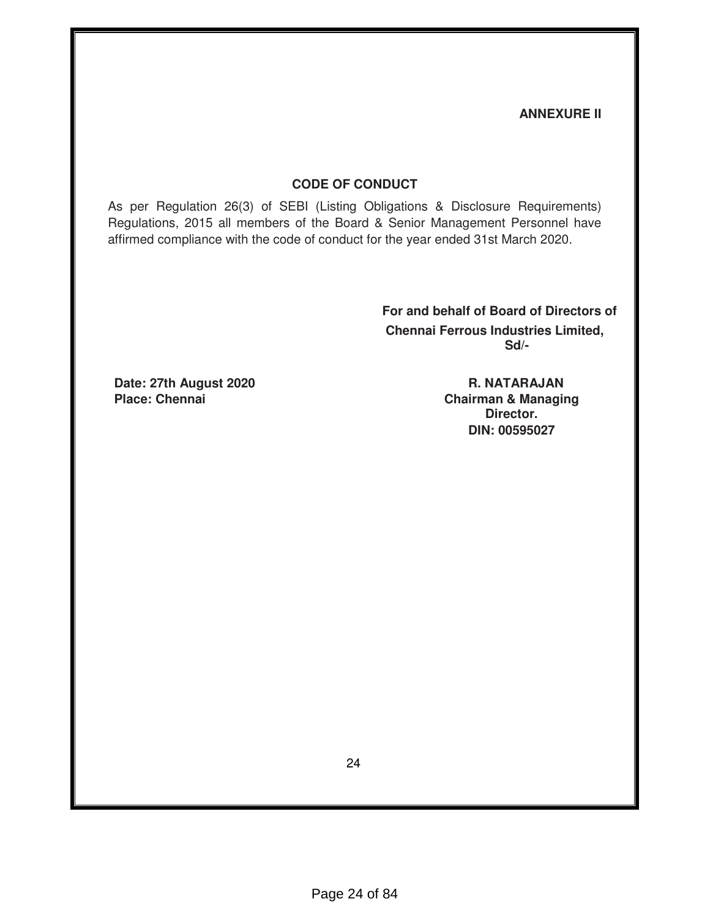**ANNEXURE II**

## CODE OF CONDUCT

As per Regulation 26(3) of SEBI (Listing Obligations & Disclosure Requirements) Regulations, 2015 all members of the Board & Senior Management Personnel have affirmed compliance with the code of conduct for the year ended 31st March 2020.

**For and behalf of Board of Directors of**
**Chennai Ferrous Industries Limited,**
**Sd/-**

**Date: 27th August 2020**
**Place: Chennai**

**R. NATARAJAN**
**Chairman & Managing Director.**
**DIN: 00595027**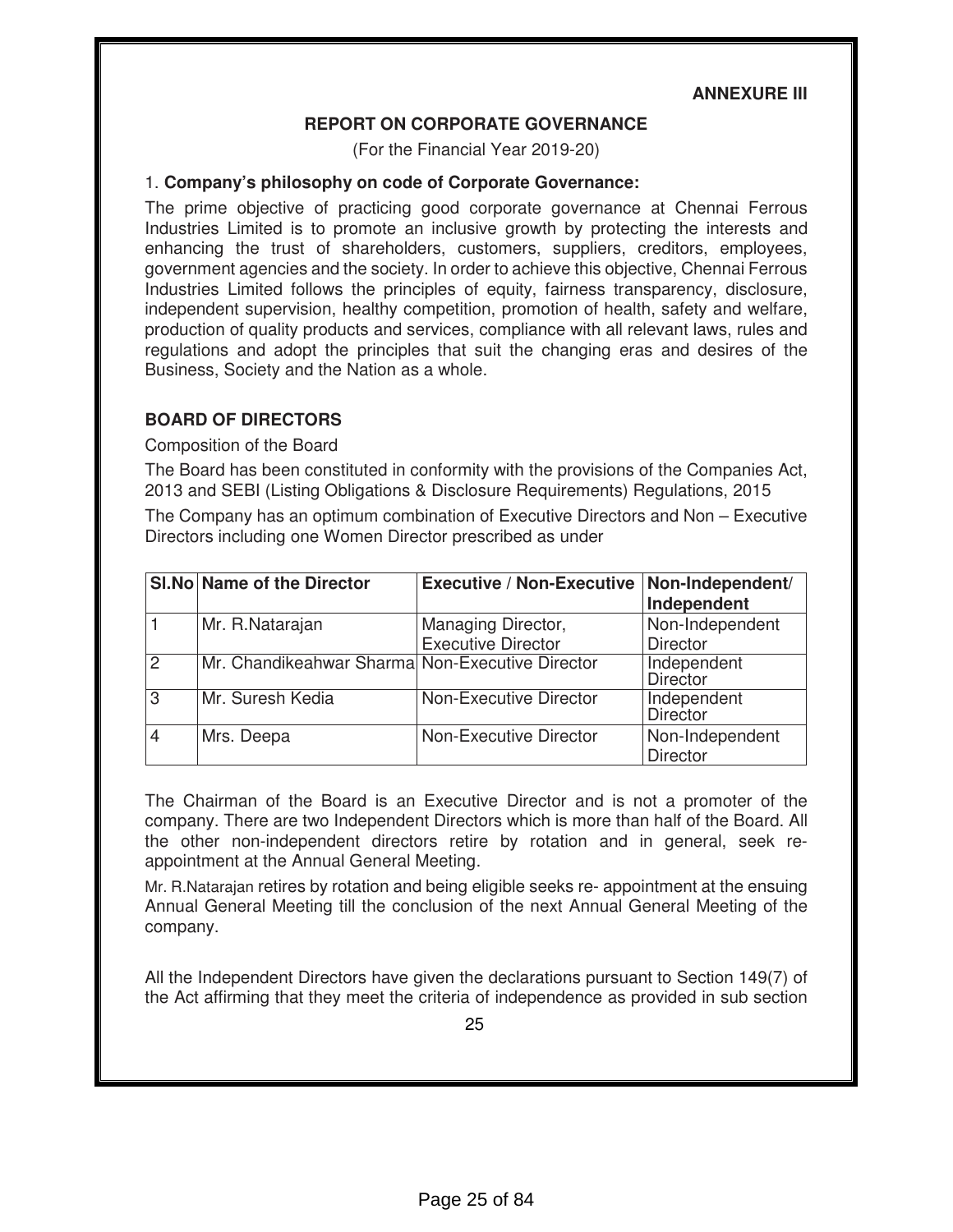**ANNEXURE III**

## REPORT ON CORPORATE GOVERNANCE

(For the Financial Year 2019-20)

### 1. Company's philosophy on code of Corporate Governance:

The prime objective of practicing good corporate governance at Chennai Ferrous Industries Limited is to promote an inclusive growth by protecting the interests and enhancing the trust of shareholders, customers, suppliers, creditors, employees, government agencies and the society. In order to achieve this objective, Chennai Ferrous Industries Limited follows the principles of equity, fairness transparency, disclosure, independent supervision, healthy competition, promotion of health, safety and welfare, production of quality products and services, compliance with all relevant laws, rules and regulations and adopt the principles that suit the changing eras and desires of the Business, Society and the Nation as a whole.

### BOARD OF DIRECTORS

Composition of the Board

The Board has been constituted in conformity with the provisions of the Companies Act, 2013 and SEBI (Listing Obligations & Disclosure Requirements) Regulations, 2015

The Company has an optimum combination of Executive Directors and Non – Executive Directors including one Women Director prescribed as under

| Sl.No | Name of the Director | Executive / Non-Executive | Non-Independent/ Independent |
|---|---|---|---|
| 1 | Mr. R.Natarajan | Managing Director, Executive Director | Non-Independent Director |
| 2 | Mr. Chandikeahwar Sharma | Non-Executive Director | Independent Director |
| 3 | Mr. Suresh Kedia | Non-Executive Director | Independent Director |
| 4 | Mrs. Deepa | Non-Executive Director | Non-Independent Director |

The Chairman of the Board is an Executive Director and is not a promoter of the company. There are two Independent Directors which is more than half of the Board. All the other non-independent directors retire by rotation and in general, seek re-appointment at the Annual General Meeting.

Mr. R.Natarajan retires by rotation and being eligible seeks re- appointment at the ensuing Annual General Meeting till the conclusion of the next Annual General Meeting of the company.

All the Independent Directors have given the declarations pursuant to Section 149(7) of the Act affirming that they meet the criteria of independence as provided in sub section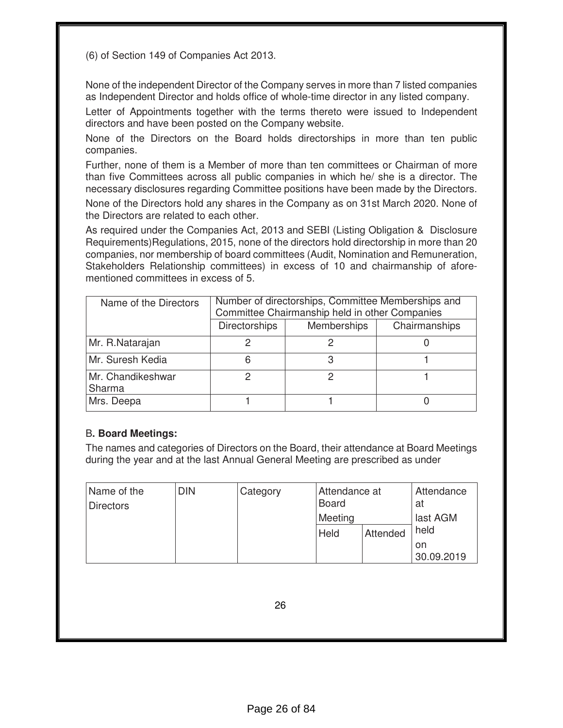(6) of Section 149 of Companies Act 2013.

None of the independent Director of the Company serves in more than 7 listed companies as Independent Director and holds office of whole-time director in any listed company.

Letter of Appointments together with the terms thereto were issued to Independent directors and have been posted on the Company website.

None of the Directors on the Board holds directorships in more than ten public companies.

Further, none of them is a Member of more than ten committees or Chairman of more than five Committees across all public companies in which he/ she is a director. The necessary disclosures regarding Committee positions have been made by the Directors.

None of the Directors hold any shares in the Company as on 31st March 2020. None of the Directors are related to each other.

As required under the Companies Act, 2013 and SEBI (Listing Obligation & Disclosure Requirements)Regulations, 2015, none of the directors hold directorship in more than 20 companies, nor membership of board committees (Audit, Nomination and Remuneration, Stakeholders Relationship committees) in excess of 10 and chairmanship of afore-mentioned committees in excess of 5.

| Name of the Directors | Number of directorships, Committee Memberships and Committee Chairmanship held in other Companies | | |
|---|---|---|---|
| | Directorships | Memberships | Chairmanships |
| Mr. R.Natarajan | 2 | 2 | 0 |
| Mr. Suresh Kedia | 6 | 3 | 1 |
| Mr. Chandikeshwar Sharma | 2 | 2 | 1 |
| Mrs. Deepa | 1 | 1 | 0 |

### B**. Board Meetings:**

The names and categories of Directors on the Board, their attendance at Board Meetings during the year and at the last Annual General Meeting are prescribed as under

| Name of the Directors | DIN | Category | Attendance at Board Meeting | | Attendance at last AGM held on 30.09.2019 |
|---|---|---|---|---|---|
| | | | Held | Attended | |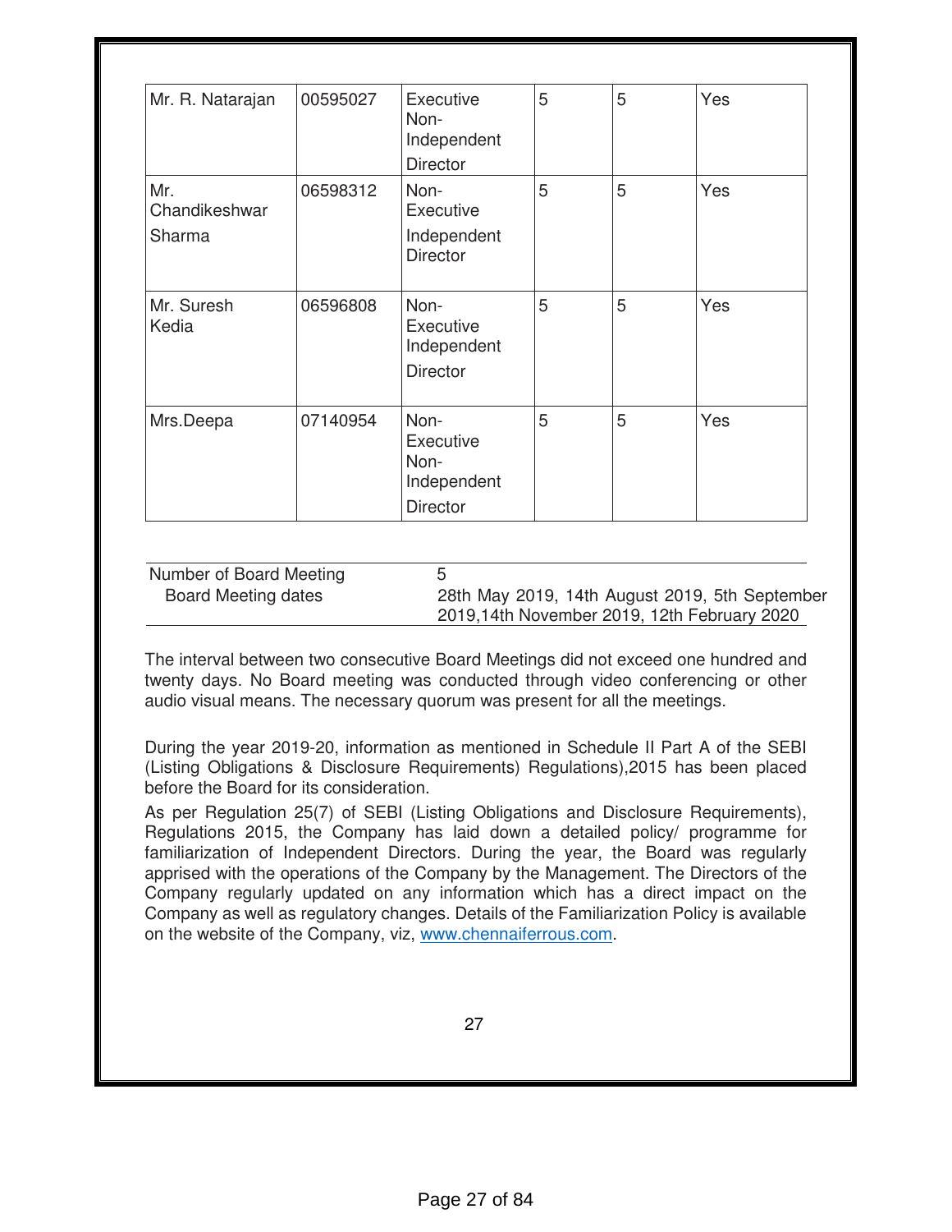| | | | | | |
|---|---|---|---|---|---|
| Mr. R. Natarajan | 00595027 | Executive Non-Independent Director | 5 | 5 | Yes |
| Mr. Chandikeshwar Sharma | 06598312 | Non-Executive Independent Director | 5 | 5 | Yes |
| Mr. Suresh Kedia | 06596808 | Non-Executive Independent Director | 5 | 5 | Yes |
| Mrs.Deepa | 07140954 | Non-Executive Non-Independent Director | 5 | 5 | Yes |

| | |
|---|---|
| Number of Board Meeting | 5 |
| Board Meeting dates | 28th May 2019, 14th August 2019, 5th September 2019,14th November 2019, 12th February 2020 |

The interval between two consecutive Board Meetings did not exceed one hundred and twenty days. No Board meeting was conducted through video conferencing or other audio visual means. The necessary quorum was present for all the meetings.

During the year 2019-20, information as mentioned in Schedule II Part A of the SEBI (Listing Obligations & Disclosure Requirements) Regulations),2015 has been placed before the Board for its consideration.

As per Regulation 25(7) of SEBI (Listing Obligations and Disclosure Requirements), Regulations 2015, the Company has laid down a detailed policy/ programme for familiarization of Independent Directors. During the year, the Board was regularly apprised with the operations of the Company by the Management. The Directors of the Company regularly updated on any information which has a direct impact on the Company as well as regulatory changes. Details of the Familiarization Policy is available on the website of the Company, viz, www.chennaiferrous.com.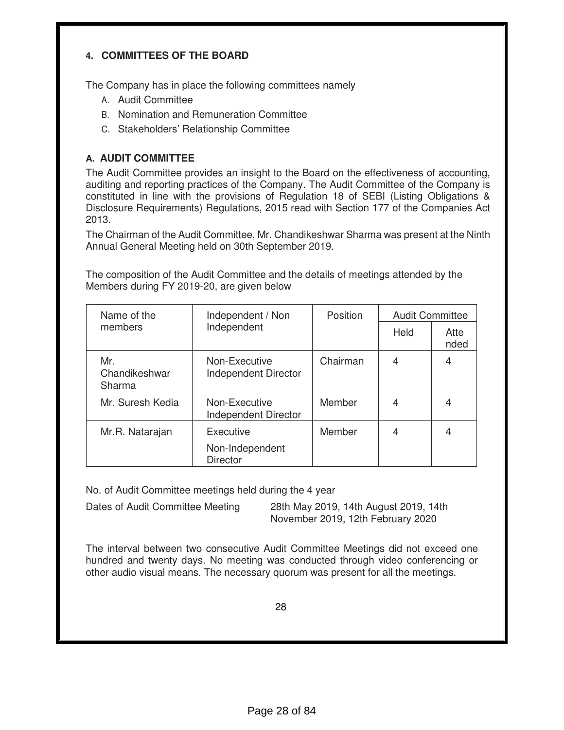## 4. COMMITTEES OF THE BOARD

The Company has in place the following committees namely

A. Audit Committee
B. Nomination and Remuneration Committee
C. Stakeholders' Relationship Committee

### A. AUDIT COMMITTEE

The Audit Committee provides an insight to the Board on the effectiveness of accounting, auditing and reporting practices of the Company. The Audit Committee of the Company is constituted in line with the provisions of Regulation 18 of SEBI (Listing Obligations & Disclosure Requirements) Regulations, 2015 read with Section 177 of the Companies Act 2013.

The Chairman of the Audit Committee, Mr. Chandikeshwar Sharma was present at the Ninth Annual General Meeting held on 30th September 2019.

The composition of the Audit Committee and the details of meetings attended by the Members during FY 2019-20, are given below

| Name of the members | Independent / Non Independent | Position | Audit Committee | |
|---|---|---|---|---|
| | | | Held | Attended |
| Mr. Chandikeshwar Sharma | Non-Executive Independent Director | Chairman | 4 | 4 |
| Mr. Suresh Kedia | Non-Executive Independent Director | Member | 4 | 4 |
| Mr.R. Natarajan | Executive Non-Independent Director | Member | 4 | 4 |

No. of Audit Committee meetings held during the 4 year

Dates of Audit Committee Meeting: 28th May 2019, 14th August 2019, 14th November 2019, 12th February 2020

The interval between two consecutive Audit Committee Meetings did not exceed one hundred and twenty days. No meeting was conducted through video conferencing or other audio visual means. The necessary quorum was present for all the meetings.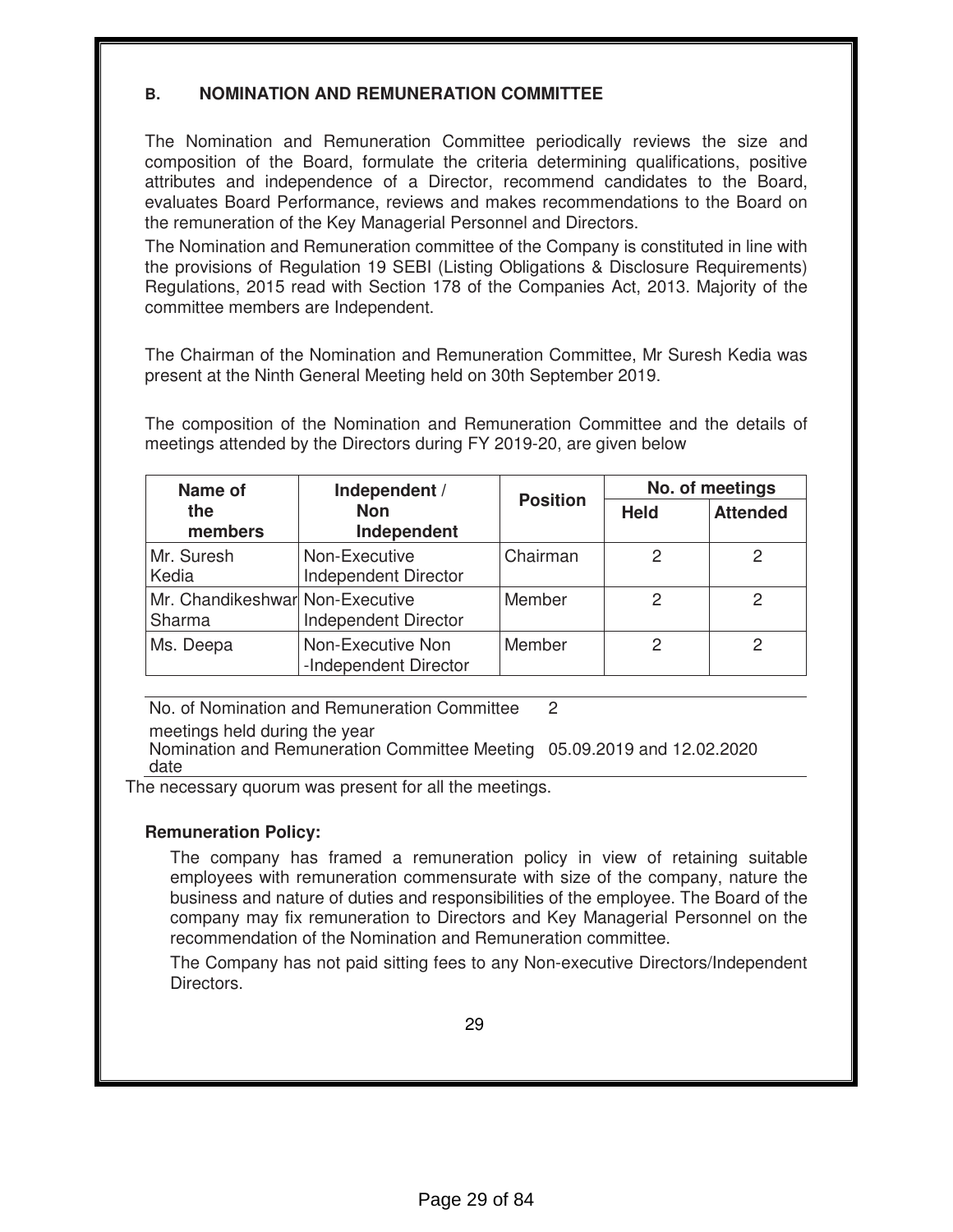### B. NOMINATION AND REMUNERATION COMMITTEE

The Nomination and Remuneration Committee periodically reviews the size and composition of the Board, formulate the criteria determining qualifications, positive attributes and independence of a Director, recommend candidates to the Board, evaluates Board Performance, reviews and makes recommendations to the Board on the remuneration of the Key Managerial Personnel and Directors.

The Nomination and Remuneration committee of the Company is constituted in line with the provisions of Regulation 19 SEBI (Listing Obligations & Disclosure Requirements) Regulations, 2015 read with Section 178 of the Companies Act, 2013. Majority of the committee members are Independent.

The Chairman of the Nomination and Remuneration Committee, Mr Suresh Kedia was present at the Ninth General Meeting held on 30th September 2019.

The composition of the Nomination and Remuneration Committee and the details of meetings attended by the Directors during FY 2019-20, are given below

| Name of the members | Independent / Non Independent | Position | No. of meetings | |
|---|---|---|---|---|
| | | | **Held** | **Attended** |
| Mr. Suresh Kedia | Non-Executive Independent Director | Chairman | 2 | 2 |
| Mr. Chandikeshwar Sharma | Non-Executive Independent Director | Member | 2 | 2 |
| Ms. Deepa | Non-Executive Non -Independent Director | Member | 2 | 2 |

| | |
|---|---|
| No. of Nomination and Remuneration Committee meetings held during the year | 2 |
| Nomination and Remuneration Committee Meeting date | 05.09.2019 and 12.02.2020 |

The necessary quorum was present for all the meetings.

**Remuneration Policy:**

The company has framed a remuneration policy in view of retaining suitable employees with remuneration commensurate with size of the company, nature the business and nature of duties and responsibilities of the employee. The Board of the company may fix remuneration to Directors and Key Managerial Personnel on the recommendation of the Nomination and Remuneration committee.

The Company has not paid sitting fees to any Non-executive Directors/Independent Directors.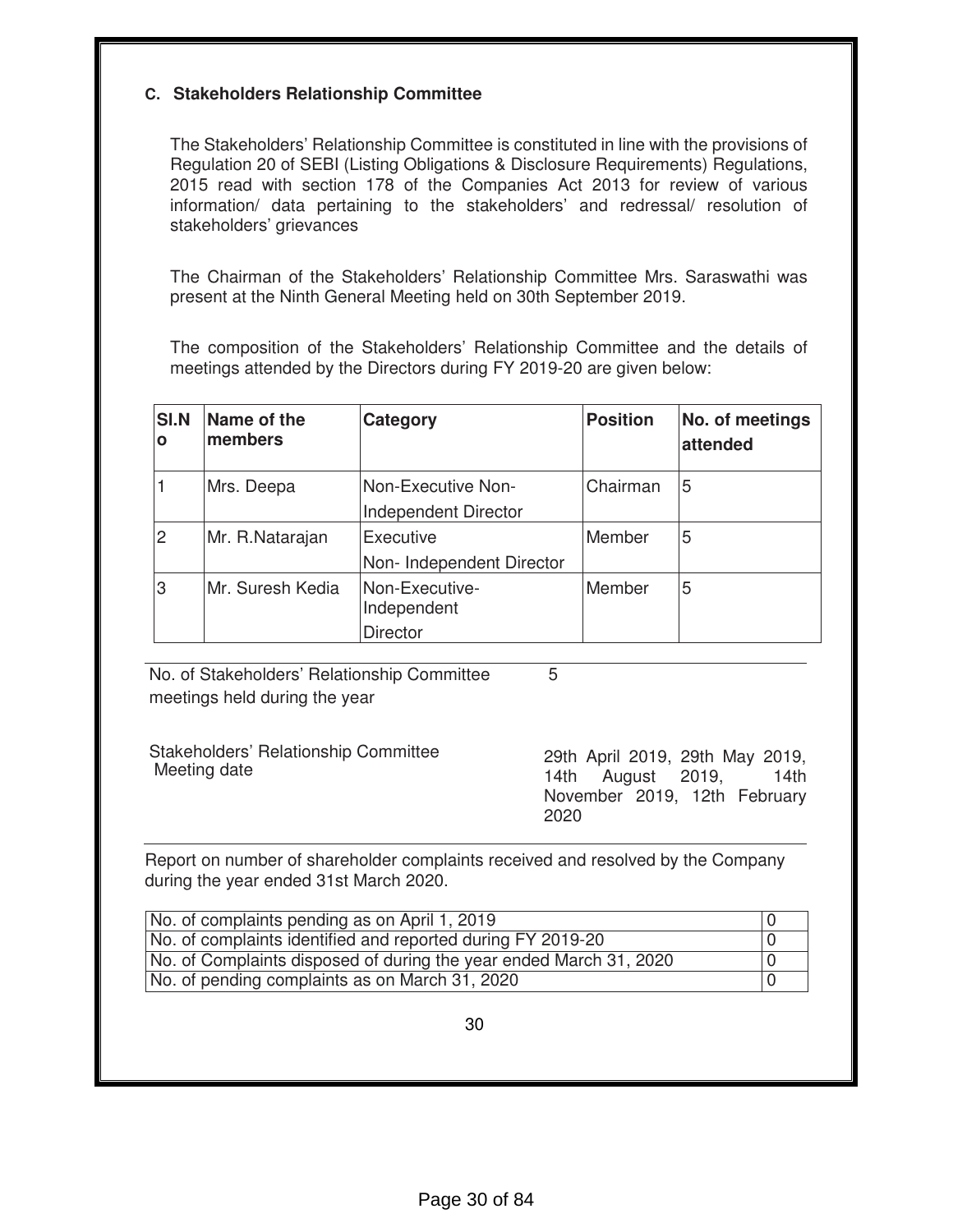### C. Stakeholders Relationship Committee

The Stakeholders' Relationship Committee is constituted in line with the provisions of Regulation 20 of SEBI (Listing Obligations & Disclosure Requirements) Regulations, 2015 read with section 178 of the Companies Act 2013 for review of various information/ data pertaining to the stakeholders' and redressal/ resolution of stakeholders' grievances

The Chairman of the Stakeholders' Relationship Committee Mrs. Saraswathi was present at the Ninth General Meeting held on 30th September 2019.

The composition of the Stakeholders' Relationship Committee and the details of meetings attended by the Directors during FY 2019-20 are given below:

| Sl.No | Name of the members | Category | Position | No. of meetings attended |
|---|---|---|---|---|
| 1 | Mrs. Deepa | Non-Executive Non-Independent Director | Chairman | 5 |
| 2 | Mr. R.Natarajan | Executive Non- Independent Director | Member | 5 |
| 3 | Mr. Suresh Kedia | Non-Executive-Independent Director | Member | 5 |

| | |
|---|---|
| No. of Stakeholders' Relationship Committee meetings held during the year | 5 |
| Stakeholders' Relationship Committee Meeting date | 29th April 2019, 29th May 2019, 14th August 2019, 14th November 2019, 12th February 2020 |

Report on number of shareholder complaints received and resolved by the Company during the year ended 31st March 2020.

| | |
|---|---|
| No. of complaints pending as on April 1, 2019 | 0 |
| No. of complaints identified and reported during FY 2019-20 | 0 |
| No. of Complaints disposed of during the year ended March 31, 2020 | 0 |
| No. of pending complaints as on March 31, 2020 | 0 |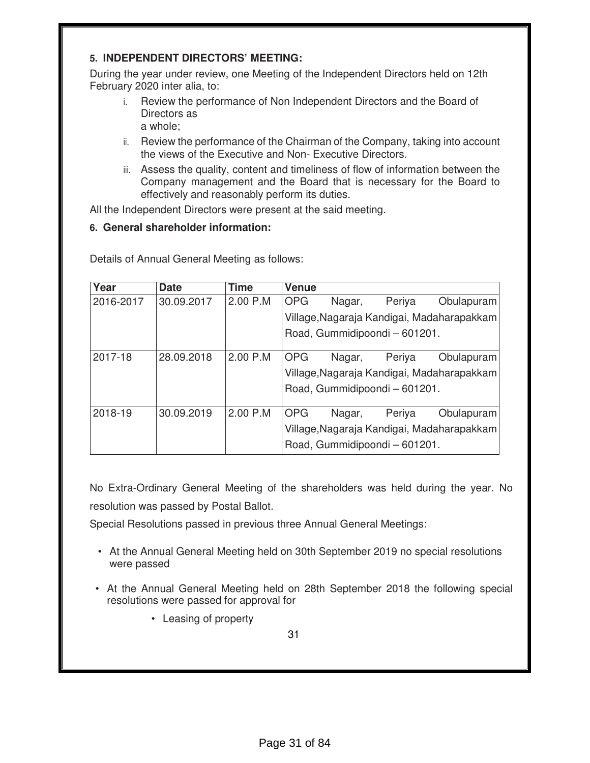### 5. INDEPENDENT DIRECTORS' MEETING:

During the year under review, one Meeting of the Independent Directors held on 12th February 2020 inter alia, to:

i. Review the performance of Non Independent Directors and the Board of Directors as a whole;

ii. Review the performance of the Chairman of the Company, taking into account the views of the Executive and Non- Executive Directors.

iii. Assess the quality, content and timeliness of flow of information between the Company management and the Board that is necessary for the Board to effectively and reasonably perform its duties.

All the Independent Directors were present at the said meeting.

### 6. General shareholder information:

Details of Annual General Meeting as follows:

| Year | Date | Time | Venue |
|---|---|---|---|
| 2016-2017 | 30.09.2017 | 2.00 P.M | OPG Nagar, Periya Obulapuram Village,Nagaraja Kandigai, Madaharapakkam Road, Gummidipoondi – 601201. |
| 2017-18 | 28.09.2018 | 2.00 P.M | OPG Nagar, Periya Obulapuram Village,Nagaraja Kandigai, Madaharapakkam Road, Gummidipoondi – 601201. |
| 2018-19 | 30.09.2019 | 2.00 P.M | OPG Nagar, Periya Obulapuram Village,Nagaraja Kandigai, Madaharapakkam Road, Gummidipoondi – 601201. |

No Extra-Ordinary General Meeting of the shareholders was held during the year. No resolution was passed by Postal Ballot.

Special Resolutions passed in previous three Annual General Meetings:

- At the Annual General Meeting held on 30th September 2019 no special resolutions were passed
- At the Annual General Meeting held on 28th September 2018 the following special resolutions were passed for approval for
  - Leasing of property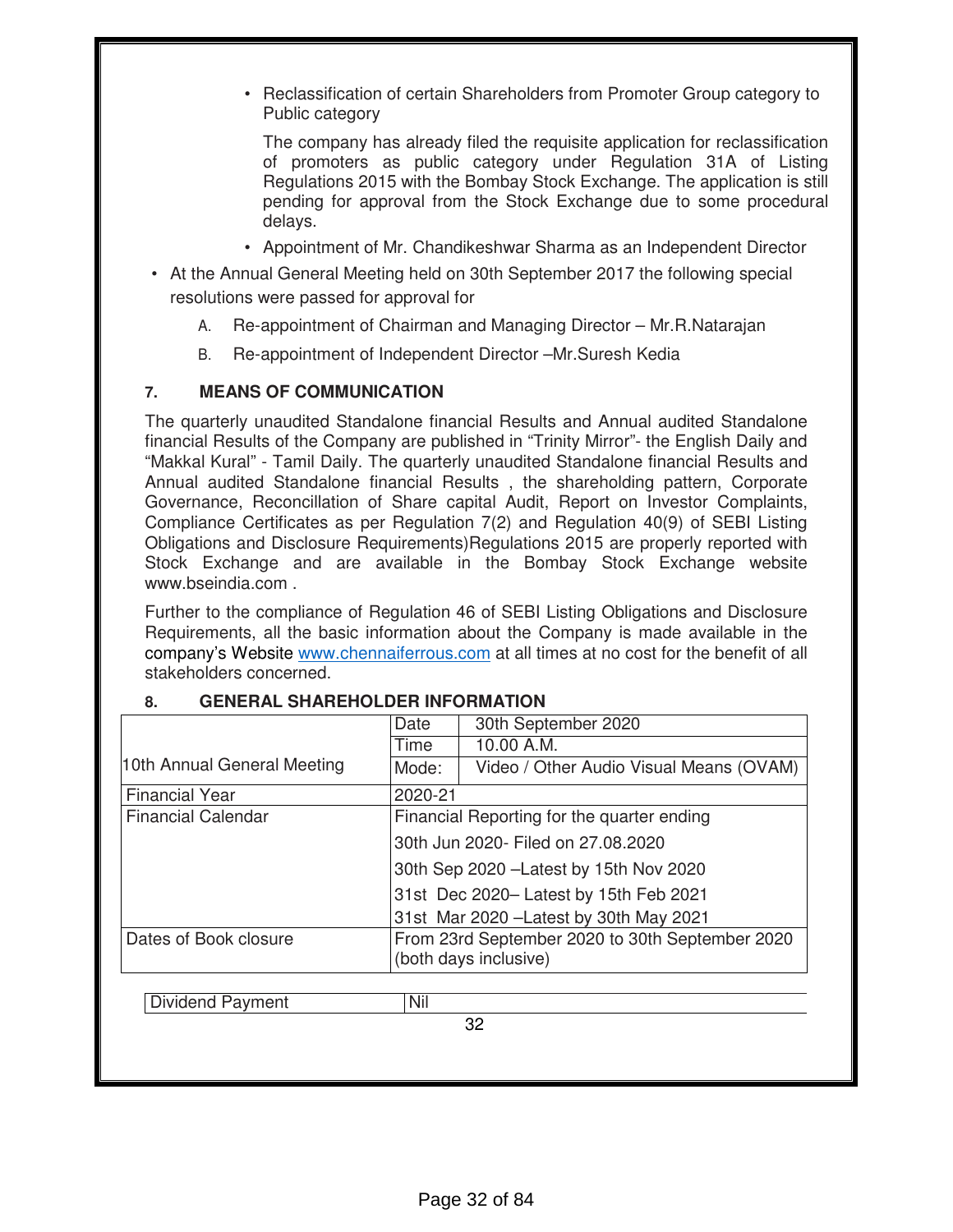- Reclassification of certain Shareholders from Promoter Group category to Public category

  The company has already filed the requisite application for reclassification of promoters as public category under Regulation 31A of Listing Regulations 2015 with the Bombay Stock Exchange. The application is still pending for approval from the Stock Exchange due to some procedural delays.

- Appointment of Mr. Chandikeshwar Sharma as an Independent Director

- At the Annual General Meeting held on 30th September 2017 the following special resolutions were passed for approval for

  A. Re-appointment of Chairman and Managing Director – Mr.R.Natarajan

  B. Re-appointment of Independent Director –Mr.Suresh Kedia

## 7. MEANS OF COMMUNICATION

The quarterly unaudited Standalone financial Results and Annual audited Standalone financial Results of the Company are published in "Trinity Mirror"- the English Daily and "Makkal Kural" - Tamil Daily. The quarterly unaudited Standalone financial Results and Annual audited Standalone financial Results , the shareholding pattern, Corporate Governance, Reconcillation of Share capital Audit, Report on Investor Complaints, Compliance Certificates as per Regulation 7(2) and Regulation 40(9) of SEBI Listing Obligations and Disclosure Requirements)Regulations 2015 are properly reported with Stock Exchange and are available in the Bombay Stock Exchange website www.bseindia.com .

Further to the compliance of Regulation 46 of SEBI Listing Obligations and Disclosure Requirements, all the basic information about the Company is made available in the company's Website www.chennaiferrous.com at all times at no cost for the benefit of all stakeholders concerned.

## 8. GENERAL SHAREHOLDER INFORMATION

| | | |
|---|---|---|
| 10th Annual General Meeting | Date | 30th September 2020 |
| | Time | 10.00 A.M. |
| | Mode: | Video / Other Audio Visual Means (OVAM) |
| Financial Year | 2020-21 | |
| Financial Calendar | Financial Reporting for the quarter ending | |
| | 30th Jun 2020- Filed on 27.08.2020 | |
| | 30th Sep 2020 –Latest by 15th Nov 2020 | |
| | 31st Dec 2020– Latest by 15th Feb 2021 | |
| | 31st Mar 2020 –Latest by 30th May 2021 | |
| Dates of Book closure | From 23rd September 2020 to 30th September 2020 (both days inclusive) | |

| | |
|---|---|
| Dividend Payment | Nil |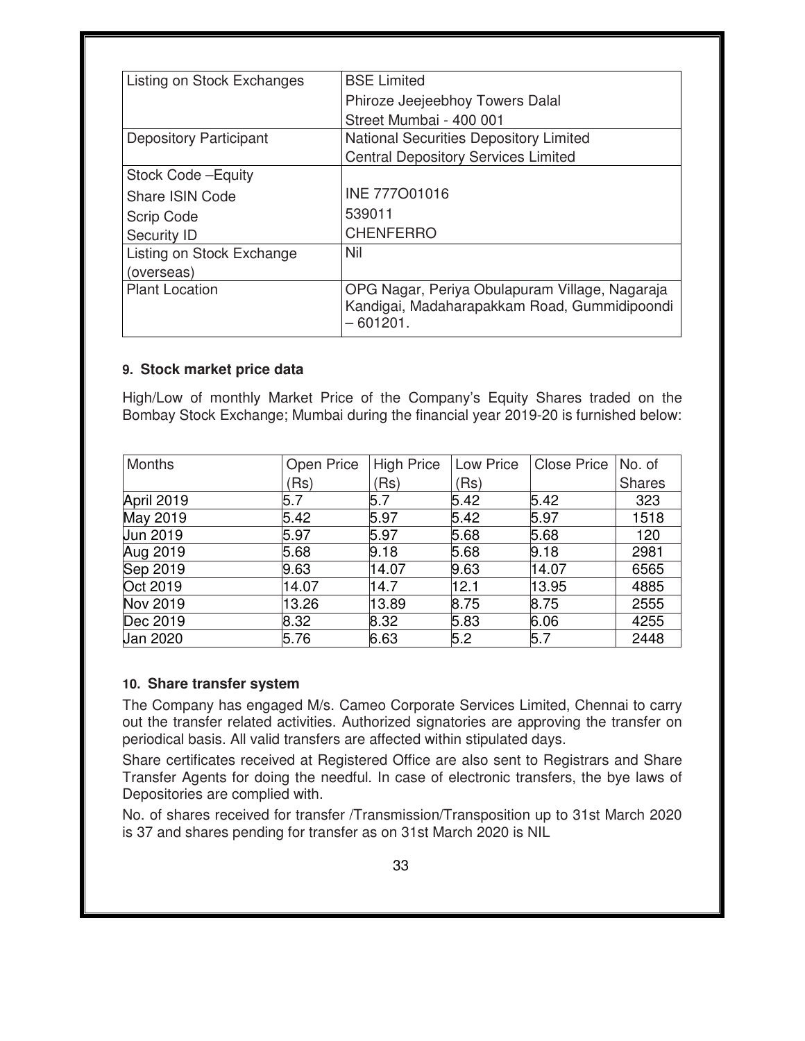| Listing on Stock Exchanges | BSE Limited<br>Phiroze Jeejeebhoy Towers Dalal<br>Street Mumbai - 400 001 |
|---|---|
| Depository Participant | National Securities Depository Limited<br>Central Depository Services Limited |
| Stock Code –Equity<br>Share ISIN Code<br>Scrip Code<br>Security ID | <br>INE 777O01016<br>539011<br>CHENFERRO |
| Listing on Stock Exchange (overseas) | Nil |
| Plant Location | OPG Nagar, Periya Obulapuram Village, Nagaraja Kandigai, Madaharapakkam Road, Gummidipoondi – 601201. |

### 9. Stock market price data

High/Low of monthly Market Price of the Company's Equity Shares traded on the Bombay Stock Exchange; Mumbai during the financial year 2019-20 is furnished below:

| Months | Open Price (Rs) | High Price (Rs) | Low Price (Rs) | Close Price | No. of Shares |
|---|---|---|---|---|---|
| April 2019 | 5.7 | 5.7 | 5.42 | 5.42 | 323 |
| May 2019 | 5.42 | 5.97 | 5.42 | 5.97 | 1518 |
| Jun 2019 | 5.97 | 5.97 | 5.68 | 5.68 | 120 |
| Aug 2019 | 5.68 | 9.18 | 5.68 | 9.18 | 2981 |
| Sep 2019 | 9.63 | 14.07 | 9.63 | 14.07 | 6565 |
| Oct 2019 | 14.07 | 14.7 | 12.1 | 13.95 | 4885 |
| Nov 2019 | 13.26 | 13.89 | 8.75 | 8.75 | 2555 |
| Dec 2019 | 8.32 | 8.32 | 5.83 | 6.06 | 4255 |
| Jan 2020 | 5.76 | 6.63 | 5.2 | 5.7 | 2448 |

### 10. Share transfer system

The Company has engaged M/s. Cameo Corporate Services Limited, Chennai to carry out the transfer related activities. Authorized signatories are approving the transfer on periodical basis. All valid transfers are affected within stipulated days.

Share certificates received at Registered Office are also sent to Registrars and Share Transfer Agents for doing the needful. In case of electronic transfers, the bye laws of Depositories are complied with.

No. of shares received for transfer /Transmission/Transposition up to 31st March 2020 is 37 and shares pending for transfer as on 31st March 2020 is NIL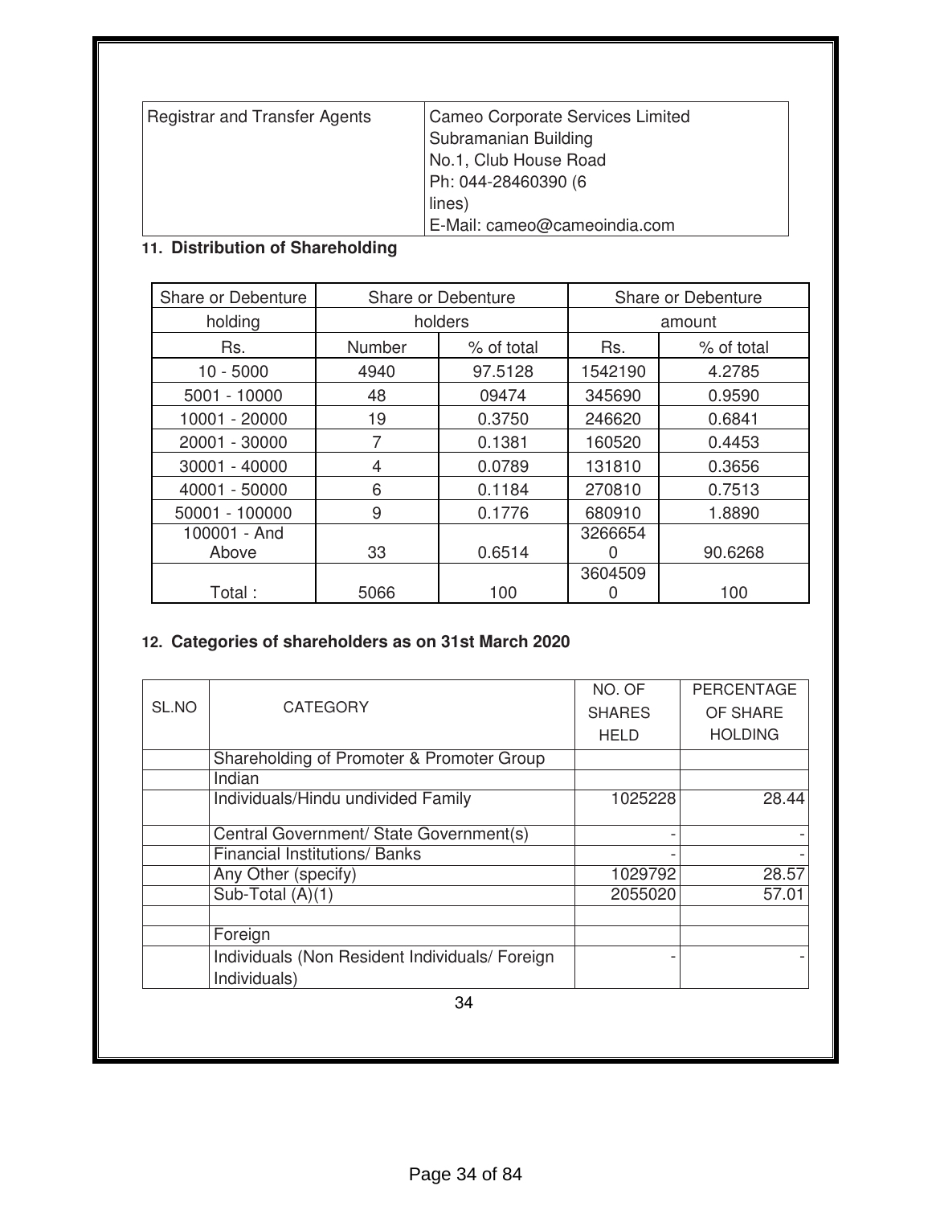| | |
|---|---|
| Registrar and Transfer Agents | Cameo Corporate Services Limited<br>Subramanian Building<br>No.1, Club House Road<br>Ph: 044-28460390 (6 lines)<br>E-Mail: cameo@cameoindia.com |

**11. Distribution of Shareholding**

| Share or Debenture holding | Share or Debenture holders | | Share or Debenture amount | |
|---|---|---|---|---|
| Rs. | Number | % of total | Rs. | % of total |
| 10 - 5000 | 4940 | 97.5128 | 1542190 | 4.2785 |
| 5001 - 10000 | 48 | 09474 | 345690 | 0.9590 |
| 10001 - 20000 | 19 | 0.3750 | 246620 | 0.6841 |
| 20001 - 30000 | 7 | 0.1381 | 160520 | 0.4453 |
| 30001 - 40000 | 4 | 0.0789 | 131810 | 0.3656 |
| 40001 - 50000 | 6 | 0.1184 | 270810 | 0.7513 |
| 50001 - 100000 | 9 | 0.1776 | 680910 | 1.8890 |
| 100001 - And Above | 33 | 0.6514 | 32666540 | 90.6268 |
| Total : | 5066 | 100 | 36045090 | 100 |

**12. Categories of shareholders as on 31st March 2020**

| SL.NO | CATEGORY | NO. OF SHARES HELD | PERCENTAGE OF SHARE HOLDING |
|---|---|---|---|
| | Shareholding of Promoter & Promoter Group | | |
| | Indian | | |
| | Individuals/Hindu undivided Family | 1025228 | 28.44 |
| | Central Government/ State Government(s) | - | - |
| | Financial Institutions/ Banks | - | - |
| | Any Other (specify) | 1029792 | 28.57 |
| | Sub-Total (A)(1) | 2055020 | 57.01 |
| | | | |
| | Foreign | | |
| | Individuals (Non Resident Individuals/ Foreign Individuals) | - | - |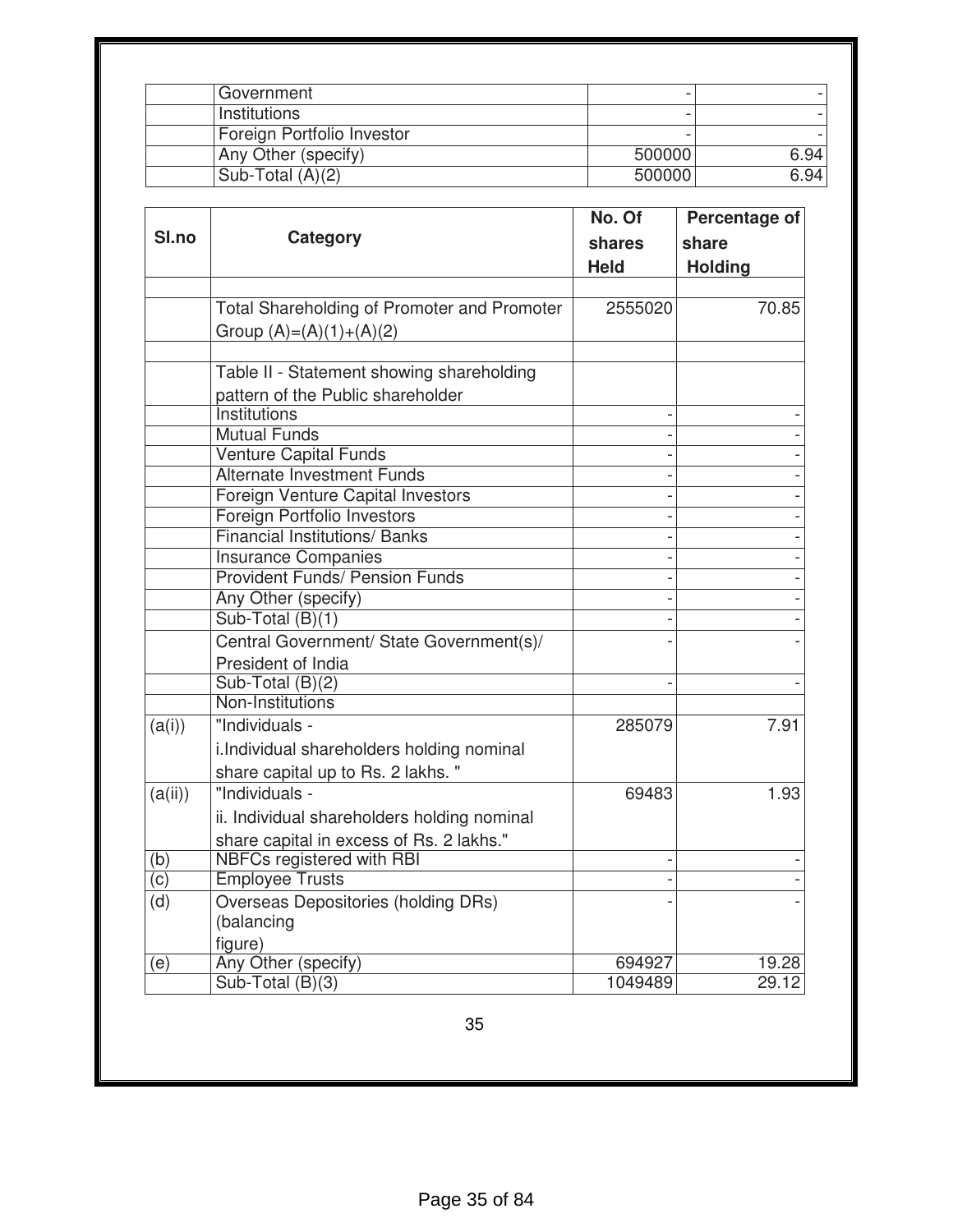| | | | |
|---|---|---|---|
| | Government | - | - |
| | Institutions | - | - |
| | Foreign Portfolio Investor | - | - |
| | Any Other (specify) | 500000 | 6.94 |
| | Sub-Total (A)(2) | 500000 | 6.94 |

| Sl.no | Category | No. Of shares Held | Percentage of share Holding |
|---|---|---|---|
| | | | |
| | Total Shareholding of Promoter and Promoter Group (A)=(A)(1)+(A)(2) | 2555020 | 70.85 |
| | | | |
| | Table II - Statement showing shareholding pattern of the Public shareholder | | |
| | Institutions | - | - |
| | Mutual Funds | - | - |
| | Venture Capital Funds | - | - |
| | Alternate Investment Funds | - | - |
| | Foreign Venture Capital Investors | - | - |
| | Foreign Portfolio Investors | - | - |
| | Financial Institutions/ Banks | - | - |
| | Insurance Companies | - | - |
| | Provident Funds/ Pension Funds | - | - |
| | Any Other (specify) | - | - |
| | Sub-Total (B)(1) | - | - |
| | Central Government/ State Government(s)/ President of India | - | - |
| | Sub-Total (B)(2) | - | - |
| | Non-Institutions | | |
| (a(i)) | "Individuals - i.Individual shareholders holding nominal share capital up to Rs. 2 lakhs. " | 285079 | 7.91 |
| (a(ii)) | "Individuals - ii. Individual shareholders holding nominal share capital in excess of Rs. 2 lakhs." | 69483 | 1.93 |
| (b) | NBFCs registered with RBI | - | - |
| (c) | Employee Trusts | - | - |
| (d) | Overseas Depositories (holding DRs) (balancing figure) | - | - |
| (e) | Any Other (specify) | 694927 | 19.28 |
| | Sub-Total (B)(3) | 1049489 | 29.12 |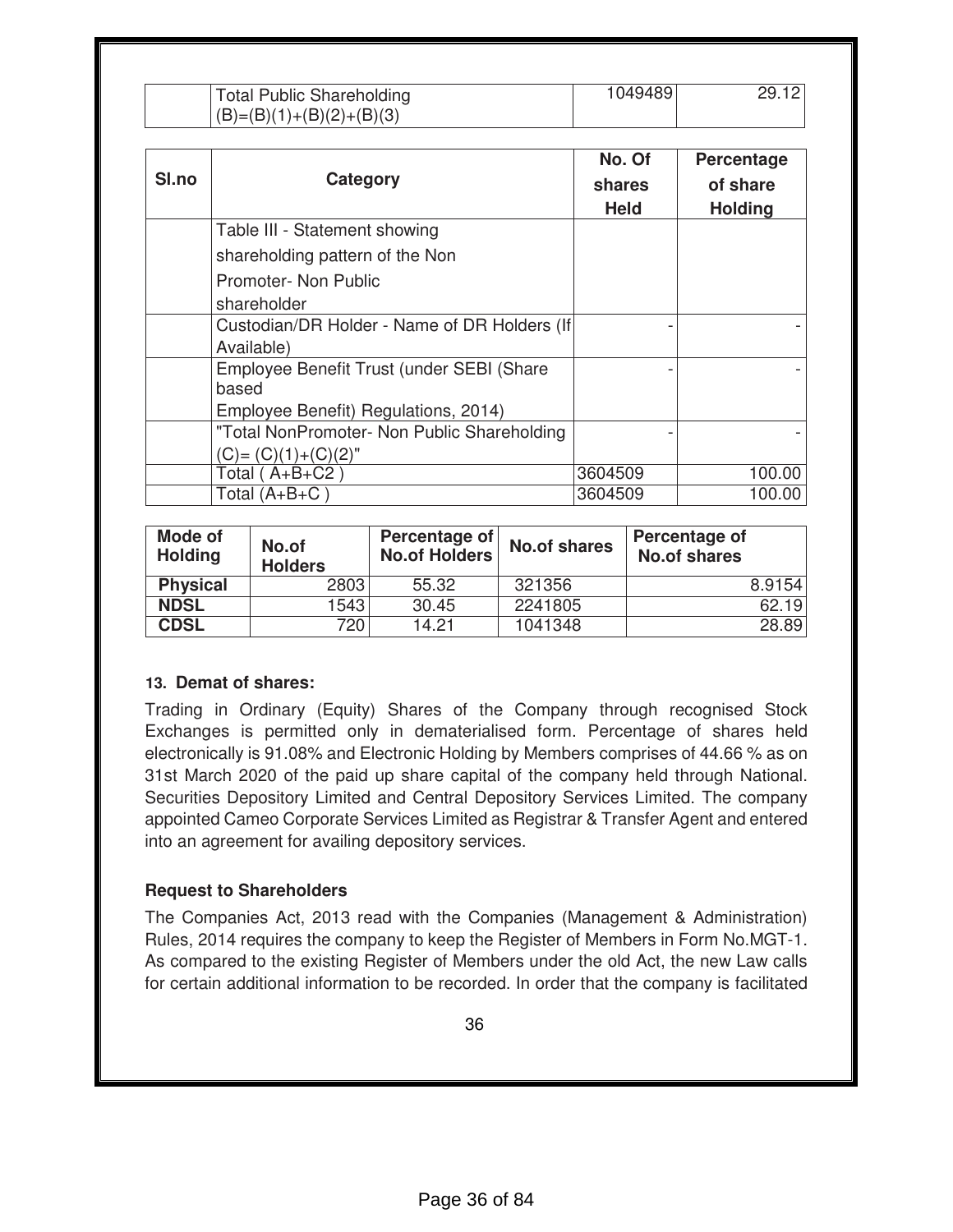| | | | |
|---|---|---|---|
| | Total Public Shareholding (B)=(B)(1)+(B)(2)+(B)(3) | 1049489 | 29.12 |

| Sl.no | Category | No. Of shares Held | Percentage of share Holding |
|---|---|---|---|
| | Table III - Statement showing shareholding pattern of the Non Promoter- Non Public shareholder | | |
| | Custodian/DR Holder - Name of DR Holders (If Available) | - | - |
| | Employee Benefit Trust (under SEBI (Share based Employee Benefit) Regulations, 2014) | - | - |
| | "Total NonPromoter- Non Public Shareholding (C)= (C)(1)+(C)(2)" | - | - |
| | Total ( A+B+C2 ) | 3604509 | 100.00 |
| | Total (A+B+C ) | 3604509 | 100.00 |

| Mode of Holding | No.of Holders | Percentage of No.of Holders | No.of shares | Percentage of No.of shares |
|---|---|---|---|---|
| **Physical** | 2803 | 55.32 | 321356 | 8.9154 |
| **NDSL** | 1543 | 30.45 | 2241805 | 62.19 |
| **CDSL** | 720 | 14.21 | 1041348 | 28.89 |

#### 13. Demat of shares:

Trading in Ordinary (Equity) Shares of the Company through recognised Stock Exchanges is permitted only in dematerialised form. Percentage of shares held electronically is 91.08% and Electronic Holding by Members comprises of 44.66 % as on 31st March 2020 of the paid up share capital of the company held through National. Securities Depository Limited and Central Depository Services Limited. The company appointed Cameo Corporate Services Limited as Registrar & Transfer Agent and entered into an agreement for availing depository services.

#### Request to Shareholders

The Companies Act, 2013 read with the Companies (Management & Administration) Rules, 2014 requires the company to keep the Register of Members in Form No.MGT-1. As compared to the existing Register of Members under the old Act, the new Law calls for certain additional information to be recorded. In order that the company is facilitated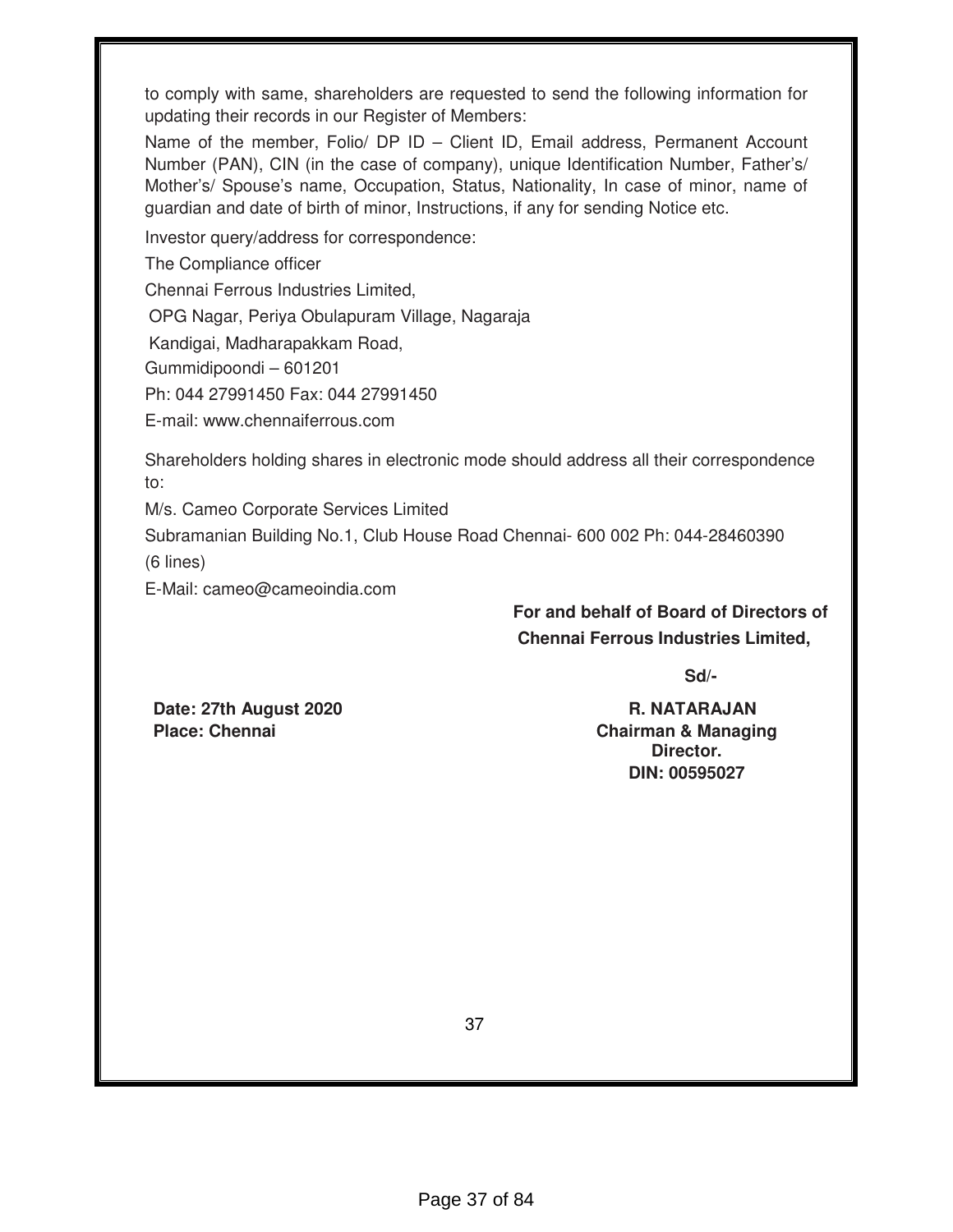to comply with same, shareholders are requested to send the following information for updating their records in our Register of Members:

Name of the member, Folio/ DP ID – Client ID, Email address, Permanent Account Number (PAN), CIN (in the case of company), unique Identification Number, Father's/ Mother's/ Spouse's name, Occupation, Status, Nationality, In case of minor, name of guardian and date of birth of minor, Instructions, if any for sending Notice etc.

Investor query/address for correspondence:

The Compliance officer

Chennai Ferrous Industries Limited,

OPG Nagar, Periya Obulapuram Village, Nagaraja

Kandigai, Madharapakkam Road,

Gummidipoondi – 601201

Ph: 044 27991450 Fax: 044 27991450

E-mail: www.chennaiferrous.com

Shareholders holding shares in electronic mode should address all their correspondence to:

M/s. Cameo Corporate Services Limited

Subramanian Building No.1, Club House Road Chennai- 600 002 Ph: 044-28460390

(6 lines)

E-Mail: cameo@cameoindia.com

**For and behalf of Board of Directors of**
**Chennai Ferrous Industries Limited,**

**Sd/-**

**R. NATARAJAN**
**Chairman & Managing Director.**
**DIN: 00595027**

**Date: 27th August 2020**
**Place: Chennai**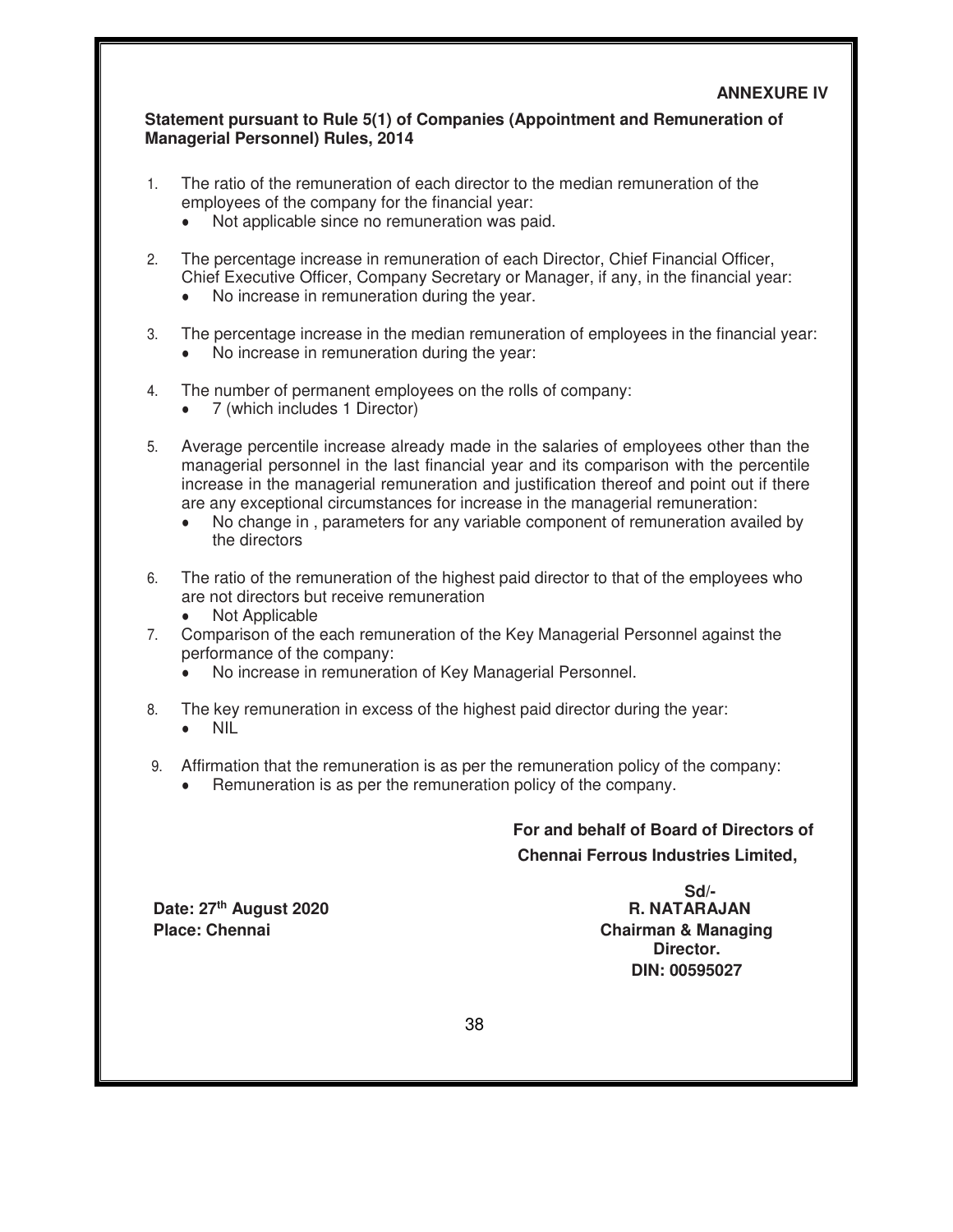**ANNEXURE IV**

**Statement pursuant to Rule 5(1) of Companies (Appointment and Remuneration of Managerial Personnel) Rules, 2014**

1. The ratio of the remuneration of each director to the median remuneration of the employees of the company for the financial year:
   - Not applicable since no remuneration was paid.

2. The percentage increase in remuneration of each Director, Chief Financial Officer, Chief Executive Officer, Company Secretary or Manager, if any, in the financial year:
   - No increase in remuneration during the year.

3. The percentage increase in the median remuneration of employees in the financial year:
   - No increase in remuneration during the year:

4. The number of permanent employees on the rolls of company:
   - 7 (which includes 1 Director)

5. Average percentile increase already made in the salaries of employees other than the managerial personnel in the last financial year and its comparison with the percentile increase in the managerial remuneration and justification thereof and point out if there are any exceptional circumstances for increase in the managerial remuneration:
   - No change in , parameters for any variable component of remuneration availed by the directors

6. The ratio of the remuneration of the highest paid director to that of the employees who are not directors but receive remuneration
   - Not Applicable

7. Comparison of the each remuneration of the Key Managerial Personnel against the performance of the company:
   - No increase in remuneration of Key Managerial Personnel.

8. The key remuneration in excess of the highest paid director during the year:
   - NIL

9. Affirmation that the remuneration is as per the remuneration policy of the company:
   - Remuneration is as per the remuneration policy of the company.

**For and behalf of Board of Directors of**
**Chennai Ferrous Industries Limited,**

**Date: 27th August 2020**
**Place: Chennai**

**Sd/-**
**R. NATARAJAN**
**Chairman & Managing Director.**
**DIN: 00595027**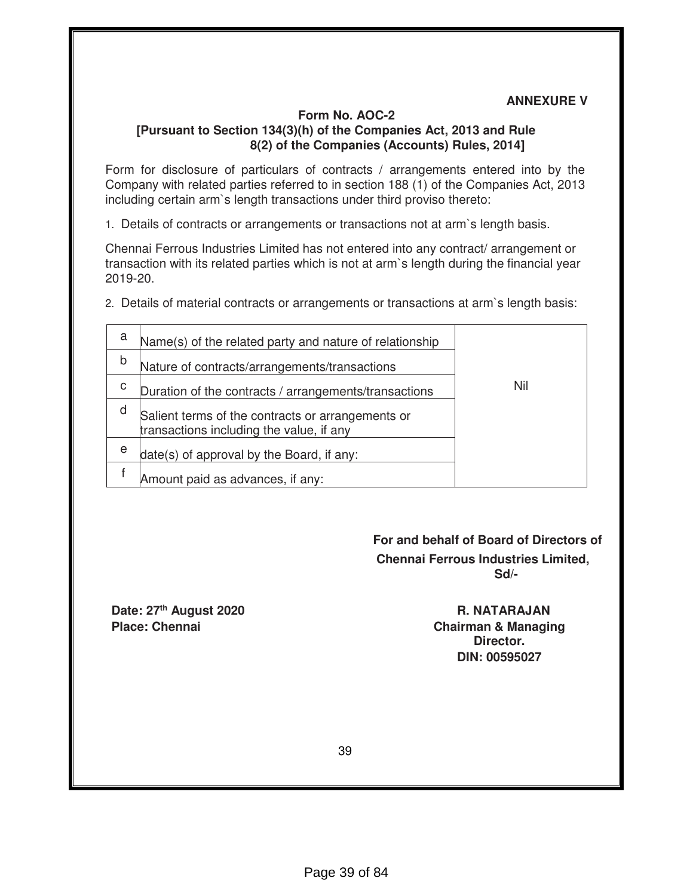**ANNEXURE V**

**Form No. AOC-2**

**[Pursuant to Section 134(3)(h) of the Companies Act, 2013 and Rule 8(2) of the Companies (Accounts) Rules, 2014]**

Form for disclosure of particulars of contracts / arrangements entered into by the Company with related parties referred to in section 188 (1) of the Companies Act, 2013 including certain arm`s length transactions under third proviso thereto:

1. Details of contracts or arrangements or transactions not at arm`s length basis.

Chennai Ferrous Industries Limited has not entered into any contract/ arrangement or transaction with its related parties which is not at arm`s length during the financial year 2019-20.

2. Details of material contracts or arrangements or transactions at arm`s length basis:

| | | |
|---|---|---|
| a | Name(s) of the related party and nature of relationship | Nil |
| b | Nature of contracts/arrangements/transactions | |
| c | Duration of the contracts / arrangements/transactions | |
| d | Salient terms of the contracts or arrangements or transactions including the value, if any | |
| e | date(s) of approval by the Board, if any: | |
| f | Amount paid as advances, if any: | |

**For and behalf of Board of Directors of**
**Chennai Ferrous Industries Limited,**
**Sd/-**

**Date: 27th August 2020**
**Place: Chennai**

**R. NATARAJAN**
**Chairman & Managing Director.**
**DIN: 00595027**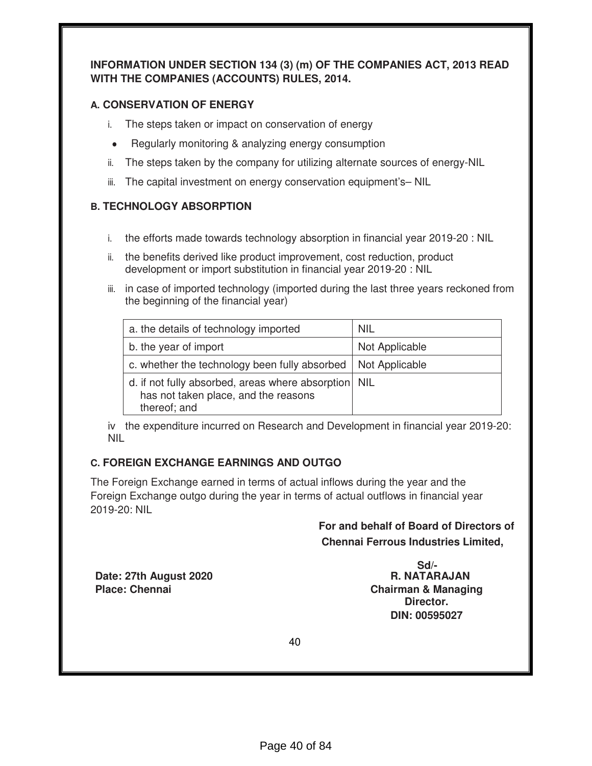**INFORMATION UNDER SECTION 134 (3) (m) OF THE COMPANIES ACT, 2013 READ WITH THE COMPANIES (ACCOUNTS) RULES, 2014.**

**A. CONSERVATION OF ENERGY**

i. The steps taken or impact on conservation of energy

- Regularly monitoring & analyzing energy consumption

ii. The steps taken by the company for utilizing alternate sources of energy-NIL

iii. The capital investment on energy conservation equipment's– NIL

**B. TECHNOLOGY ABSORPTION**

i. the efforts made towards technology absorption in financial year 2019-20 : NIL

ii. the benefits derived like product improvement, cost reduction, product development or import substitution in financial year 2019-20 : NIL

iii. in case of imported technology (imported during the last three years reckoned from the beginning of the financial year)

| | |
|---|---|
| a. the details of technology imported | NIL |
| b. the year of import | Not Applicable |
| c. whether the technology been fully absorbed | Not Applicable |
| d. if not fully absorbed, areas where absorption has not taken place, and the reasons thereof; and | NIL |

iv the expenditure incurred on Research and Development in financial year 2019-20: NIL

**C. FOREIGN EXCHANGE EARNINGS AND OUTGO**

The Foreign Exchange earned in terms of actual inflows during the year and the Foreign Exchange outgo during the year in terms of actual outflows in financial year 2019-20: NIL

**For and behalf of Board of Directors of Chennai Ferrous Industries Limited,**

**Sd/-**
**R. NATARAJAN**
**Chairman & Managing Director.**
**DIN: 00595027**

**Date: 27th August 2020**
**Place: Chennai**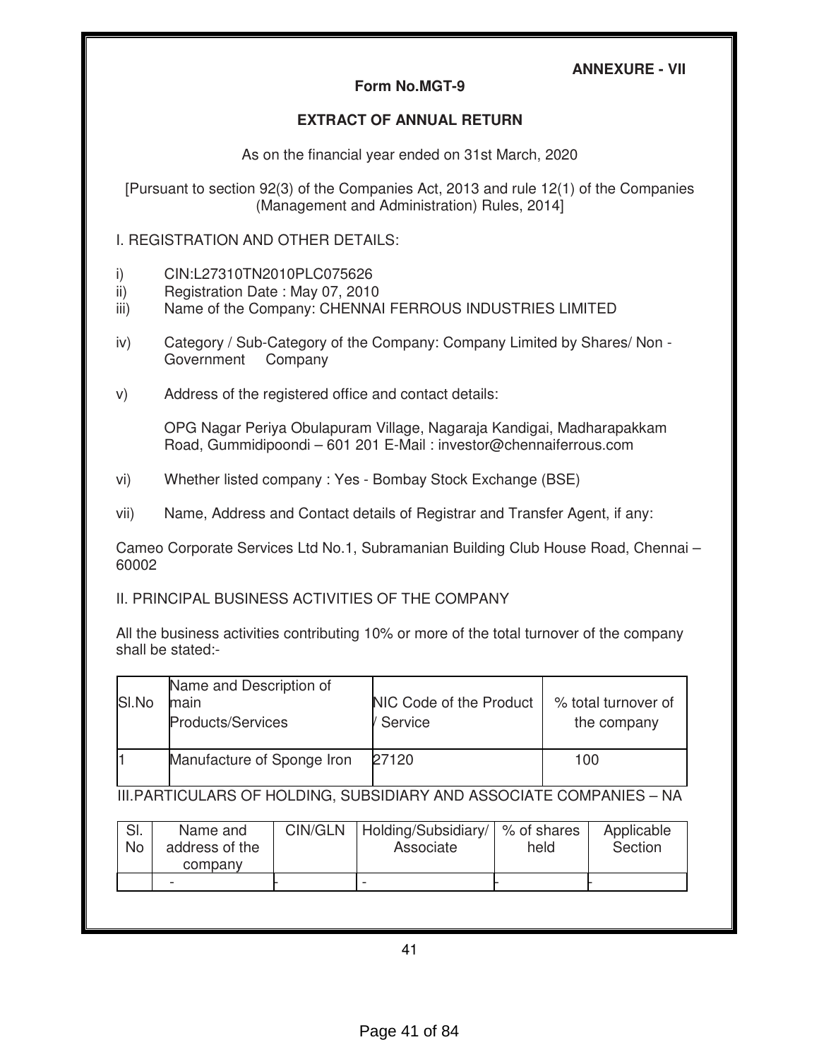**ANNEXURE - VII**

**Form No.MGT-9**

**EXTRACT OF ANNUAL RETURN**

As on the financial year ended on 31st March, 2020

[Pursuant to section 92(3) of the Companies Act, 2013 and rule 12(1) of the Companies (Management and Administration) Rules, 2014]

I. REGISTRATION AND OTHER DETAILS:

i) CIN:L27310TN2010PLC075626
ii) Registration Date : May 07, 2010
iii) Name of the Company: CHENNAI FERROUS INDUSTRIES LIMITED

iv) Category / Sub-Category of the Company: Company Limited by Shares/ Non - Government Company

v) Address of the registered office and contact details:

OPG Nagar Periya Obulapuram Village, Nagaraja Kandigai, Madharapakkam Road, Gummidipoondi – 601 201 E-Mail : investor@chennaiferrous.com

vi) Whether listed company : Yes - Bombay Stock Exchange (BSE)

vii) Name, Address and Contact details of Registrar and Transfer Agent, if any:

Cameo Corporate Services Ltd No.1, Subramanian Building Club House Road, Chennai – 60002

II. PRINCIPAL BUSINESS ACTIVITIES OF THE COMPANY

All the business activities contributing 10% or more of the total turnover of the company shall be stated:-

| Sl.No | Name and Description of main Products/Services | NIC Code of the Product / Service | % total turnover of the company |
|---|---|---|---|
| 1 | Manufacture of Sponge Iron | 27120 | 100 |

III.PARTICULARS OF HOLDING, SUBSIDIARY AND ASSOCIATE COMPANIES – NA

| Sl. No | Name and address of the company | CIN/GLN | Holding/Subsidiary/ Associate | % of shares held | Applicable Section |
|---|---|---|---|---|---|
| | - | - | - | - | - |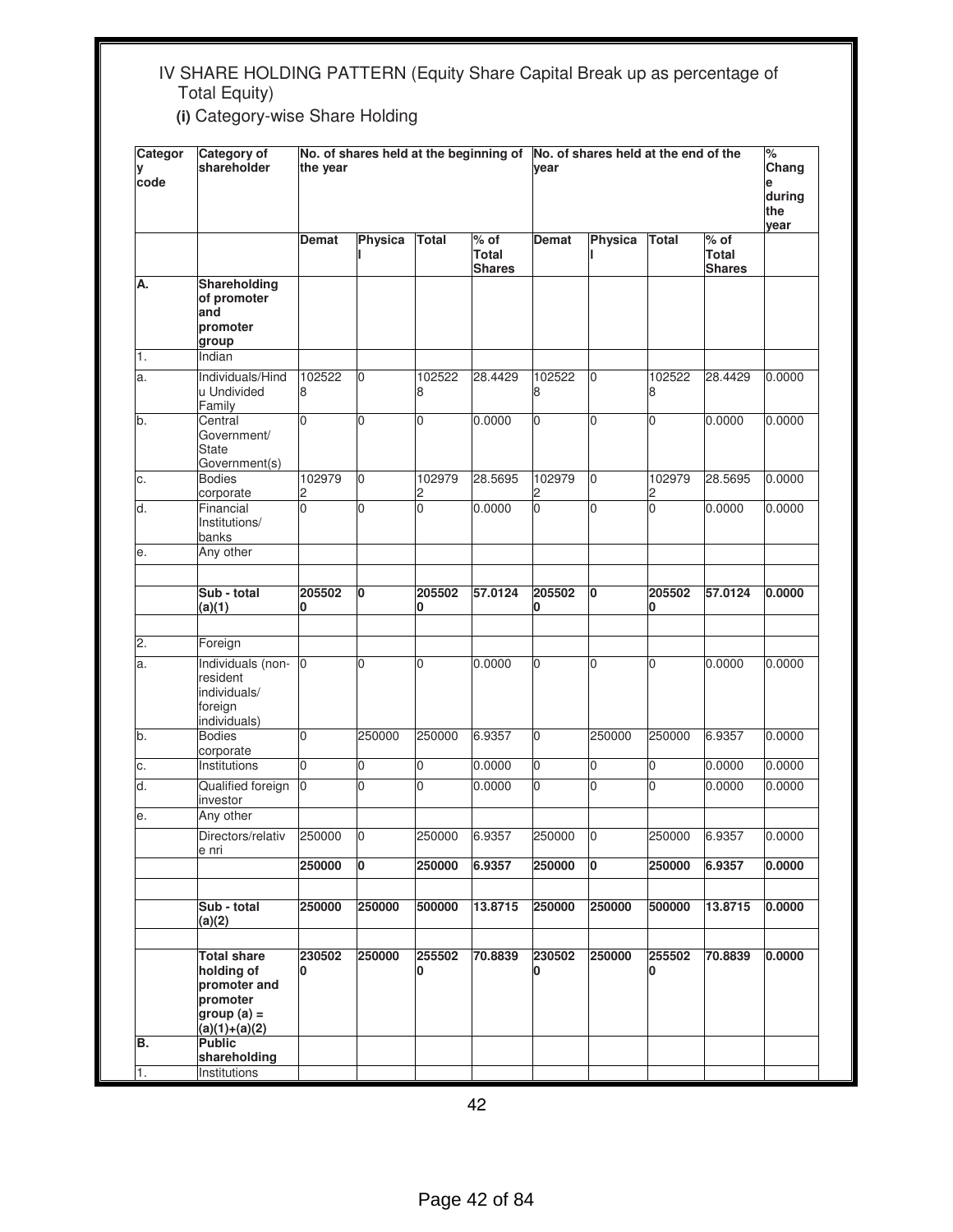IV SHARE HOLDING PATTERN (Equity Share Capital Break up as percentage of Total Equity)

**(i)** Category-wise Share Holding

| Category code | Category of shareholder | No. of shares held at the beginning of the year | | | | No. of shares held at the end of the year | | | | % Change during the year |
|---|---|---|---|---|---|---|---|---|---|---|
| | | **Demat** | **Physical** | **Total** | **% of Total Shares** | **Demat** | **Physical** | **Total** | **% of Total Shares** | |
| **A.** | **Shareholding of promoter and promoter group** | | | | | | | | | |
| 1. | Indian | | | | | | | | | |
| a. | Individuals/Hindu Undivided Family | 1025228 | 0 | 1025228 | 28.4429 | 1025228 | 0 | 1025228 | 28.4429 | 0.0000 |
| b. | Central Government/ State Government(s) | 0 | 0 | 0 | 0.0000 | 0 | 0 | 0 | 0.0000 | 0.0000 |
| c. | Bodies corporate | 1029792 | 0 | 1029792 | 28.5695 | 1029792 | 0 | 1029792 | 28.5695 | 0.0000 |
| d. | Financial Institutions/ banks | 0 | 0 | 0 | 0.0000 | 0 | 0 | 0 | 0.0000 | 0.0000 |
| e. | Any other | | | | | | | | | |
| | | | | | | | | | | |
| | **Sub - total (a)(1)** | **2055020** | **0** | **2055020** | **57.0124** | **2055020** | **0** | **2055020** | **57.0124** | **0.0000** |
| | | | | | | | | | | |
| 2. | Foreign | | | | | | | | | |
| a. | Individuals (non-resident individuals/ foreign individuals) | 0 | 0 | 0 | 0.0000 | 0 | 0 | 0 | 0.0000 | 0.0000 |
| b. | Bodies corporate | 0 | 250000 | 250000 | 6.9357 | 0 | 250000 | 250000 | 6.9357 | 0.0000 |
| c. | Institutions | 0 | 0 | 0 | 0.0000 | 0 | 0 | 0 | 0.0000 | 0.0000 |
| d. | Qualified foreign investor | 0 | 0 | 0 | 0.0000 | 0 | 0 | 0 | 0.0000 | 0.0000 |
| e. | Any other | | | | | | | | | |
| | Directors/relative nri | 250000 | 0 | 250000 | 6.9357 | 250000 | 0 | 250000 | 6.9357 | 0.0000 |
| | | **250000** | **0** | **250000** | **6.9357** | **250000** | **0** | **250000** | **6.9357** | **0.0000** |
| | | | | | | | | | | |
| | **Sub - total (a)(2)** | **250000** | **250000** | **500000** | **13.8715** | **250000** | **250000** | **500000** | **13.8715** | **0.0000** |
| | | | | | | | | | | |
| | **Total share holding of promoter and promoter group (a) = (a)(1)+(a)(2)** | **2305020** | **250000** | **2555020** | **70.8839** | **2305020** | **250000** | **2555020** | **70.8839** | **0.0000** |
| **B.** | **Public shareholding** | | | | | | | | | |
| 1. | Institutions | | | | | | | | | |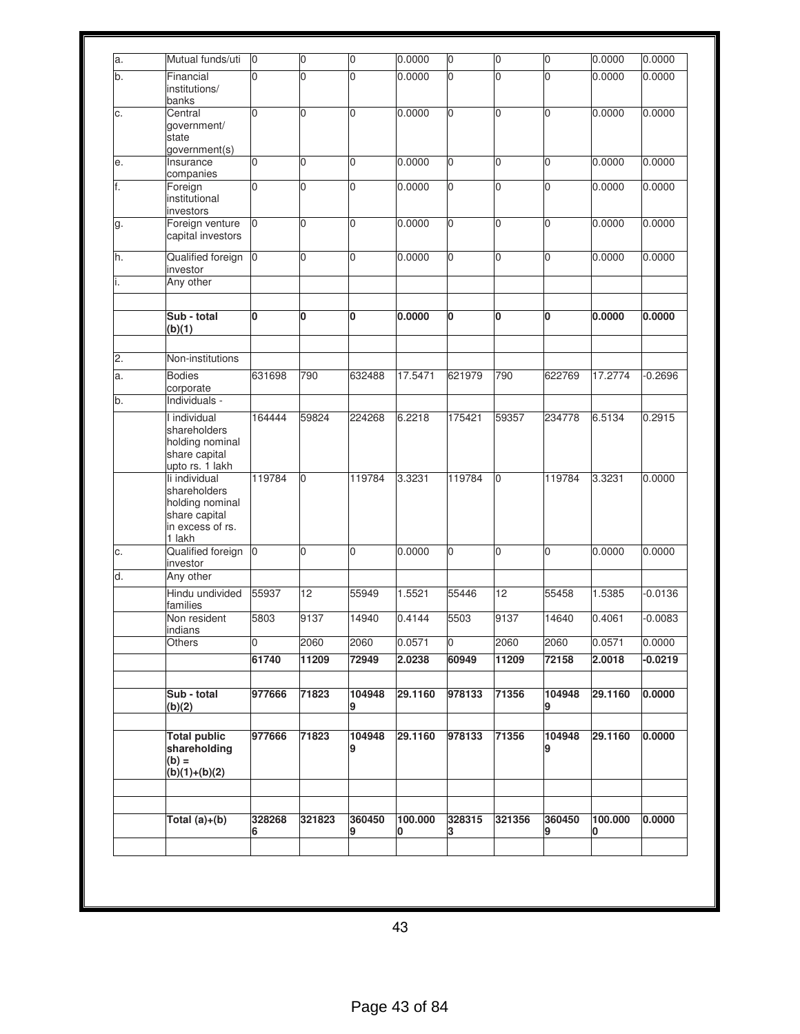| | | | | | | | | | | |
|---|---|---|---|---|---|---|---|---|---|---|
| a. | Mutual funds/uti | 0 | 0 | 0 | 0.0000 | 0 | 0 | 0 | 0.0000 | 0.0000 |
| b. | Financial institutions/ banks | 0 | 0 | 0 | 0.0000 | 0 | 0 | 0 | 0.0000 | 0.0000 |
| c. | Central government/ state government(s) | 0 | 0 | 0 | 0.0000 | 0 | 0 | 0 | 0.0000 | 0.0000 |
| e. | Insurance companies | 0 | 0 | 0 | 0.0000 | 0 | 0 | 0 | 0.0000 | 0.0000 |
| f. | Foreign institutional investors | 0 | 0 | 0 | 0.0000 | 0 | 0 | 0 | 0.0000 | 0.0000 |
| g. | Foreign venture capital investors | 0 | 0 | 0 | 0.0000 | 0 | 0 | 0 | 0.0000 | 0.0000 |
| h. | Qualified foreign investor | 0 | 0 | 0 | 0.0000 | 0 | 0 | 0 | 0.0000 | 0.0000 |
| i. | Any other | | | | | | | | | |
| | | | | | | | | | | |
| | **Sub - total (b)(1)** | **0** | **0** | **0** | **0.0000** | **0** | **0** | **0** | **0.0000** | **0.0000** |
| | | | | | | | | | | |
| 2. | Non-institutions | | | | | | | | | |
| a. | Bodies corporate | 631698 | 790 | 632488 | 17.5471 | 621979 | 790 | 622769 | 17.2774 | -0.2696 |
| b. | Individuals - | | | | | | | | | |
| | I individual shareholders holding nominal share capital upto rs. 1 lakh | 164444 | 59824 | 224268 | 6.2218 | 175421 | 59357 | 234778 | 6.5134 | 0.2915 |
| | Ii individual shareholders holding nominal share capital in excess of rs. 1 lakh | 119784 | 0 | 119784 | 3.3231 | 119784 | 0 | 119784 | 3.3231 | 0.0000 |
| c. | Qualified foreign investor | 0 | 0 | 0 | 0.0000 | 0 | 0 | 0 | 0.0000 | 0.0000 |
| d. | Any other | | | | | | | | | |
| | Hindu undivided families | 55937 | 12 | 55949 | 1.5521 | 55446 | 12 | 55458 | 1.5385 | -0.0136 |
| | Non resident indians | 5803 | 9137 | 14940 | 0.4144 | 5503 | 9137 | 14640 | 0.4061 | -0.0083 |
| | Others | 0 | 2060 | 2060 | 0.0571 | 0 | 2060 | 2060 | 0.0571 | 0.0000 |
| | | **61740** | **11209** | **72949** | **2.0238** | **60949** | **11209** | **72158** | **2.0018** | **-0.0219** |
| | | | | | | | | | | |
| | **Sub - total (b)(2)** | **977666** | **71823** | **1049489** | **29.1160** | **978133** | **71356** | **1049489** | **29.1160** | **0.0000** |
| | | | | | | | | | | |
| | **Total public shareholding (b) = (b)(1)+(b)(2)** | **977666** | **71823** | **1049489** | **29.1160** | **978133** | **71356** | **1049489** | **29.1160** | **0.0000** |
| | | | | | | | | | | |
| | | | | | | | | | | |
| | **Total (a)+(b)** | **3282686** | **321823** | **3604509** | **100.0000** | **3283153** | **321356** | **3604509** | **100.0000** | **0.0000** |
| | | | | | | | | | | |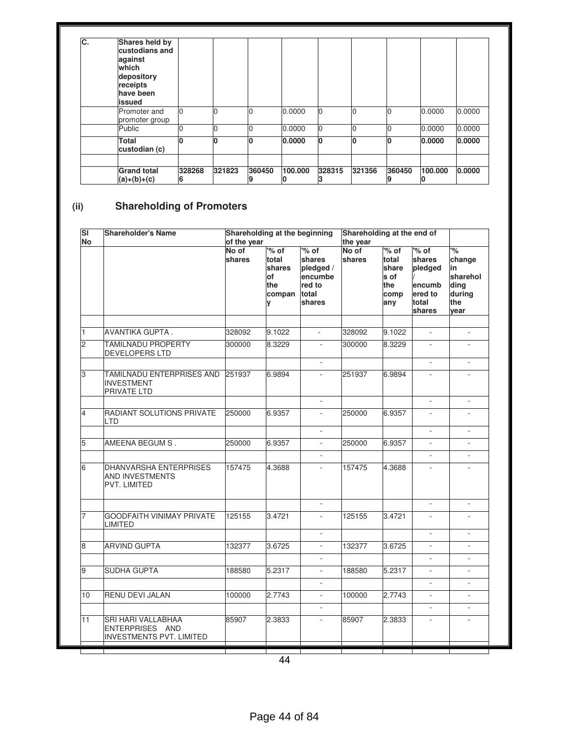| C. | Shares held by custodians and against which depository receipts have been issued | | | | | | | | |
|---|---|---|---|---|---|---|---|---|---|
| | Promoter and promoter group | 0 | 0 | 0 | 0.0000 | 0 | 0 | 0 | 0.0000 | 0.0000 |
| | Public | 0 | 0 | 0 | 0.0000 | 0 | 0 | 0 | 0.0000 | 0.0000 |
| | **Total custodian (c)** | **0** | **0** | **0** | **0.0000** | **0** | **0** | **0** | **0.0000** | **0.0000** |
| | | | | | | | | | | |
| | **Grand total (a)+(b)+(c)** | **3282686** | **321823** | **3604509** | **100.0000** | **3283153** | **321356** | **3604509** | **100.0000** | **0.0000** |

## (ii) Shareholding of Promoters

| Sl No | Shareholder's Name | Shareholding at the beginning of the year | | | Shareholding at the end of the year | | | |
|---|---|---|---|---|---|---|---|---|
| | | No of shares | '% of total shares of the company | '% of shares pledged / encumbered to total shares | No of shares | '% of total shares of the company | '% of shares pledged / encumbered to total shares | '% change in shareholding during the year |
| | | | | | | | | |
| 1 | AVANTIKA GUPTA . | 328092 | 9.1022 | - | 328092 | 9.1022 | - | - |
| 2 | TAMILNADU PROPERTY DEVELOPERS LTD | 300000 | 8.3229 | - | 300000 | 8.3229 | - | - |
| | | | | - | | | - | - |
| 3 | TAMILNADU ENTERPRISES AND INVESTMENT PRIVATE LTD | 251937 | 6.9894 | - | 251937 | 6.9894 | - | - |
| | | | | - | | | - | - |
| 4 | RADIANT SOLUTIONS PRIVATE LTD | 250000 | 6.9357 | - | 250000 | 6.9357 | - | - |
| | | | | - | | | - | - |
| 5 | AMEENA BEGUM S . | 250000 | 6.9357 | - | 250000 | 6.9357 | - | - |
| | | | | - | | | - | - |
| 6 | DHANVARSHA ENTERPRISES AND INVESTMENTS PVT. LIMITED | 157475 | 4.3688 | - | 157475 | 4.3688 | - | - |
| | | | | - | | | - | - |
| 7 | GOODFAITH VINIMAY PRIVATE LIMITED | 125155 | 3.4721 | - | 125155 | 3.4721 | - | - |
| | | | | - | | | - | - |
| 8 | ARVIND GUPTA | 132377 | 3.6725 | - | 132377 | 3.6725 | - | - |
| | | | | - | | | - | - |
| 9 | SUDHA GUPTA | 188580 | 5.2317 | - | 188580 | 5.2317 | - | - |
| | | | | - | | | - | - |
| 10 | RENU DEVI JALAN | 100000 | 2.7743 | - | 100000 | 2.7743 | - | - |
| | | | | - | | | - | - |
| 11 | SRI HARI VALLABHAA ENTERPRISES AND INVESTMENTS PVT. LIMITED | 85907 | 2.3833 | - | 85907 | 2.3833 | - | - |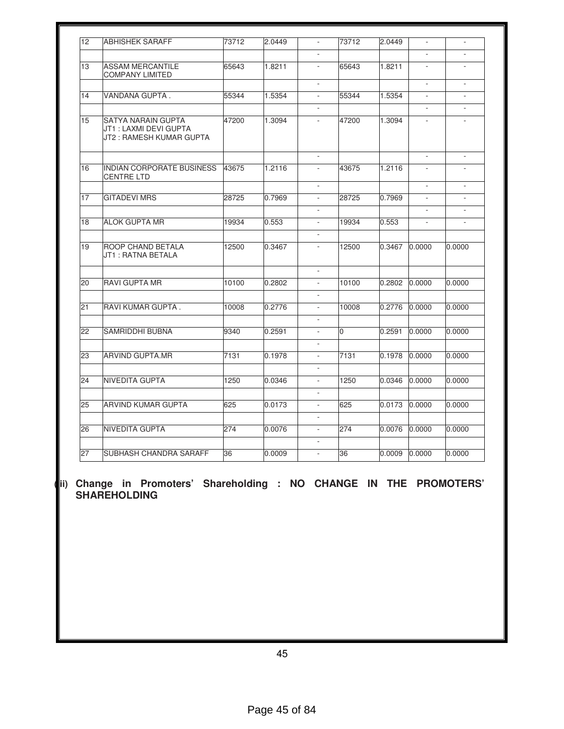| | | | | | | | | |
|---|---|---|---|---|---|---|---|---|
| 12 | ABHISHEK SARAFF | 73712 | 2.0449 | - | 73712 | 2.0449 | - | - |
| | | | | - | | | - | - |
| 13 | ASSAM MERCANTILE COMPANY LIMITED | 65643 | 1.8211 | - | 65643 | 1.8211 | - | - |
| | | | | - | | | - | - |
| 14 | VANDANA GUPTA . | 55344 | 1.5354 | - | 55344 | 1.5354 | - | - |
| | | | | - | | | - | - |
| 15 | SATYA NARAIN GUPTA JT1 : LAXMI DEVI GUPTA JT2 : RAMESH KUMAR GUPTA | 47200 | 1.3094 | - | 47200 | 1.3094 | - | - |
| | | | | - | | | - | - |
| 16 | INDIAN CORPORATE BUSINESS CENTRE LTD | 43675 | 1.2116 | - | 43675 | 1.2116 | - | - |
| | | | | - | | | - | - |
| 17 | GITADEVI MRS | 28725 | 0.7969 | - | 28725 | 0.7969 | - | - |
| | | | | - | | | - | - |
| 18 | ALOK GUPTA MR | 19934 | 0.553 | - | 19934 | 0.553 | - | - |
| | | | | - | | | | |
| 19 | ROOP CHAND BETALA JT1 : RATNA BETALA | 12500 | 0.3467 | - | 12500 | 0.3467 | 0.0000 | 0.0000 |
| | | | | - | | | | |
| 20 | RAVI GUPTA MR | 10100 | 0.2802 | - | 10100 | 0.2802 | 0.0000 | 0.0000 |
| | | | | - | | | | |
| 21 | RAVI KUMAR GUPTA . | 10008 | 0.2776 | - | 10008 | 0.2776 | 0.0000 | 0.0000 |
| | | | | - | | | | |
| 22 | SAMRIDDHI BUBNA | 9340 | 0.2591 | - | 0 | 0.2591 | 0.0000 | 0.0000 |
| | | | | - | | | | |
| 23 | ARVIND GUPTA.MR | 7131 | 0.1978 | - | 7131 | 0.1978 | 0.0000 | 0.0000 |
| | | | | - | | | | |
| 24 | NIVEDITA GUPTA | 1250 | 0.0346 | - | 1250 | 0.0346 | 0.0000 | 0.0000 |
| | | | | - | | | | |
| 25 | ARVIND KUMAR GUPTA | 625 | 0.0173 | - | 625 | 0.0173 | 0.0000 | 0.0000 |
| | | | | - | | | | |
| 26 | NIVEDITA GUPTA | 274 | 0.0076 | - | 274 | 0.0076 | 0.0000 | 0.0000 |
| | | | | - | | | | |
| 27 | SUBHASH CHANDRA SARAFF | 36 | 0.0009 | - | 36 | 0.0009 | 0.0000 | 0.0000 |

**(iii) Change in Promoters' Shareholding : NO CHANGE IN THE PROMOTERS' SHAREHOLDING**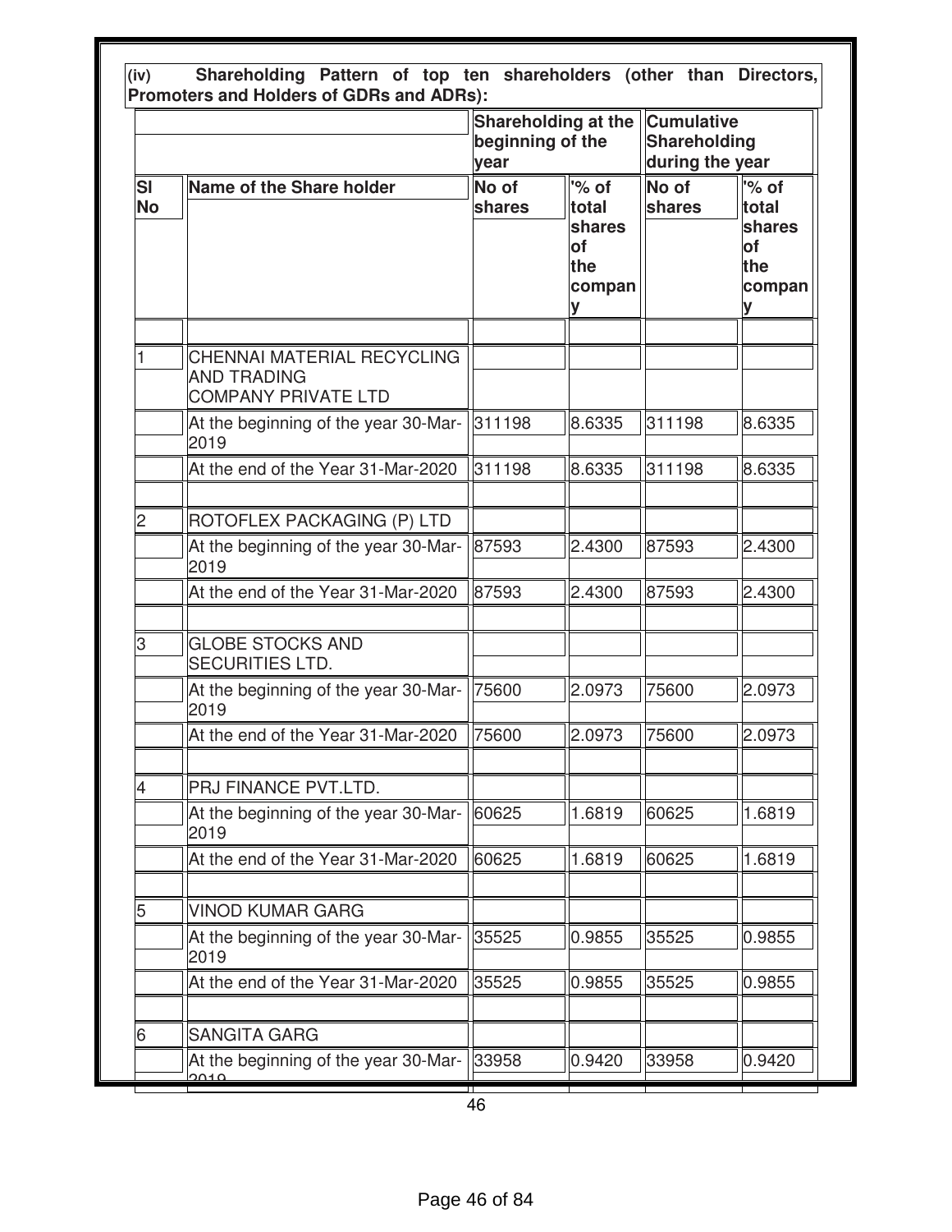**(iv) Shareholding Pattern of top ten shareholders (other than Directors, Promoters and Holders of GDRs and ADRs):**

| | | Shareholding at the beginning of the year | | Cumulative Shareholding during the year | |
|---|---|---|---|---|---|
| Sl No | Name of the Share holder | No of shares | '% of total shares of the company | No of shares | '% of total shares of the company |
| | | | | | |
| 1 | CHENNAI MATERIAL RECYCLING AND TRADING COMPANY PRIVATE LTD | | | | |
| | At the beginning of the year 30-Mar-2019 | 311198 | 8.6335 | 311198 | 8.6335 |
| | At the end of the Year 31-Mar-2020 | 311198 | 8.6335 | 311198 | 8.6335 |
| | | | | | |
| 2 | ROTOFLEX PACKAGING (P) LTD | | | | |
| | At the beginning of the year 30-Mar-2019 | 87593 | 2.4300 | 87593 | 2.4300 |
| | At the end of the Year 31-Mar-2020 | 87593 | 2.4300 | 87593 | 2.4300 |
| | | | | | |
| 3 | GLOBE STOCKS AND SECURITIES LTD. | | | | |
| | At the beginning of the year 30-Mar-2019 | 75600 | 2.0973 | 75600 | 2.0973 |
| | At the end of the Year 31-Mar-2020 | 75600 | 2.0973 | 75600 | 2.0973 |
| | | | | | |
| 4 | PRJ FINANCE PVT.LTD. | | | | |
| | At the beginning of the year 30-Mar-2019 | 60625 | 1.6819 | 60625 | 1.6819 |
| | At the end of the Year 31-Mar-2020 | 60625 | 1.6819 | 60625 | 1.6819 |
| | | | | | |
| 5 | VINOD KUMAR GARG | | | | |
| | At the beginning of the year 30-Mar-2019 | 35525 | 0.9855 | 35525 | 0.9855 |
| | At the end of the Year 31-Mar-2020 | 35525 | 0.9855 | 35525 | 0.9855 |
| | | | | | |
| 6 | SANGITA GARG | | | | |
| | At the beginning of the year 30-Mar-2019 | 33958 | 0.9420 | 33958 | 0.9420 |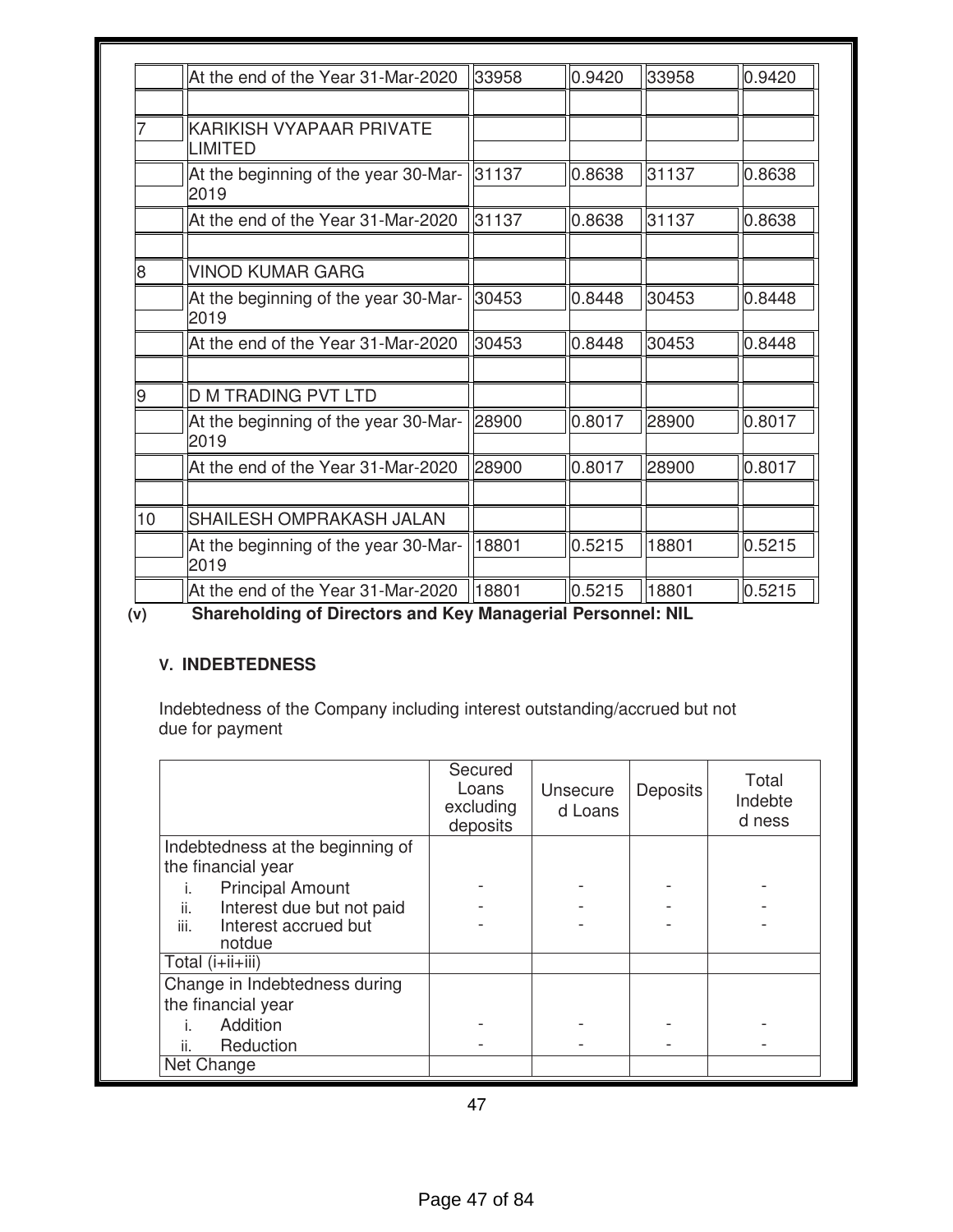| | | | | | |
|---|---|---|---|---|---|
| | At the end of the Year 31-Mar-2020 | 33958 | 0.9420 | 33958 | 0.9420 |
| | | | | | |
| 7 | KARIKISH VYAPAAR PRIVATE LIMITED | | | | |
| | At the beginning of the year 30-Mar-2019 | 31137 | 0.8638 | 31137 | 0.8638 |
| | At the end of the Year 31-Mar-2020 | 31137 | 0.8638 | 31137 | 0.8638 |
| | | | | | |
| 8 | VINOD KUMAR GARG | | | | |
| | At the beginning of the year 30-Mar-2019 | 30453 | 0.8448 | 30453 | 0.8448 |
| | At the end of the Year 31-Mar-2020 | 30453 | 0.8448 | 30453 | 0.8448 |
| | | | | | |
| 9 | D M TRADING PVT LTD | | | | |
| | At the beginning of the year 30-Mar-2019 | 28900 | 0.8017 | 28900 | 0.8017 |
| | At the end of the Year 31-Mar-2020 | 28900 | 0.8017 | 28900 | 0.8017 |
| | | | | | |
| 10 | SHAILESH OMPRAKASH JALAN | | | | |
| | At the beginning of the year 30-Mar-2019 | 18801 | 0.5215 | 18801 | 0.5215 |
| | At the end of the Year 31-Mar-2020 | 18801 | 0.5215 | 18801 | 0.5215 |

**(v) Shareholding of Directors and Key Managerial Personnel: NIL**

## V. INDEBTEDNESS

Indebtedness of the Company including interest outstanding/accrued but not due for payment

| | Secured Loans excluding deposits | Unsecured Loans | Deposits | Total Indebtedness |
|---|---|---|---|---|
| Indebtedness at the beginning of the financial year | | | | |
| i. Principal Amount | - | - | - | - |
| ii. Interest due but not paid | - | - | - | - |
| iii. Interest accrued but notdue | - | - | - | - |
| Total (i+ii+iii) | | | | |
| Change in Indebtedness during the financial year | | | | |
| i. Addition | - | - | - | - |
| ii. Reduction | - | - | - | - |
| Net Change | | | | |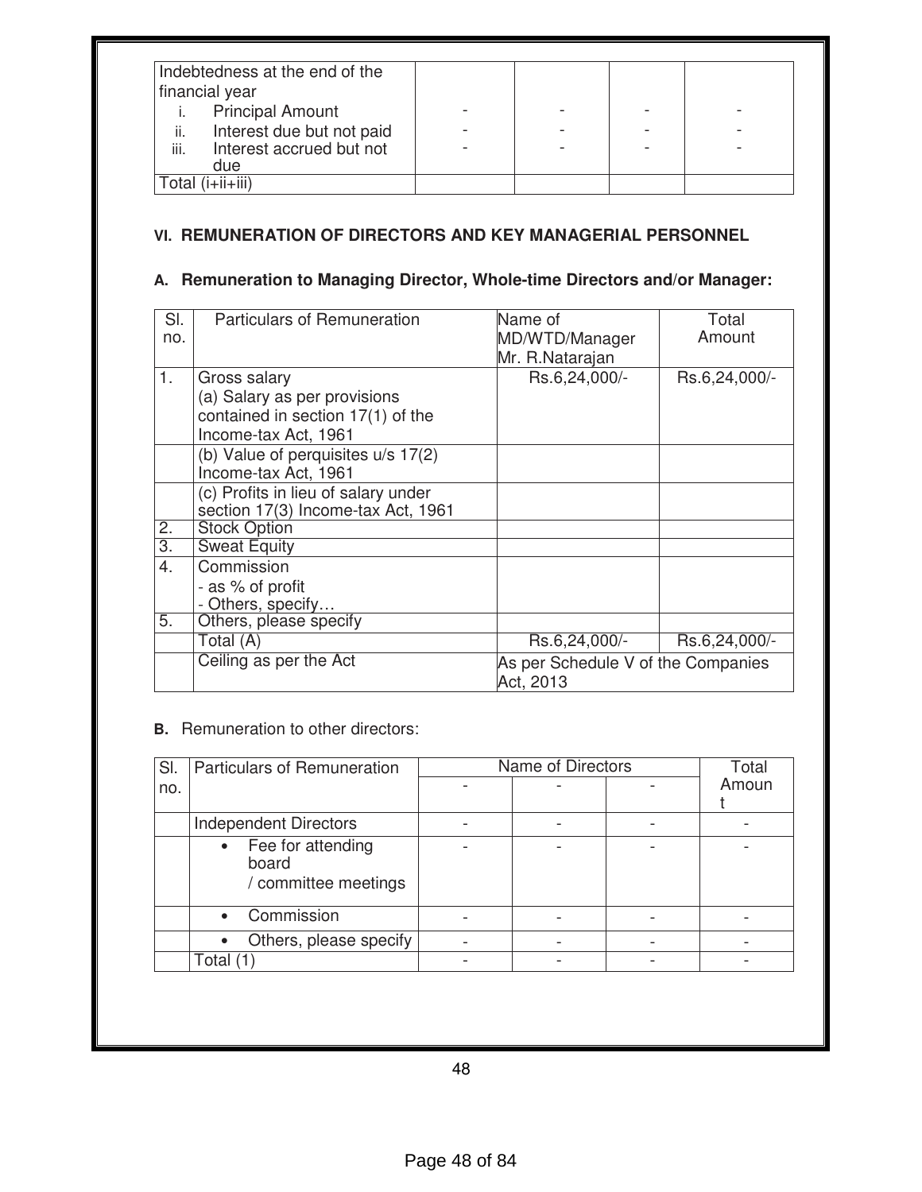| Indebtedness at the end of the financial year | | | | |
|---|---|---|---|---|
| i. Principal Amount | - | - | - | - |
| ii. Interest due but not paid | - | - | - | - |
| iii. Interest accrued but not due | - | - | - | - |
| Total (i+ii+iii) | | | | |

### VI. REMUNERATION OF DIRECTORS AND KEY MANAGERIAL PERSONNEL

#### A. Remuneration to Managing Director, Whole-time Directors and/or Manager:

| Sl. no. | Particulars of Remuneration | Name of MD/WTD/Manager Mr. R.Natarajan | Total Amount |
|---|---|---|---|
| 1. | Gross salary (a) Salary as per provisions contained in section 17(1) of the Income-tax Act, 1961 | Rs.6,24,000/- | Rs.6,24,000/- |
| | (b) Value of perquisites u/s 17(2) Income-tax Act, 1961 | | |
| | (c) Profits in lieu of salary under section 17(3) Income-tax Act, 1961 | | |
| 2. | Stock Option | | |
| 3. | Sweat Equity | | |
| 4. | Commission - as % of profit - Others, specify… | | |
| 5. | Others, please specify | | |
| | Total (A) | Rs.6,24,000/- | Rs.6,24,000/- |
| | Ceiling as per the Act | As per Schedule V of the Companies Act, 2013 | |

**B.** Remuneration to other directors:

| Sl. no. | Particulars of Remuneration | Name of Directors | | | Total Amount |
|---|---|---|---|---|---|
| | | - | - | - | |
| | Independent Directors | - | - | - | - |
| | • Fee for attending board / committee meetings | - | - | - | - |
| | • Commission | - | - | - | - |
| | • Others, please specify | - | - | - | - |
| | Total (1) | - | - | - | - |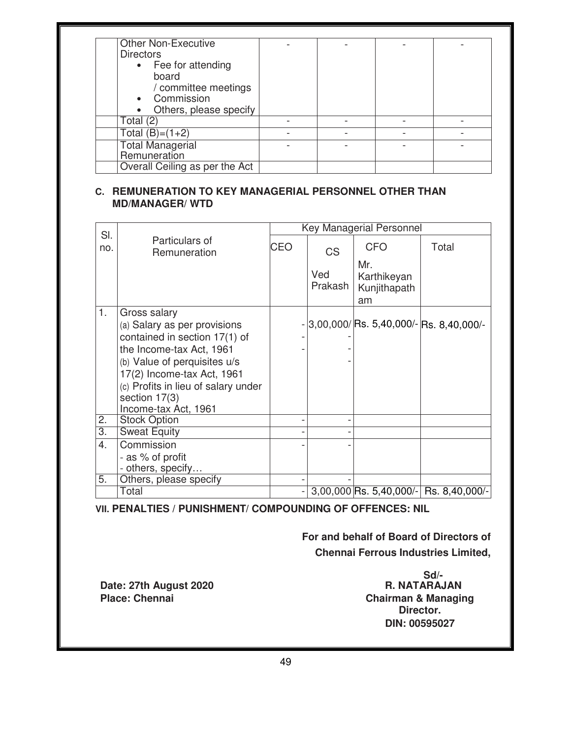| | | | | | |
|---|---|---|---|---|---|
| | Other Non-Executive Directors<br>• Fee for attending board / committee meetings<br>• Commission<br>• Others, please specify | - | - | - | - |
| | Total (2) | - | - | - | - |
| | Total (B)=(1+2) | - | - | - | - |
| | Total Managerial Remuneration | - | - | - | - |
| | Overall Ceiling as per the Act | | | | |

**C. REMUNERATION TO KEY MANAGERIAL PERSONNEL OTHER THAN MD/MANAGER/ WTD**

| Sl. no. | Particulars of Remuneration | Key Managerial Personnel | | | |
|---|---|---|---|---|---|
| | | CEO | CS<br>Ved Prakash | CFO<br>Mr. Karthikeyan Kunjithapatham | Total |
| 1. | Gross salary<br>(a) Salary as per provisions contained in section 17(1) of the Income-tax Act, 1961<br>(b) Value of perquisites u/s 17(2) Income-tax Act, 1961<br>(c) Profits in lieu of salary under section 17(3) Income-tax Act, 1961 | -<br>-<br>- | 3,00,000/<br>-<br>-<br>- | Rs. 5,40,000/- | Rs. 8,40,000/- |
| 2. | Stock Option | - | - | | |
| 3. | Sweat Equity | - | - | | |
| 4. | Commission<br>- as % of profit<br>- others, specify… | - | - | | |
| 5. | Others, please specify | - | - | | |
| | Total | - | 3,00,000 | Rs. 5,40,000/- | Rs. 8,40,000/- |

**VII. PENALTIES / PUNISHMENT/ COMPOUNDING OF OFFENCES: NIL**

**For and behalf of Board of Directors of**
**Chennai Ferrous Industries Limited,**

**Date: 27th August 2020**
**Place: Chennai**

**Sd/-**
**R. NATARAJAN**
**Chairman & Managing Director.**
**DIN: 00595027**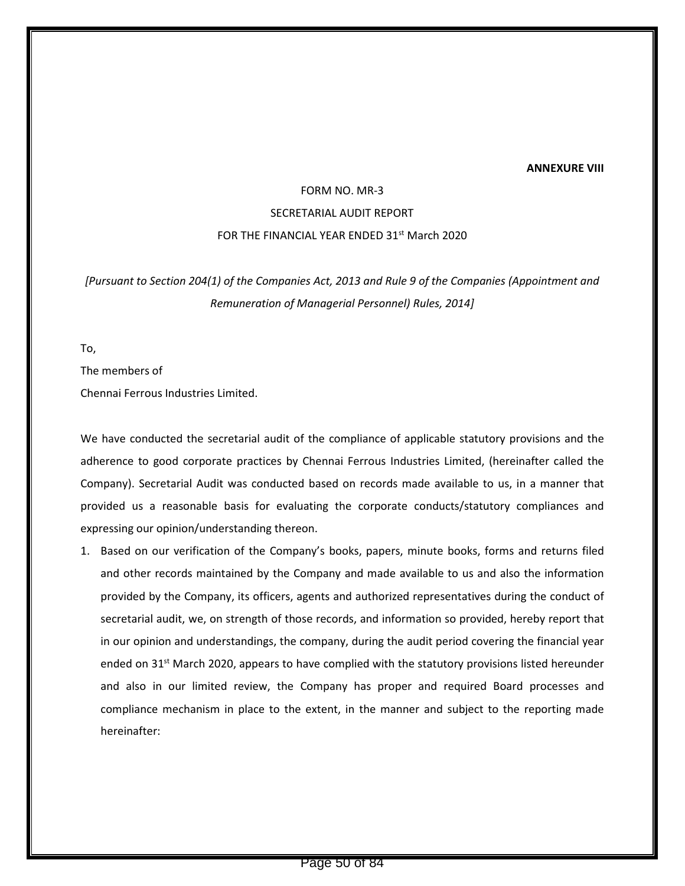**ANNEXURE VIII**

FORM NO. MR-3

SECRETARIAL AUDIT REPORT

FOR THE FINANCIAL YEAR ENDED 31st March 2020

*[Pursuant to Section 204(1) of the Companies Act, 2013 and Rule 9 of the Companies (Appointment and Remuneration of Managerial Personnel) Rules, 2014]*

To,

The members of

Chennai Ferrous Industries Limited.

We have conducted the secretarial audit of the compliance of applicable statutory provisions and the adherence to good corporate practices by Chennai Ferrous Industries Limited, (hereinafter called the Company). Secretarial Audit was conducted based on records made available to us, in a manner that provided us a reasonable basis for evaluating the corporate conducts/statutory compliances and expressing our opinion/understanding thereon.

1. Based on our verification of the Company's books, papers, minute books, forms and returns filed and other records maintained by the Company and made available to us and also the information provided by the Company, its officers, agents and authorized representatives during the conduct of secretarial audit, we, on strength of those records, and information so provided, hereby report that in our opinion and understandings, the company, during the audit period covering the financial year ended on 31st March 2020, appears to have complied with the statutory provisions listed hereunder and also in our limited review, the Company has proper and required Board processes and compliance mechanism in place to the extent, in the manner and subject to the reporting made hereinafter: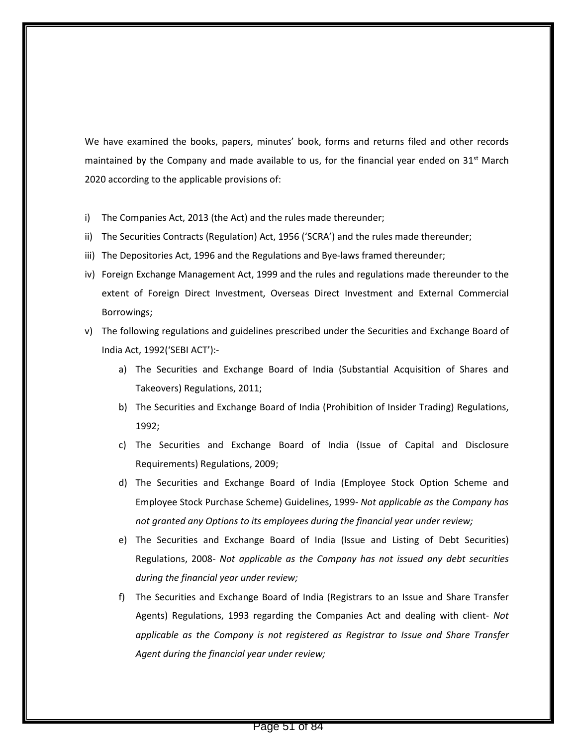We have examined the books, papers, minutes' book, forms and returns filed and other records maintained by the Company and made available to us, for the financial year ended on 31st March 2020 according to the applicable provisions of:

i) The Companies Act, 2013 (the Act) and the rules made thereunder;
ii) The Securities Contracts (Regulation) Act, 1956 ('SCRA') and the rules made thereunder;
iii) The Depositories Act, 1996 and the Regulations and Bye-laws framed thereunder;
iv) Foreign Exchange Management Act, 1999 and the rules and regulations made thereunder to the extent of Foreign Direct Investment, Overseas Direct Investment and External Commercial Borrowings;
v) The following regulations and guidelines prescribed under the Securities and Exchange Board of India Act, 1992('SEBI ACT'):-
   a) The Securities and Exchange Board of India (Substantial Acquisition of Shares and Takeovers) Regulations, 2011;
   b) The Securities and Exchange Board of India (Prohibition of Insider Trading) Regulations, 1992;
   c) The Securities and Exchange Board of India (Issue of Capital and Disclosure Requirements) Regulations, 2009;
   d) The Securities and Exchange Board of India (Employee Stock Option Scheme and Employee Stock Purchase Scheme) Guidelines, 1999- *Not applicable as the Company has not granted any Options to its employees during the financial year under review;*
   e) The Securities and Exchange Board of India (Issue and Listing of Debt Securities) Regulations, 2008- *Not applicable as the Company has not issued any debt securities during the financial year under review;*
   f) The Securities and Exchange Board of India (Registrars to an Issue and Share Transfer Agents) Regulations, 1993 regarding the Companies Act and dealing with client- *Not applicable as the Company is not registered as Registrar to Issue and Share Transfer Agent during the financial year under review;*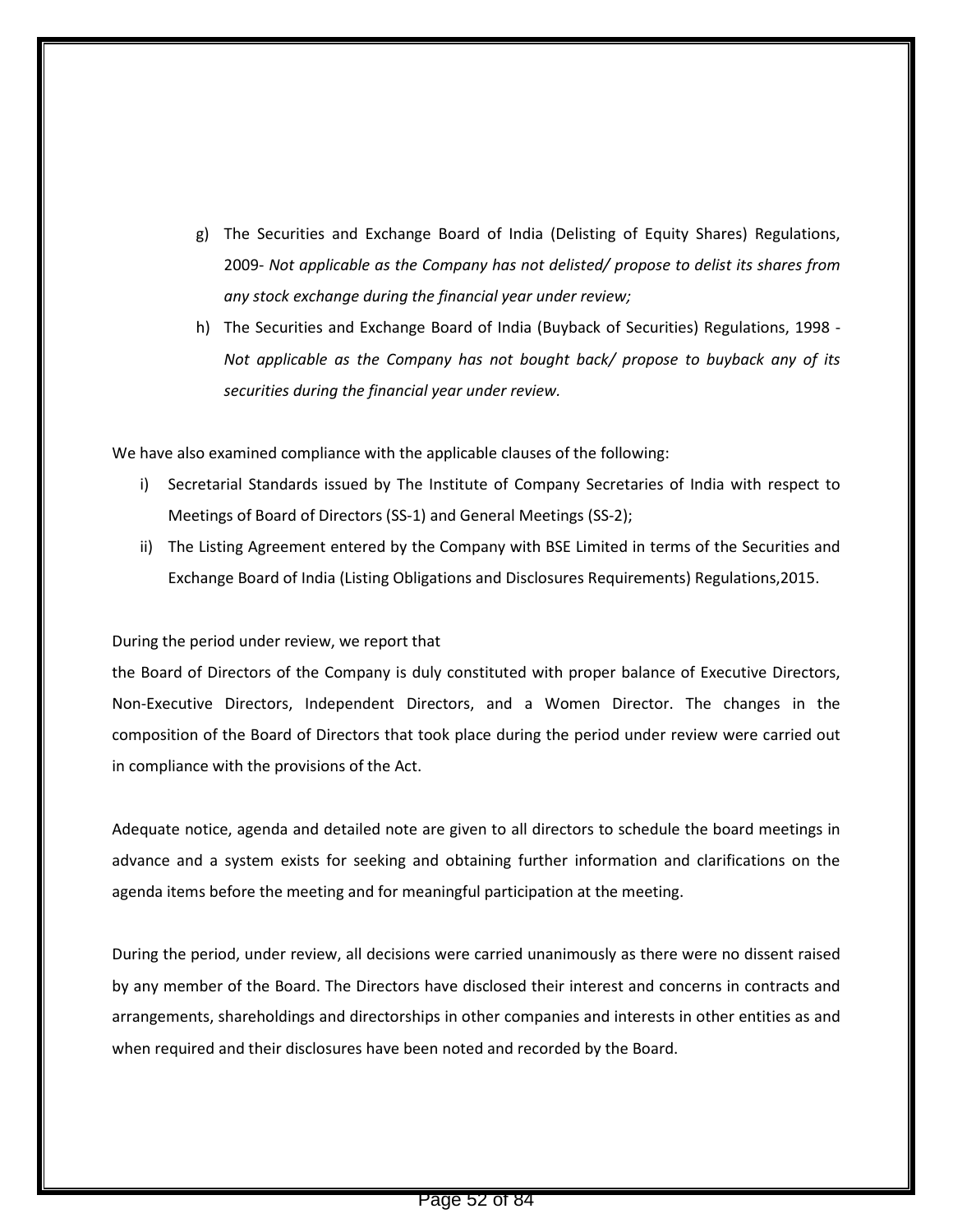g) The Securities and Exchange Board of India (Delisting of Equity Shares) Regulations, 2009- *Not applicable as the Company has not delisted/ propose to delist its shares from any stock exchange during the financial year under review;*

h) The Securities and Exchange Board of India (Buyback of Securities) Regulations, 1998 - *Not applicable as the Company has not bought back/ propose to buyback any of its securities during the financial year under review.*

We have also examined compliance with the applicable clauses of the following:

i) Secretarial Standards issued by The Institute of Company Secretaries of India with respect to Meetings of Board of Directors (SS-1) and General Meetings (SS-2);

ii) The Listing Agreement entered by the Company with BSE Limited in terms of the Securities and Exchange Board of India (Listing Obligations and Disclosures Requirements) Regulations,2015.

During the period under review, we report that
the Board of Directors of the Company is duly constituted with proper balance of Executive Directors, Non-Executive Directors, Independent Directors, and a Women Director. The changes in the composition of the Board of Directors that took place during the period under review were carried out in compliance with the provisions of the Act.

Adequate notice, agenda and detailed note are given to all directors to schedule the board meetings in advance and a system exists for seeking and obtaining further information and clarifications on the agenda items before the meeting and for meaningful participation at the meeting.

During the period, under review, all decisions were carried unanimously as there were no dissent raised by any member of the Board. The Directors have disclosed their interest and concerns in contracts and arrangements, shareholdings and directorships in other companies and interests in other entities as and when required and their disclosures have been noted and recorded by the Board.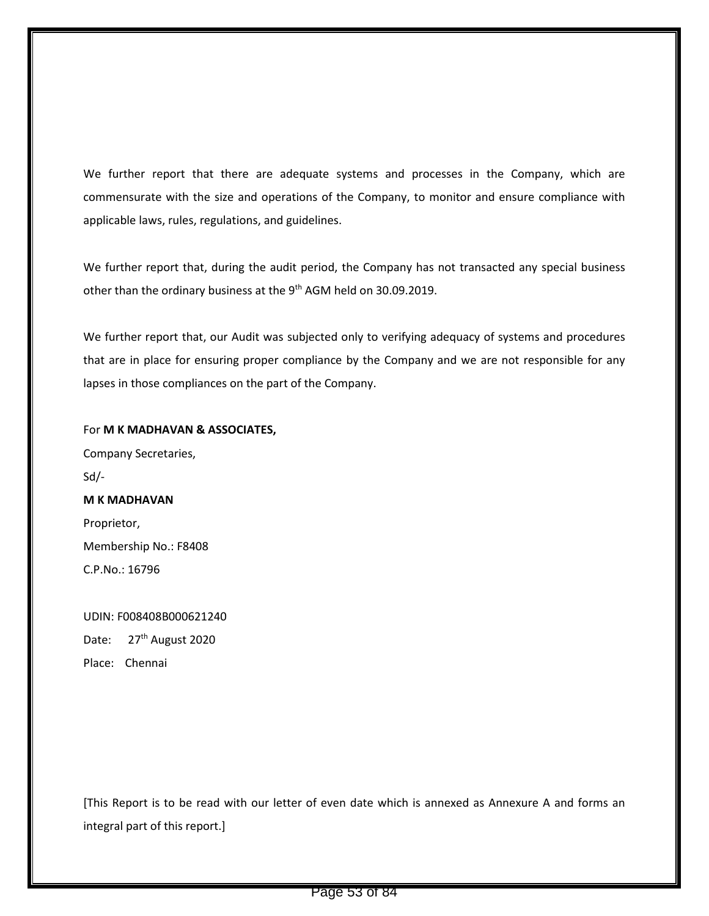We further report that there are adequate systems and processes in the Company, which are commensurate with the size and operations of the Company, to monitor and ensure compliance with applicable laws, rules, regulations, and guidelines.

We further report that, during the audit period, the Company has not transacted any special business other than the ordinary business at the 9th AGM held on 30.09.2019.

We further report that, our Audit was subjected only to verifying adequacy of systems and procedures that are in place for ensuring proper compliance by the Company and we are not responsible for any lapses in those compliances on the part of the Company.

For **M K MADHAVAN & ASSOCIATES,**

Company Secretaries,

Sd/-

**M K MADHAVAN**

Proprietor,

Membership No.: F8408

C.P.No.: 16796

UDIN: F008408B000621240

Date: 27th August 2020

Place: Chennai

[This Report is to be read with our letter of even date which is annexed as Annexure A and forms an integral part of this report.]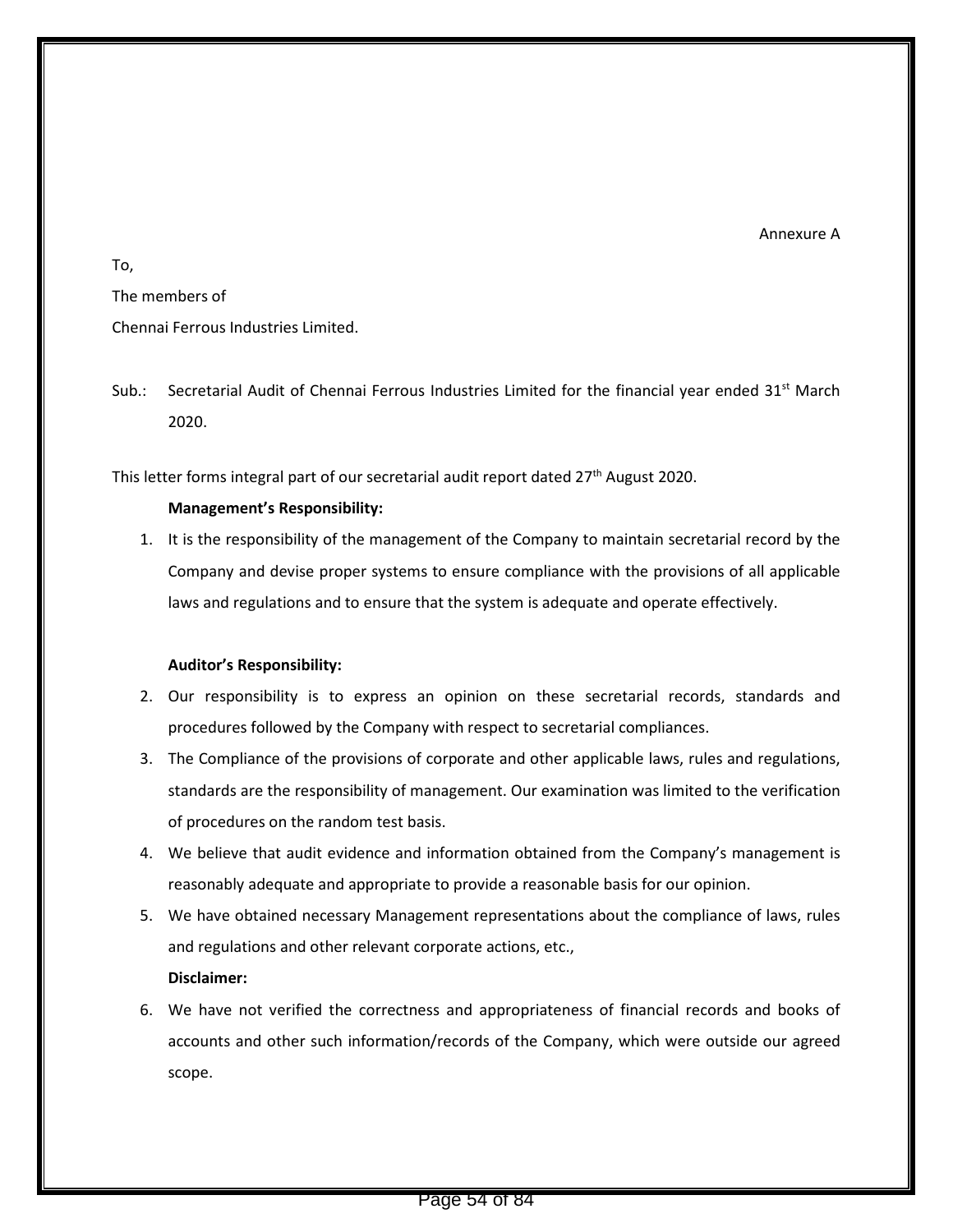Annexure A

To,

The members of

Chennai Ferrous Industries Limited.

Sub.: Secretarial Audit of Chennai Ferrous Industries Limited for the financial year ended 31st March 2020.

This letter forms integral part of our secretarial audit report dated 27th August 2020.

**Management's Responsibility:**

1. It is the responsibility of the management of the Company to maintain secretarial record by the Company and devise proper systems to ensure compliance with the provisions of all applicable laws and regulations and to ensure that the system is adequate and operate effectively.

**Auditor's Responsibility:**

2. Our responsibility is to express an opinion on these secretarial records, standards and procedures followed by the Company with respect to secretarial compliances.
3. The Compliance of the provisions of corporate and other applicable laws, rules and regulations, standards are the responsibility of management. Our examination was limited to the verification of procedures on the random test basis.
4. We believe that audit evidence and information obtained from the Company's management is reasonably adequate and appropriate to provide a reasonable basis for our opinion.
5. We have obtained necessary Management representations about the compliance of laws, rules and regulations and other relevant corporate actions, etc.,

**Disclaimer:**

6. We have not verified the correctness and appropriateness of financial records and books of accounts and other such information/records of the Company, which were outside our agreed scope.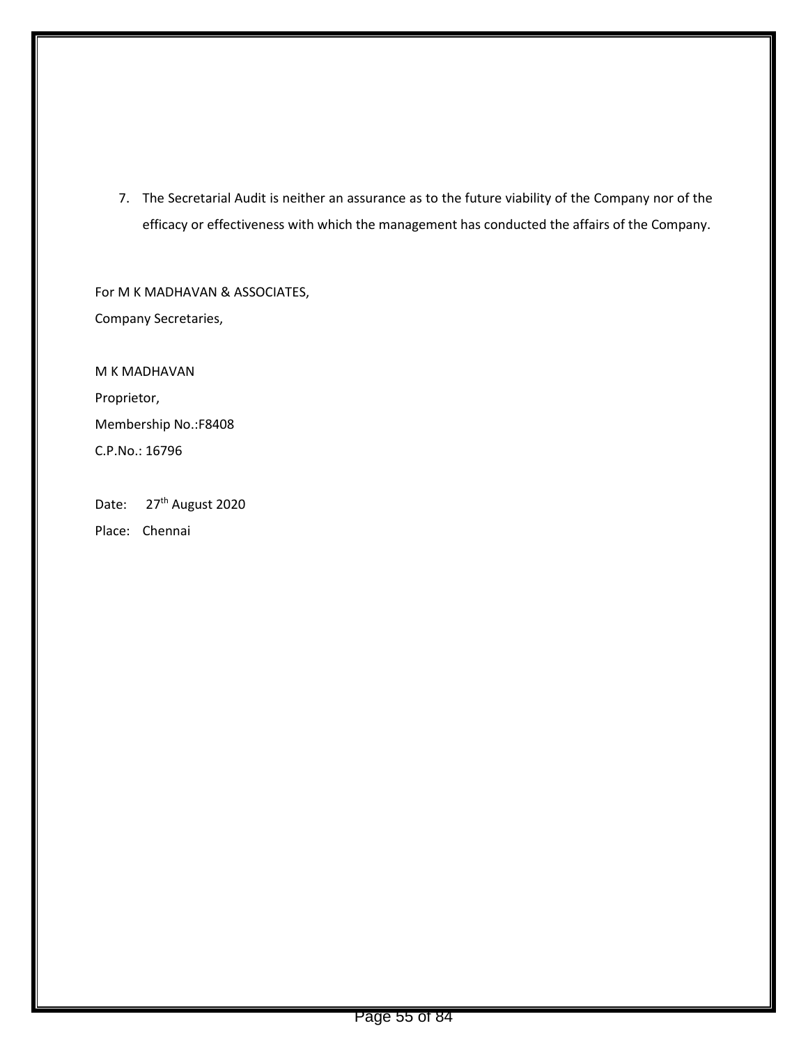7. The Secretarial Audit is neither an assurance as to the future viability of the Company nor of the efficacy or effectiveness with which the management has conducted the affairs of the Company.

For M K MADHAVAN & ASSOCIATES,

Company Secretaries,

M K MADHAVAN

Proprietor,

Membership No.:F8408

C.P.No.: 16796

Date: 27th August 2020

Place: Chennai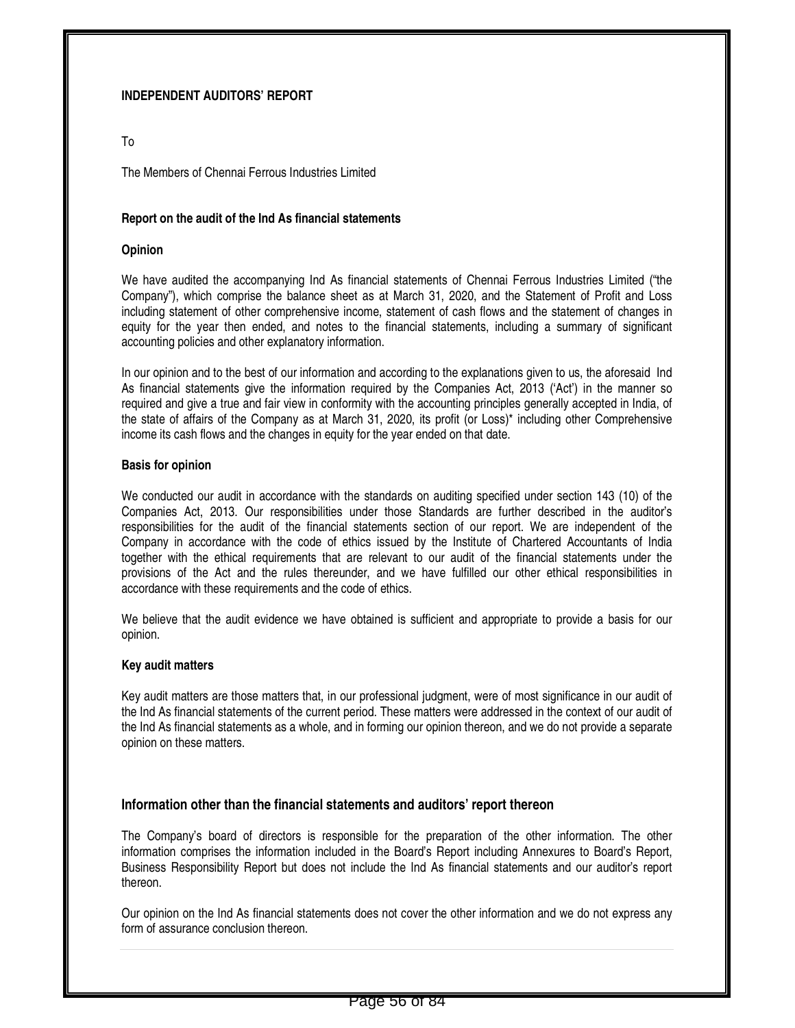## INDEPENDENT AUDITORS' REPORT

To

The Members of Chennai Ferrous Industries Limited

### Report on the audit of the Ind As financial statements

#### Opinion

We have audited the accompanying Ind As financial statements of Chennai Ferrous Industries Limited ("the Company"), which comprise the balance sheet as at March 31, 2020, and the Statement of Profit and Loss including statement of other comprehensive income, statement of cash flows and the statement of changes in equity for the year then ended, and notes to the financial statements, including a summary of significant accounting policies and other explanatory information.

In our opinion and to the best of our information and according to the explanations given to us, the aforesaid Ind As financial statements give the information required by the Companies Act, 2013 ('Act') in the manner so required and give a true and fair view in conformity with the accounting principles generally accepted in India, of the state of affairs of the Company as at March 31, 2020, its profit (or Loss)* including other Comprehensive income its cash flows and the changes in equity for the year ended on that date.

#### Basis for opinion

We conducted our audit in accordance with the standards on auditing specified under section 143 (10) of the Companies Act, 2013. Our responsibilities under those Standards are further described in the auditor's responsibilities for the audit of the financial statements section of our report. We are independent of the Company in accordance with the code of ethics issued by the Institute of Chartered Accountants of India together with the ethical requirements that are relevant to our audit of the financial statements under the provisions of the Act and the rules thereunder, and we have fulfilled our other ethical responsibilities in accordance with these requirements and the code of ethics.

We believe that the audit evidence we have obtained is sufficient and appropriate to provide a basis for our opinion.

#### Key audit matters

Key audit matters are those matters that, in our professional judgment, were of most significance in our audit of the Ind As financial statements of the current period. These matters were addressed in the context of our audit of the Ind As financial statements as a whole, and in forming our opinion thereon, and we do not provide a separate opinion on these matters.

### Information other than the financial statements and auditors' report thereon

The Company's board of directors is responsible for the preparation of the other information. The other information comprises the information included in the Board's Report including Annexures to Board's Report, Business Responsibility Report but does not include the Ind As financial statements and our auditor's report thereon.

Our opinion on the Ind As financial statements does not cover the other information and we do not express any form of assurance conclusion thereon.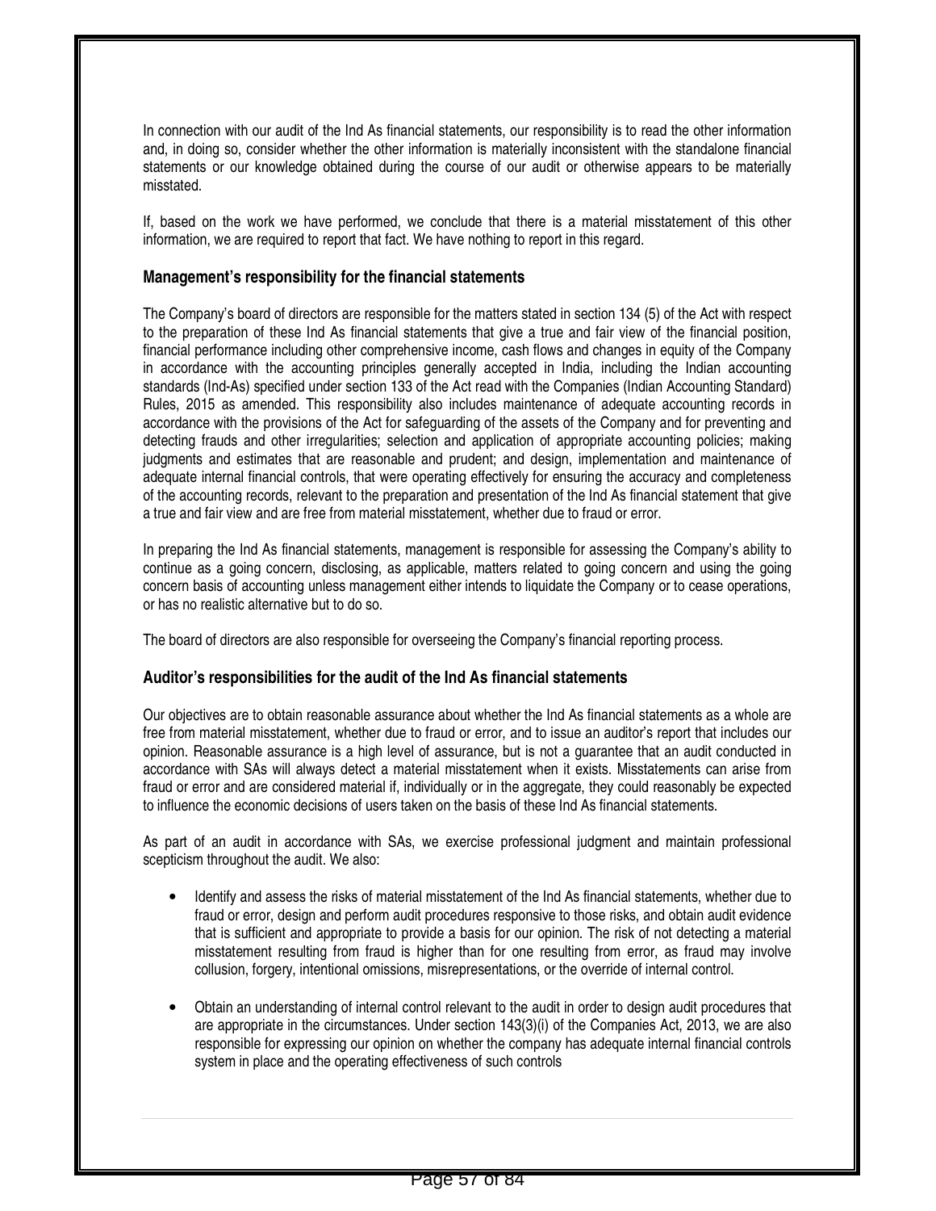In connection with our audit of the Ind As financial statements, our responsibility is to read the other information and, in doing so, consider whether the other information is materially inconsistent with the standalone financial statements or our knowledge obtained during the course of our audit or otherwise appears to be materially misstated.

If, based on the work we have performed, we conclude that there is a material misstatement of this other information, we are required to report that fact. We have nothing to report in this regard.

### Management's responsibility for the financial statements

The Company's board of directors are responsible for the matters stated in section 134 (5) of the Act with respect to the preparation of these Ind As financial statements that give a true and fair view of the financial position, financial performance including other comprehensive income, cash flows and changes in equity of the Company in accordance with the accounting principles generally accepted in India, including the Indian accounting standards (Ind-As) specified under section 133 of the Act read with the Companies (Indian Accounting Standard) Rules, 2015 as amended. This responsibility also includes maintenance of adequate accounting records in accordance with the provisions of the Act for safeguarding of the assets of the Company and for preventing and detecting frauds and other irregularities; selection and application of appropriate accounting policies; making judgments and estimates that are reasonable and prudent; and design, implementation and maintenance of adequate internal financial controls, that were operating effectively for ensuring the accuracy and completeness of the accounting records, relevant to the preparation and presentation of the Ind As financial statement that give a true and fair view and are free from material misstatement, whether due to fraud or error.

In preparing the Ind As financial statements, management is responsible for assessing the Company's ability to continue as a going concern, disclosing, as applicable, matters related to going concern and using the going concern basis of accounting unless management either intends to liquidate the Company or to cease operations, or has no realistic alternative but to do so.

The board of directors are also responsible for overseeing the Company's financial reporting process.

### Auditor's responsibilities for the audit of the Ind As financial statements

Our objectives are to obtain reasonable assurance about whether the Ind As financial statements as a whole are free from material misstatement, whether due to fraud or error, and to issue an auditor's report that includes our opinion. Reasonable assurance is a high level of assurance, but is not a guarantee that an audit conducted in accordance with SAs will always detect a material misstatement when it exists. Misstatements can arise from fraud or error and are considered material if, individually or in the aggregate, they could reasonably be expected to influence the economic decisions of users taken on the basis of these Ind As financial statements.

As part of an audit in accordance with SAs, we exercise professional judgment and maintain professional scepticism throughout the audit. We also:

- Identify and assess the risks of material misstatement of the Ind As financial statements, whether due to fraud or error, design and perform audit procedures responsive to those risks, and obtain audit evidence that is sufficient and appropriate to provide a basis for our opinion. The risk of not detecting a material misstatement resulting from fraud is higher than for one resulting from error, as fraud may involve collusion, forgery, intentional omissions, misrepresentations, or the override of internal control.

- Obtain an understanding of internal control relevant to the audit in order to design audit procedures that are appropriate in the circumstances. Under section 143(3)(i) of the Companies Act, 2013, we are also responsible for expressing our opinion on whether the company has adequate internal financial controls system in place and the operating effectiveness of such controls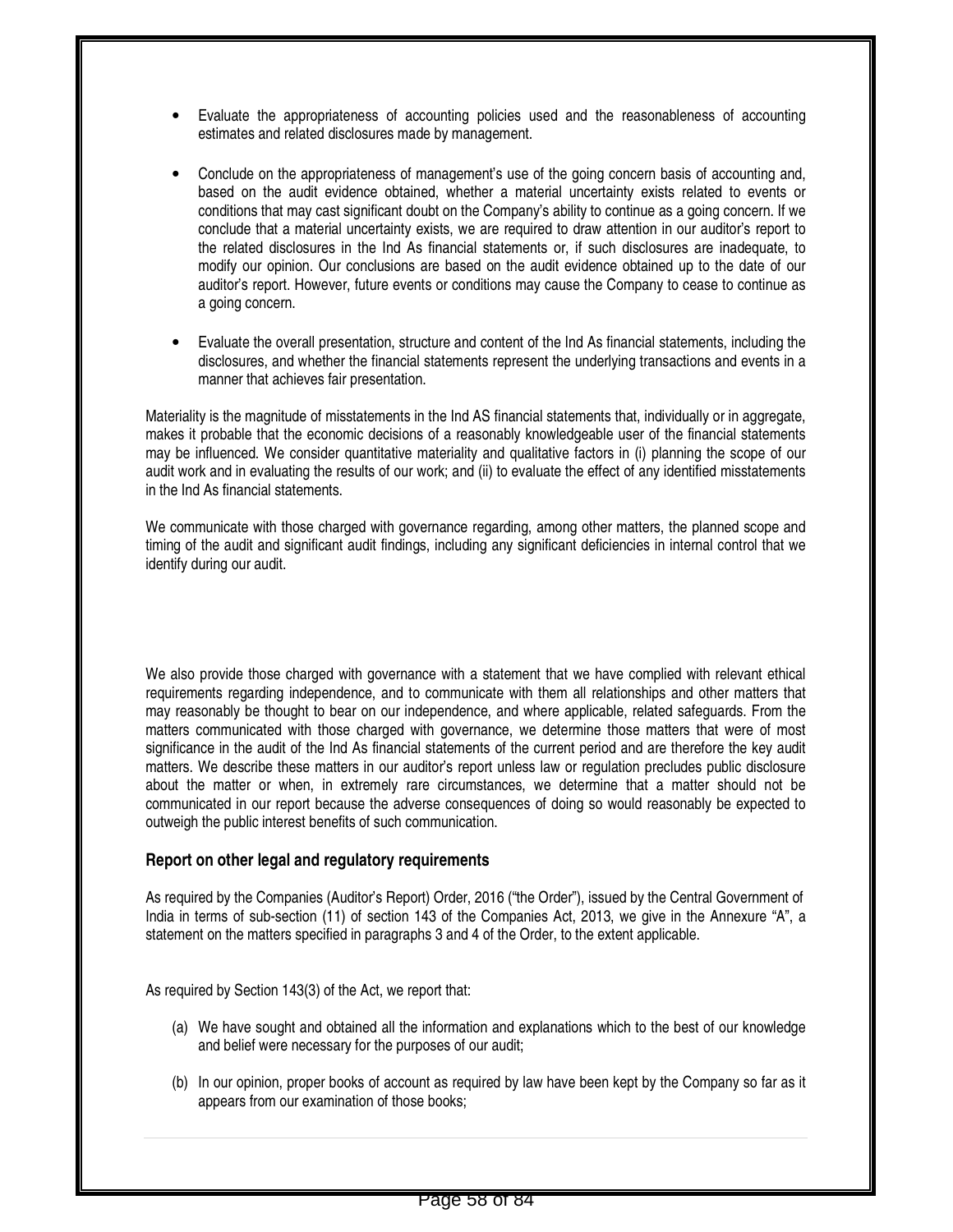- Evaluate the appropriateness of accounting policies used and the reasonableness of accounting estimates and related disclosures made by management.

- Conclude on the appropriateness of management's use of the going concern basis of accounting and, based on the audit evidence obtained, whether a material uncertainty exists related to events or conditions that may cast significant doubt on the Company's ability to continue as a going concern. If we conclude that a material uncertainty exists, we are required to draw attention in our auditor's report to the related disclosures in the Ind As financial statements or, if such disclosures are inadequate, to modify our opinion. Our conclusions are based on the audit evidence obtained up to the date of our auditor's report. However, future events or conditions may cause the Company to cease to continue as a going concern.

- Evaluate the overall presentation, structure and content of the Ind As financial statements, including the disclosures, and whether the financial statements represent the underlying transactions and events in a manner that achieves fair presentation.

Materiality is the magnitude of misstatements in the Ind AS financial statements that, individually or in aggregate, makes it probable that the economic decisions of a reasonably knowledgeable user of the financial statements may be influenced. We consider quantitative materiality and qualitative factors in (i) planning the scope of our audit work and in evaluating the results of our work; and (ii) to evaluate the effect of any identified misstatements in the Ind As financial statements.

We communicate with those charged with governance regarding, among other matters, the planned scope and timing of the audit and significant audit findings, including any significant deficiencies in internal control that we identify during our audit.

We also provide those charged with governance with a statement that we have complied with relevant ethical requirements regarding independence, and to communicate with them all relationships and other matters that may reasonably be thought to bear on our independence, and where applicable, related safeguards. From the matters communicated with those charged with governance, we determine those matters that were of most significance in the audit of the Ind As financial statements of the current period and are therefore the key audit matters. We describe these matters in our auditor's report unless law or regulation precludes public disclosure about the matter or when, in extremely rare circumstances, we determine that a matter should not be communicated in our report because the adverse consequences of doing so would reasonably be expected to outweigh the public interest benefits of such communication.

### Report on other legal and regulatory requirements

As required by the Companies (Auditor's Report) Order, 2016 ("the Order"), issued by the Central Government of India in terms of sub-section (11) of section 143 of the Companies Act, 2013, we give in the Annexure "A", a statement on the matters specified in paragraphs 3 and 4 of the Order, to the extent applicable.

As required by Section 143(3) of the Act, we report that:

(a) We have sought and obtained all the information and explanations which to the best of our knowledge and belief were necessary for the purposes of our audit;

(b) In our opinion, proper books of account as required by law have been kept by the Company so far as it appears from our examination of those books;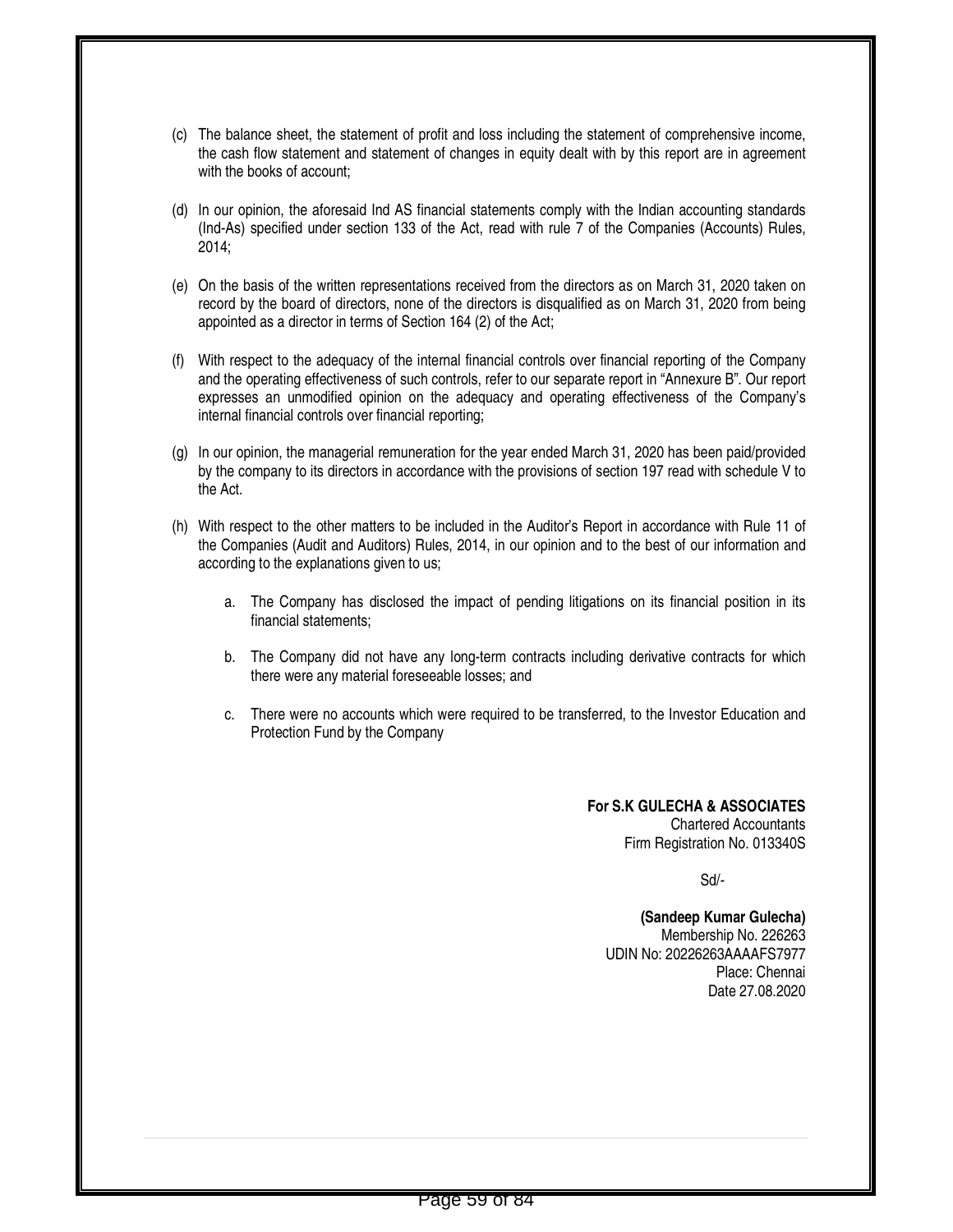(c) The balance sheet, the statement of profit and loss including the statement of comprehensive income, the cash flow statement and statement of changes in equity dealt with by this report are in agreement with the books of account;

(d) In our opinion, the aforesaid Ind AS financial statements comply with the Indian accounting standards (Ind-As) specified under section 133 of the Act, read with rule 7 of the Companies (Accounts) Rules, 2014;

(e) On the basis of the written representations received from the directors as on March 31, 2020 taken on record by the board of directors, none of the directors is disqualified as on March 31, 2020 from being appointed as a director in terms of Section 164 (2) of the Act;

(f) With respect to the adequacy of the internal financial controls over financial reporting of the Company and the operating effectiveness of such controls, refer to our separate report in "Annexure B". Our report expresses an unmodified opinion on the adequacy and operating effectiveness of the Company's internal financial controls over financial reporting;

(g) In our opinion, the managerial remuneration for the year ended March 31, 2020 has been paid/provided by the company to its directors in accordance with the provisions of section 197 read with schedule V to the Act.

(h) With respect to the other matters to be included in the Auditor's Report in accordance with Rule 11 of the Companies (Audit and Auditors) Rules, 2014, in our opinion and to the best of our information and according to the explanations given to us;

   a. The Company has disclosed the impact of pending litigations on its financial position in its financial statements;

   b. The Company did not have any long-term contracts including derivative contracts for which there were any material foreseeable losses; and

   c. There were no accounts which were required to be transferred, to the Investor Education and Protection Fund by the Company

**For S.K GULECHA & ASSOCIATES**
Chartered Accountants
Firm Registration No. 013340S

Sd/-

**(Sandeep Kumar Gulecha)**
Membership No. 226263
UDIN No: 20226263AAAAFS7977
Place: Chennai
Date 27.08.2020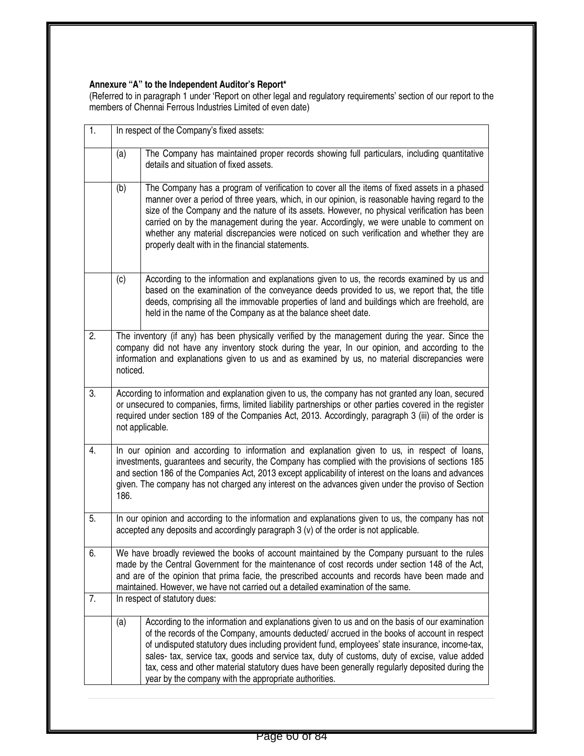**Annexure "A" to the Independent Auditor's Report***

(Referred to in paragraph 1 under 'Report on other legal and regulatory requirements' section of our report to the members of Chennai Ferrous Industries Limited of even date)

| | | |
|---|---|---|
| 1. | In respect of the Company's fixed assets: | |
| | (a) | The Company has maintained proper records showing full particulars, including quantitative details and situation of fixed assets. |
| | (b) | The Company has a program of verification to cover all the items of fixed assets in a phased manner over a period of three years, which, in our opinion, is reasonable having regard to the size of the Company and the nature of its assets. However, no physical verification has been carried on by the management during the year. Accordingly, we were unable to comment on whether any material discrepancies were noticed on such verification and whether they are properly dealt with in the financial statements. |
| | (c) | According to the information and explanations given to us, the records examined by us and based on the examination of the conveyance deeds provided to us, we report that, the title deeds, comprising all the immovable properties of land and buildings which are freehold, are held in the name of the Company as at the balance sheet date. |
| 2. | The inventory (if any) has been physically verified by the management during the year. Since the company did not have any inventory stock during the year, In our opinion, and according to the information and explanations given to us and as examined by us, no material discrepancies were noticed. | |
| 3. | According to information and explanation given to us, the company has not granted any loan, secured or unsecured to companies, firms, limited liability partnerships or other parties covered in the register required under section 189 of the Companies Act, 2013. Accordingly, paragraph 3 (iii) of the order is not applicable. | |
| 4. | In our opinion and according to information and explanation given to us, in respect of loans, investments, guarantees and security, the Company has complied with the provisions of sections 185 and section 186 of the Companies Act, 2013 except applicability of interest on the loans and advances given. The company has not charged any interest on the advances given under the proviso of Section 186. | |
| 5. | In our opinion and according to the information and explanations given to us, the company has not accepted any deposits and accordingly paragraph 3 (v) of the order is not applicable. | |
| 6. | We have broadly reviewed the books of account maintained by the Company pursuant to the rules made by the Central Government for the maintenance of cost records under section 148 of the Act, and are of the opinion that prima facie, the prescribed accounts and records have been made and maintained. However, we have not carried out a detailed examination of the same. | |
| 7. | In respect of statutory dues: | |
| | (a) | According to the information and explanations given to us and on the basis of our examination of the records of the Company, amounts deducted/ accrued in the books of account in respect of undisputed statutory dues including provident fund, employees' state insurance, income-tax, sales- tax, service tax, goods and service tax, duty of customs, duty of excise, value added tax, cess and other material statutory dues have been generally regularly deposited during the year by the company with the appropriate authorities. |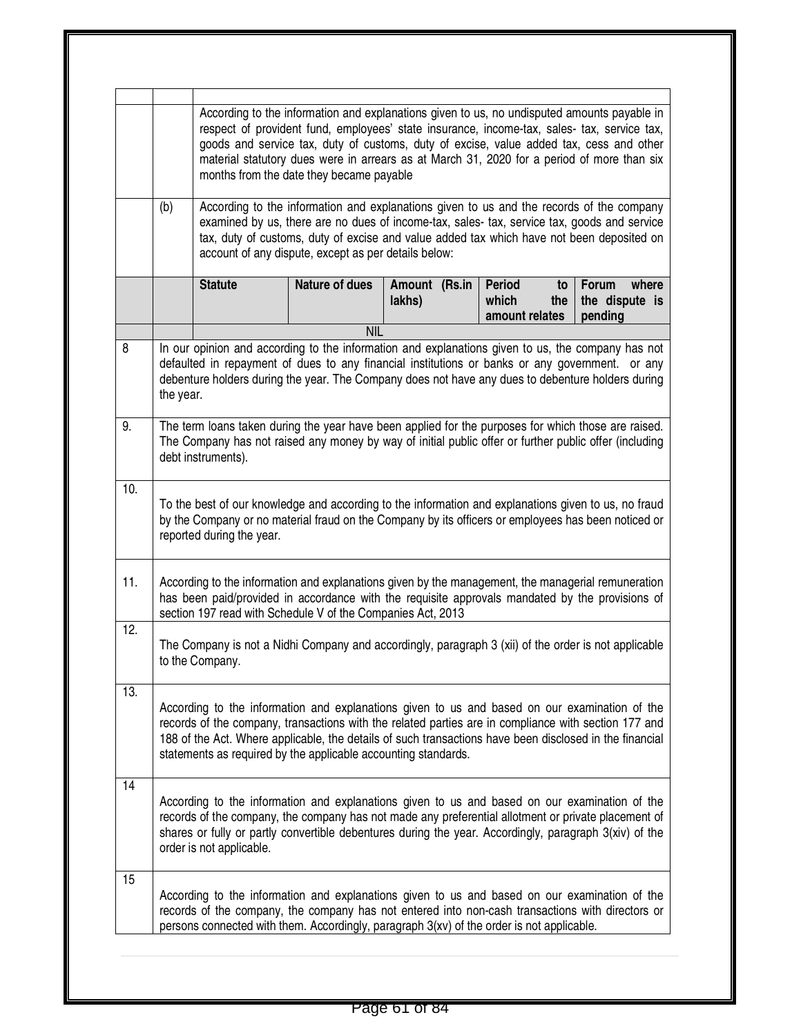| | | |
|---|---|---|
| | | According to the information and explanations given to us, no undisputed amounts payable in respect of provident fund, employees' state insurance, income-tax, sales- tax, service tax, goods and service tax, duty of customs, duty of excise, value added tax, cess and other material statutory dues were in arrears as at March 31, 2020 for a period of more than six months from the date they became payable |
| | (b) | According to the information and explanations given to us and the records of the company examined by us, there are no dues of income-tax, sales- tax, service tax, goods and service tax, duty of customs, duty of excise and value added tax which have not been deposited on account of any dispute, except as per details below: |

| Statute | Nature of dues | Amount (Rs.in lakhs) | Period to which the amount relates | Forum where the dispute is pending |
|---|---|---|---|---|
| | NIL | | | |

| | |
|---|---|
| 8 | In our opinion and according to the information and explanations given to us, the company has not defaulted in repayment of dues to any financial institutions or banks or any government. or any debenture holders during the year. The Company does not have any dues to debenture holders during the year. |
| 9. | The term loans taken during the year have been applied for the purposes for which those are raised. The Company has not raised any money by way of initial public offer or further public offer (including debt instruments). |
| 10. | To the best of our knowledge and according to the information and explanations given to us, no fraud by the Company or no material fraud on the Company by its officers or employees has been noticed or reported during the year. |
| 11. | According to the information and explanations given by the management, the managerial remuneration has been paid/provided in accordance with the requisite approvals mandated by the provisions of section 197 read with Schedule V of the Companies Act, 2013 |
| 12. | The Company is not a Nidhi Company and accordingly, paragraph 3 (xii) of the order is not applicable to the Company. |
| 13. | According to the information and explanations given to us and based on our examination of the records of the company, transactions with the related parties are in compliance with section 177 and 188 of the Act. Where applicable, the details of such transactions have been disclosed in the financial statements as required by the applicable accounting standards. |
| 14 | According to the information and explanations given to us and based on our examination of the records of the company, the company has not made any preferential allotment or private placement of shares or fully or partly convertible debentures during the year. Accordingly, paragraph 3(xiv) of the order is not applicable. |
| 15 | According to the information and explanations given to us and based on our examination of the records of the company, the company has not entered into non-cash transactions with directors or persons connected with them. Accordingly, paragraph 3(xv) of the order is not applicable. |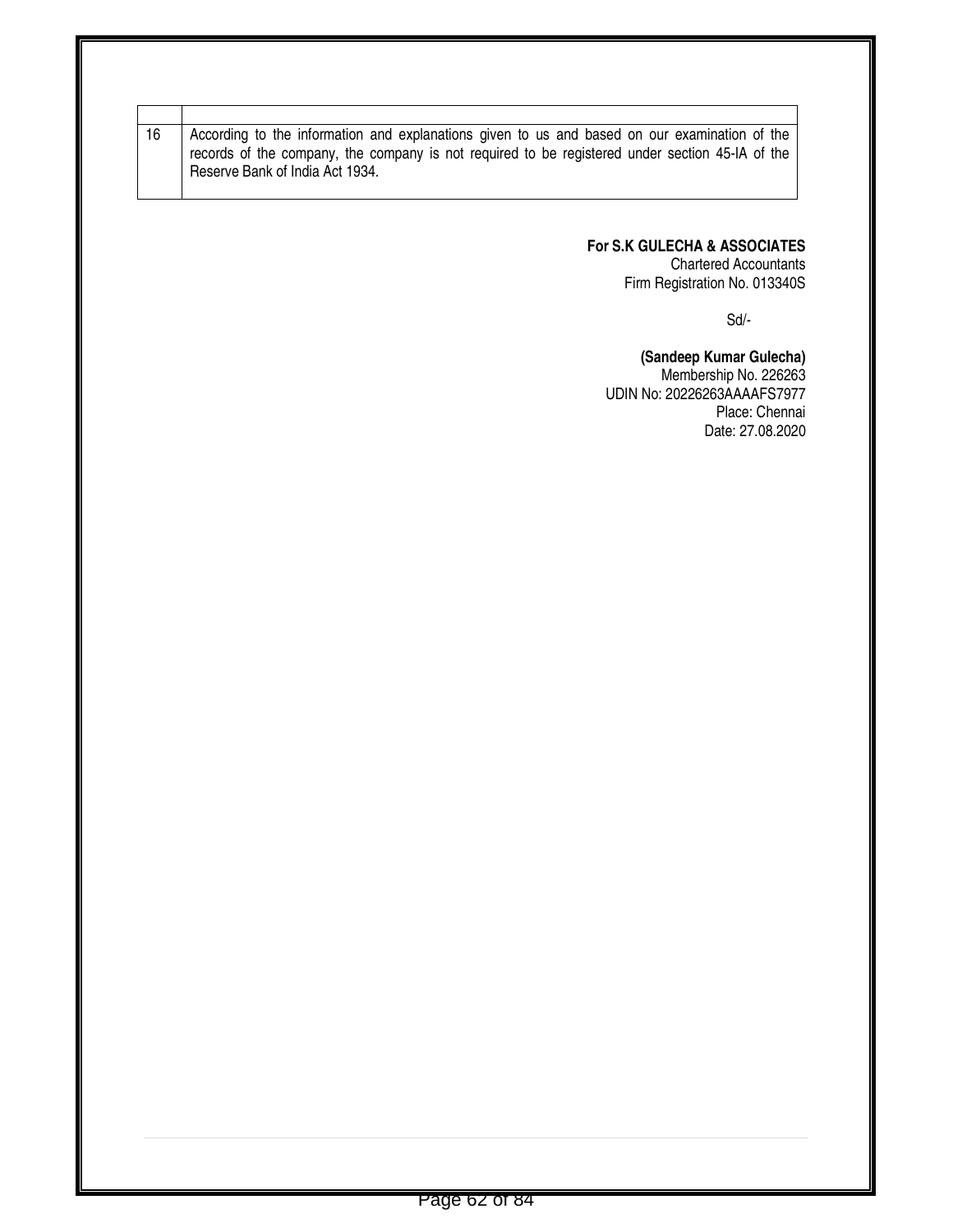| | |
|---|---|
| 16 | According to the information and explanations given to us and based on our examination of the records of the company, the company is not required to be registered under section 45-IA of the Reserve Bank of India Act 1934. |

**For S.K GULECHA & ASSOCIATES**
Chartered Accountants
Firm Registration No. 013340S

Sd/-

**(Sandeep Kumar Gulecha)**
Membership No. 226263
UDIN No: 20226263AAAAFS7977
Place: Chennai
Date: 27.08.2020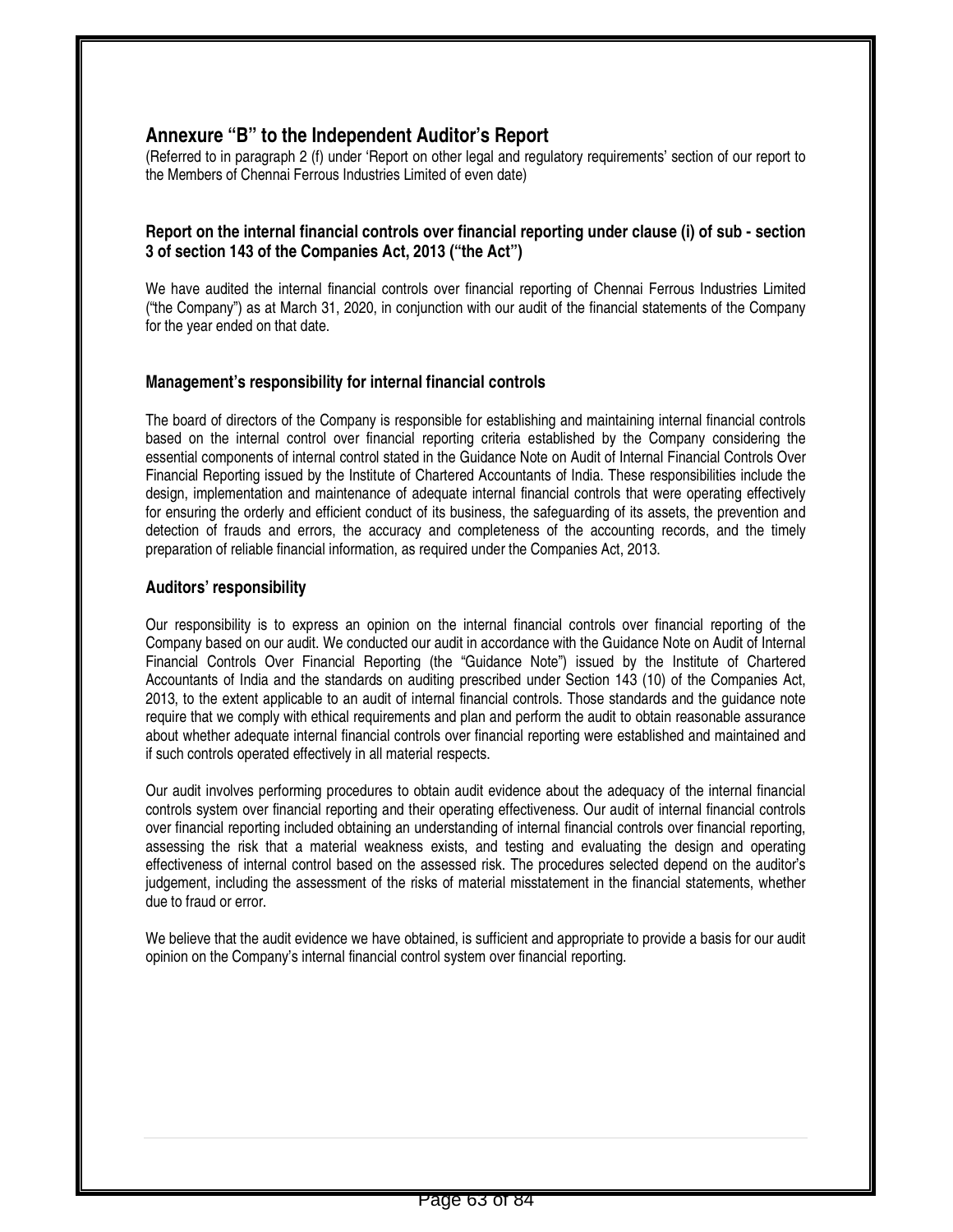## Annexure "B" to the Independent Auditor's Report

(Referred to in paragraph 2 (f) under 'Report on other legal and regulatory requirements' section of our report to the Members of Chennai Ferrous Industries Limited of even date)

### Report on the internal financial controls over financial reporting under clause (i) of sub - section 3 of section 143 of the Companies Act, 2013 ("the Act")

We have audited the internal financial controls over financial reporting of Chennai Ferrous Industries Limited ("the Company") as at March 31, 2020, in conjunction with our audit of the financial statements of the Company for the year ended on that date.

### Management's responsibility for internal financial controls

The board of directors of the Company is responsible for establishing and maintaining internal financial controls based on the internal control over financial reporting criteria established by the Company considering the essential components of internal control stated in the Guidance Note on Audit of Internal Financial Controls Over Financial Reporting issued by the Institute of Chartered Accountants of India. These responsibilities include the design, implementation and maintenance of adequate internal financial controls that were operating effectively for ensuring the orderly and efficient conduct of its business, the safeguarding of its assets, the prevention and detection of frauds and errors, the accuracy and completeness of the accounting records, and the timely preparation of reliable financial information, as required under the Companies Act, 2013.

### Auditors' responsibility

Our responsibility is to express an opinion on the internal financial controls over financial reporting of the Company based on our audit. We conducted our audit in accordance with the Guidance Note on Audit of Internal Financial Controls Over Financial Reporting (the "Guidance Note") issued by the Institute of Chartered Accountants of India and the standards on auditing prescribed under Section 143 (10) of the Companies Act, 2013, to the extent applicable to an audit of internal financial controls. Those standards and the guidance note require that we comply with ethical requirements and plan and perform the audit to obtain reasonable assurance about whether adequate internal financial controls over financial reporting were established and maintained and if such controls operated effectively in all material respects.

Our audit involves performing procedures to obtain audit evidence about the adequacy of the internal financial controls system over financial reporting and their operating effectiveness. Our audit of internal financial controls over financial reporting included obtaining an understanding of internal financial controls over financial reporting, assessing the risk that a material weakness exists, and testing and evaluating the design and operating effectiveness of internal control based on the assessed risk. The procedures selected depend on the auditor's judgement, including the assessment of the risks of material misstatement in the financial statements, whether due to fraud or error.

We believe that the audit evidence we have obtained, is sufficient and appropriate to provide a basis for our audit opinion on the Company's internal financial control system over financial reporting.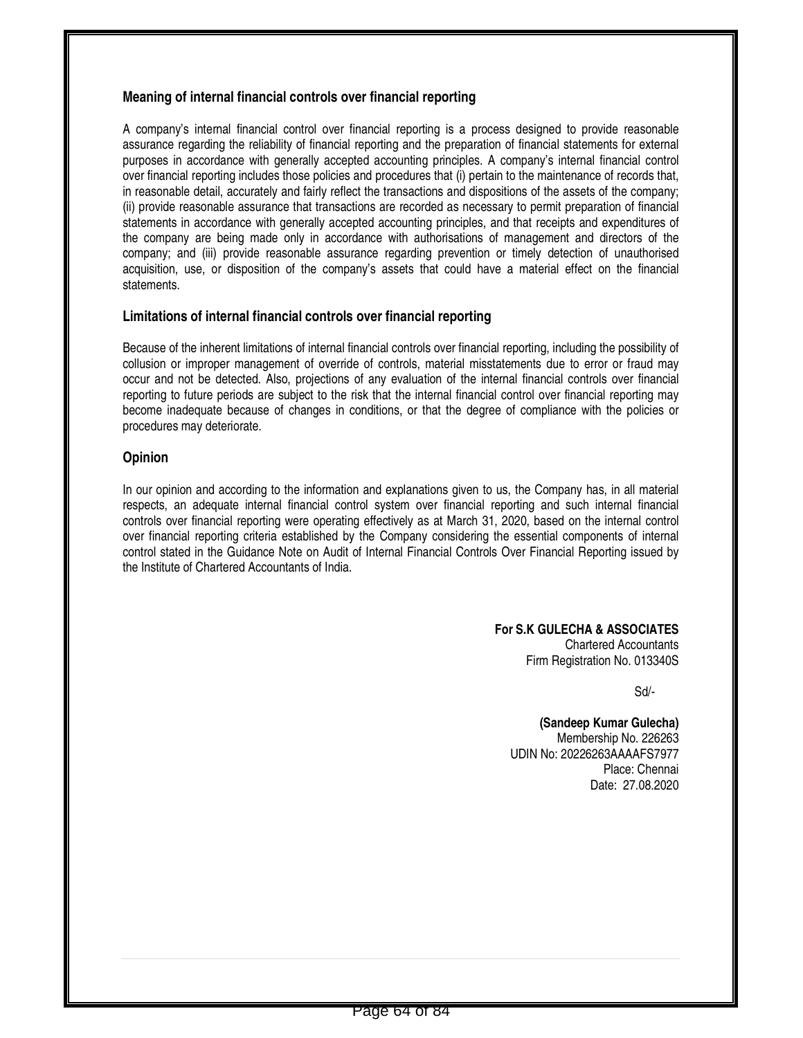### Meaning of internal financial controls over financial reporting

A company's internal financial control over financial reporting is a process designed to provide reasonable assurance regarding the reliability of financial reporting and the preparation of financial statements for external purposes in accordance with generally accepted accounting principles. A company's internal financial control over financial reporting includes those policies and procedures that (i) pertain to the maintenance of records that, in reasonable detail, accurately and fairly reflect the transactions and dispositions of the assets of the company; (ii) provide reasonable assurance that transactions are recorded as necessary to permit preparation of financial statements in accordance with generally accepted accounting principles, and that receipts and expenditures of the company are being made only in accordance with authorisations of management and directors of the company; and (iii) provide reasonable assurance regarding prevention or timely detection of unauthorised acquisition, use, or disposition of the company's assets that could have a material effect on the financial statements.

### Limitations of internal financial controls over financial reporting

Because of the inherent limitations of internal financial controls over financial reporting, including the possibility of collusion or improper management of override of controls, material misstatements due to error or fraud may occur and not be detected. Also, projections of any evaluation of the internal financial controls over financial reporting to future periods are subject to the risk that the internal financial control over financial reporting may become inadequate because of changes in conditions, or that the degree of compliance with the policies or procedures may deteriorate.

### Opinion

In our opinion and according to the information and explanations given to us, the Company has, in all material respects, an adequate internal financial control system over financial reporting and such internal financial controls over financial reporting were operating effectively as at March 31, 2020, based on the internal control over financial reporting criteria established by the Company considering the essential components of internal control stated in the Guidance Note on Audit of Internal Financial Controls Over Financial Reporting issued by the Institute of Chartered Accountants of India.

**For S.K GULECHA & ASSOCIATES**
Chartered Accountants
Firm Registration No. 013340S

Sd/-

**(Sandeep Kumar Gulecha)**
Membership No. 226263
UDIN No: 20226263AAAAFS7977
Place: Chennai
Date: 27.08.2020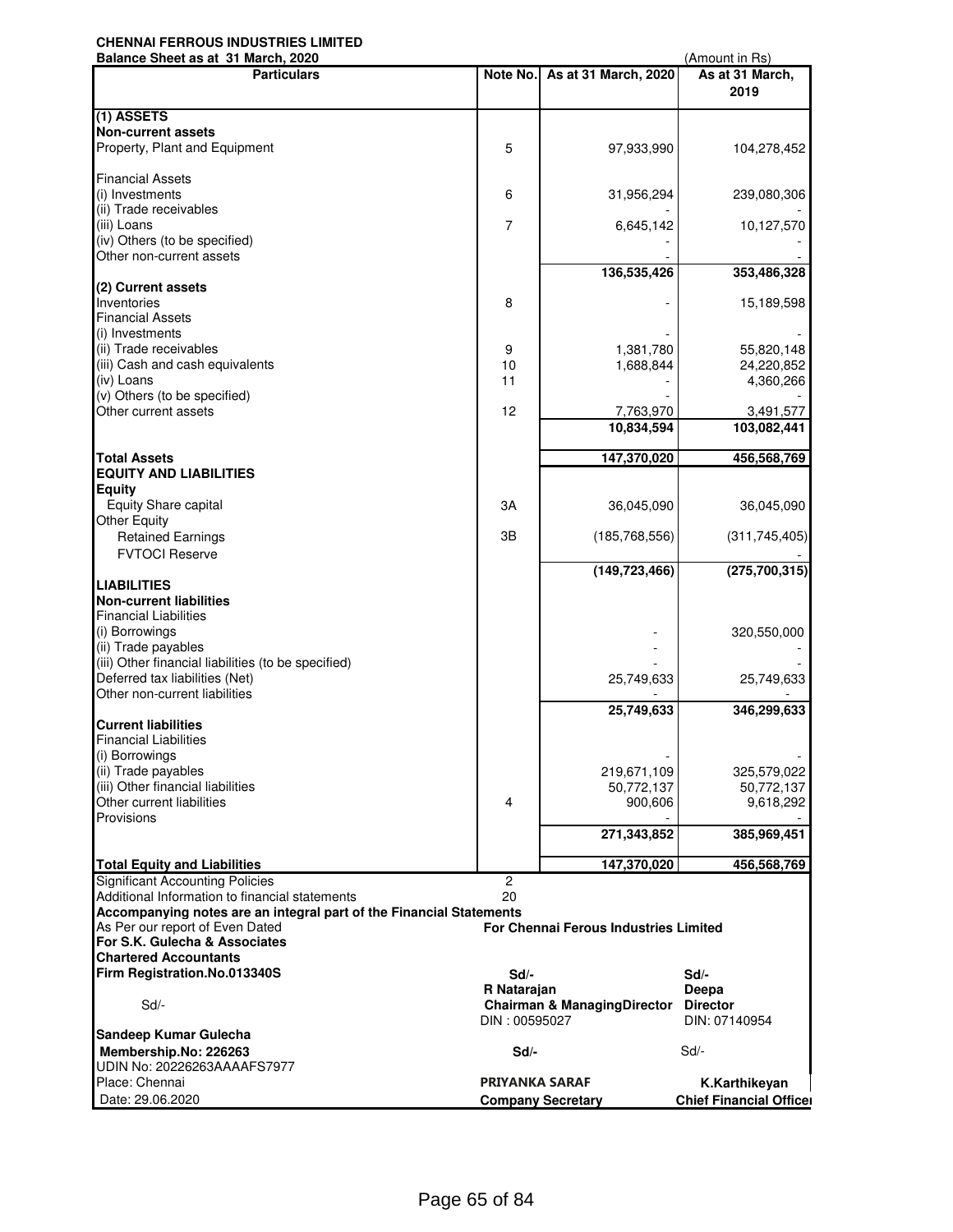**CHENNAI FERROUS INDUSTRIES LIMITED**

**Balance Sheet as at 31 March, 2020**

(Amount in Rs)

| Particulars | Note No. | As at 31 March, 2020 | As at 31 March, 2019 |
|---|---|---|---|
| **(1) ASSETS** | | | |
| **Non-current assets** | | | |
| Property, Plant and Equipment | 5 | 97,933,990 | 104,278,452 |
| Financial Assets | | | |
| (i) Investments | 6 | 31,956,294 | 239,080,306 |
| (ii) Trade receivables | | | - |
| (iii) Loans | 7 | 6,645,142 | 10,127,570 |
| (iv) Others (to be specified) | | - | - |
| Other non-current assets | | - | - |
| | | **136,535,426** | **353,486,328** |
| **(2) Current assets** | | | |
| Inventories | 8 | - | 15,189,598 |
| Financial Assets | | | |
| (i) Investments | | - | - |
| (ii) Trade receivables | 9 | 1,381,780 | 55,820,148 |
| (iii) Cash and cash equivalents | 10 | 1,688,844 | 24,220,852 |
| (iv) Loans | 11 | - | 4,360,266 |
| (v) Others (to be specified) | | - | - |
| Other current assets | 12 | 7,763,970 | 3,491,577 |
| | | **10,834,594** | **103,082,441** |
| **Total Assets** | | **147,370,020** | **456,568,769** |
| **EQUITY AND LIABILITIES** | | | |
| **Equity** | | | |
| Equity Share capital | 3A | 36,045,090 | 36,045,090 |
| Other Equity | | | |
| Retained Earnings | 3B | (185,768,556) | (311,745,405) |
| FVTOCI Reserve | | | - |
| | | **(149,723,466)** | **(275,700,315)** |
| **LIABILITIES** | | | |
| **Non-current liabilities** | | | |
| Financial Liabilities | | | |
| (i) Borrowings | | - | 320,550,000 |
| (ii) Trade payables | | - | - |
| (iii) Other financial liabilities (to be specified) | | - | - |
| Deferred tax liabilities (Net) | | 25,749,633 | 25,749,633 |
| Other non-current liabilities | | - | - |
| | | **25,749,633** | **346,299,633** |
| **Current liabilities** | | | |
| Financial Liabilities | | | |
| (i) Borrowings | | - | - |
| (ii) Trade payables | | 219,671,109 | 325,579,022 |
| (iii) Other financial liabilities | | 50,772,137 | 50,772,137 |
| Other current liabilities | 4 | 900,606 | 9,618,292 |
| Provisions | | - | - |
| | | **271,343,852** | **385,969,451** |
| **Total Equity and Liabilities** | | **147,370,020** | **456,568,769** |
| Significant Accounting Policies | 2 | | |
| Additional Information to financial statements | 20 | | |

**Accompanying notes are an integral part of the Financial Statements**

As Per our report of Even Dated
**For S.K. Gulecha & Associates**
**Chartered Accountants**
**Firm Registration.No.013340S**

Sd/-

**Sandeep Kumar Gulecha**
**Membership.No: 226263**
UDIN No: 20226263AAAAFS7977
Place: Chennai
Date: 29.06.2020

**For Chennai Ferous Industries Limited**

Sd/-
**R Natarajan**
**Chairman & ManagingDirector**
DIN : 00595027

Sd/-
**Deepa**
**Director**
DIN: 07140954

Sd/-
**PRIYANKA SARAF**
**Company Secretary**

Sd/-
**K.Karthikeyan**
**Chief Financial Officer**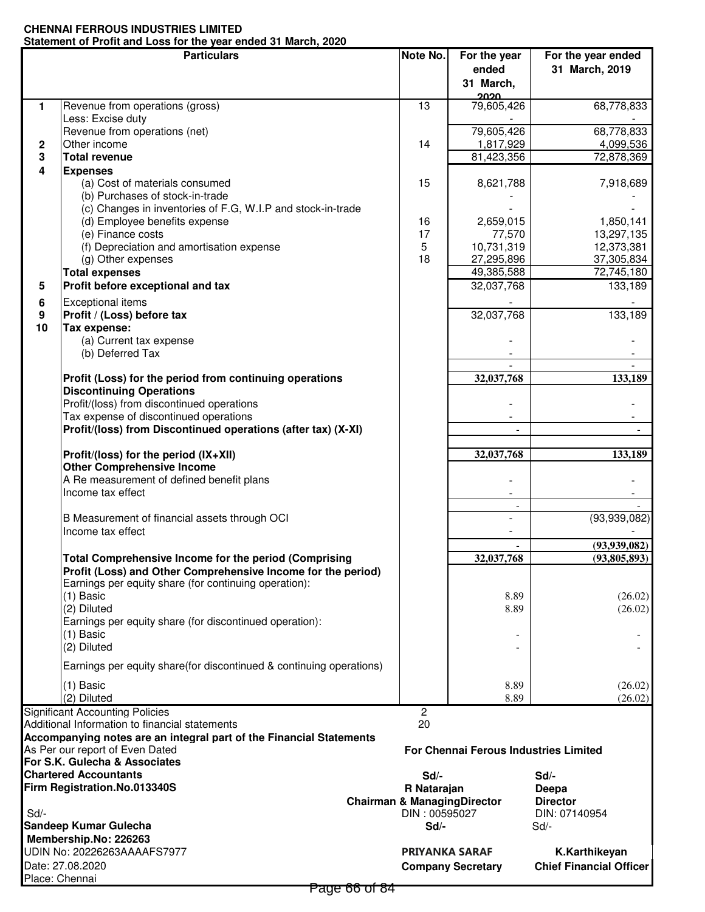**CHENNAI FERROUS INDUSTRIES LIMITED**
**Statement of Profit and Loss for the year ended 31 March, 2020**

| | Particulars | Note No. | For the year ended 31 March, 2020 | For the year ended 31 March, 2019 |
|---|---|---|---|---|
| 1 | Revenue from operations (gross) | 13 | 79,605,426 | 68,778,833 |
| | Less: Excise duty | | - | - |
| | Revenue from operations (net) | | 79,605,426 | 68,778,833 |
| 2 | Other income | 14 | 1,817,929 | 4,099,536 |
| 3 | **Total revenue** | | 81,423,356 | 72,878,369 |
| 4 | **Expenses** | | | |
| | (a) Cost of materials consumed | 15 | 8,621,788 | 7,918,689 |
| | (b) Purchases of stock-in-trade | | - | - |
| | (c) Changes in inventories of F.G, W.I.P and stock-in-trade | | - | - |
| | (d) Employee benefits expense | 16 | 2,659,015 | 1,850,141 |
| | (e) Finance costs | 17 | 77,570 | 13,297,135 |
| | (f) Depreciation and amortisation expense | 5 | 10,731,319 | 12,373,381 |
| | (g) Other expenses | 18 | 27,295,896 | 37,305,834 |
| | **Total expenses** | | 49,385,588 | 72,745,180 |
| 5 | **Profit before exceptional and tax** | | 32,037,768 | 133,189 |
| 6 | Exceptional items | | - | - |
| 9 | **Profit / (Loss) before tax** | | 32,037,768 | 133,189 |
| 10 | **Tax expense:** | | | |
| | (a) Current tax expense | | - | - |
| | (b) Deferred Tax | | - | - |
| | | | - | - |
| | **Profit (Loss) for the period from continuing operations** | | **32,037,768** | **133,189** |
| | **Discontinuing Operations** | | | |
| | Profit/(loss) from discontinued operations | | - | - |
| | Tax expense of discontinued operations | | - | - |
| | **Profit/(loss) from Discontinued operations (after tax) (X-XI)** | | **-** | **-** |
| | **Profit/(loss) for the period (IX+XII)** | | **32,037,768** | **133,189** |
| | **Other Comprehensive Income** | | | |
| | A Re measurement of defined benefit plans | | - | - |
| | Income tax effect | | - | - |
| | | | - | - |
| | B Measurement of financial assets through OCI | | - | (93,939,082) |
| | Income tax effect | | - | - |
| | | | **-** | **(93,939,082)** |
| | **Total Comprehensive Income for the period (Comprising Profit (Loss) and Other Comprehensive Income for the period)** | | **32,037,768** | **(93,805,893)** |
| | Earnings per equity share (for continuing operation): | | | |
| | (1) Basic | | 8.89 | (26.02) |
| | (2) Diluted | | 8.89 | (26.02) |
| | Earnings per equity share (for discontinued operation): | | | |
| | (1) Basic | | - | - |
| | (2) Diluted | | - | - |
| | Earnings per equity share(for discontinued & continuing operations) | | | |
| | (1) Basic | | 8.89 | (26.02) |
| | (2) Diluted | | 8.89 | (26.02) |

Significant Accounting Policies — 2
Additional Information to financial statements — 20

**Accompanying notes are an integral part of the Financial Statements**

As Per our report of Even Dated
**For S.K. Gulecha & Associates**
**Chartered Accountants**
**Firm Registration.No.013340S**

Sd/-
**Sandeep Kumar Gulecha**
**Membership.No: 226263**
UDIN No: 20226263AAAAFS7977
Date: 27.08.2020
Place: Chennai

**For Chennai Ferous Industries Limited**

Sd/-
**R Natarajan**
**Chairman & ManagingDirector**
DIN : 00595027

Sd/-
**Deepa**
**Director**
DIN: 07140954

Sd/-
**PRIYANKA SARAF**
**Company Secretary**

Sd/-
**K.Karthikeyan**
**Chief Financial Officer**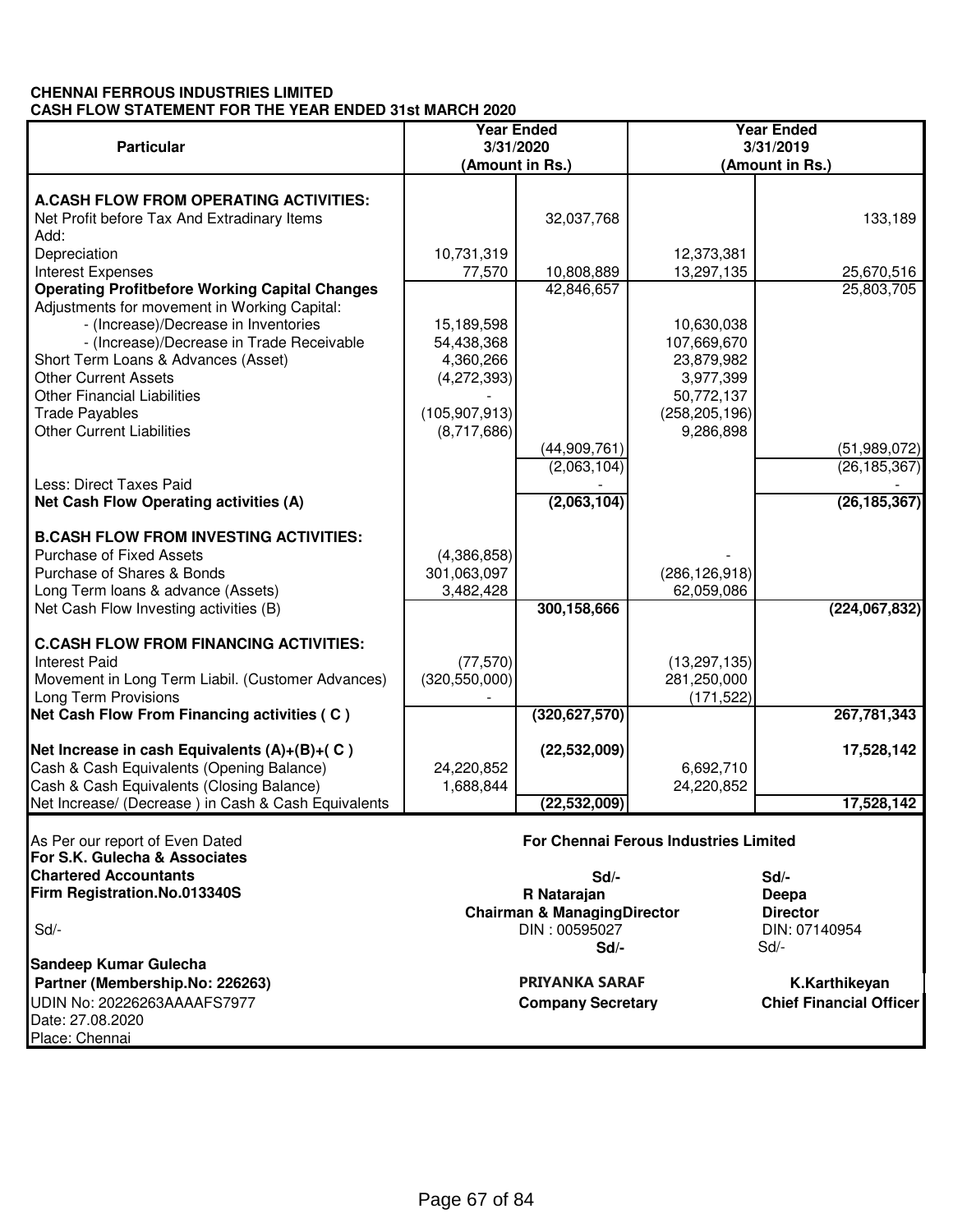**CHENNAI FERROUS INDUSTRIES LIMITED**
**CASH FLOW STATEMENT FOR THE YEAR ENDED 31st MARCH 2020**

| Particular | Year Ended 3/31/2020 (Amount in Rs.) | | Year Ended 3/31/2019 (Amount in Rs.) | |
|---|---|---|---|---|
| **A.CASH FLOW FROM OPERATING ACTIVITIES:** | | | | |
| Net Profit before Tax And Extradinary Items | | 32,037,768 | | 133,189 |
| Add: | | | | |
| Depreciation | 10,731,319 | | 12,373,381 | |
| Interest Expenses | 77,570 | 10,808,889 | 13,297,135 | 25,670,516 |
| **Operating Profitbefore Working Capital Changes** | | 42,846,657 | | 25,803,705 |
| Adjustments for movement in Working Capital: | | | | |
| - (Increase)/Decrease in Inventories | 15,189,598 | | 10,630,038 | |
| - (Increase)/Decrease in Trade Receivable | 54,438,368 | | 107,669,670 | |
| Short Term Loans & Advances (Asset) | 4,360,266 | | 23,879,982 | |
| Other Current Assets | (4,272,393) | | 3,977,399 | |
| Other Financial Liabilities | - | | 50,772,137 | |
| Trade Payables | (105,907,913) | | (258,205,196) | |
| Other Current Liabilities | (8,717,686) | | 9,286,898 | |
| | | (44,909,761) | | (51,989,072) |
| | | (2,063,104) | | (26,185,367) |
| Less: Direct Taxes Paid | | - | | - |
| **Net Cash Flow Operating activities (A)** | | **(2,063,104)** | | **(26,185,367)** |
| **B.CASH FLOW FROM INVESTING ACTIVITIES:** | | | | |
| Purchase of Fixed Assets | (4,386,858) | | - | |
| Purchase of Shares & Bonds | 301,063,097 | | (286,126,918) | |
| Long Term loans & advance (Assets) | 3,482,428 | | 62,059,086 | |
| Net Cash Flow Investing activities (B) | | **300,158,666** | | **(224,067,832)** |
| **C.CASH FLOW FROM FINANCING ACTIVITIES:** | | | | |
| Interest Paid | (77,570) | | (13,297,135) | |
| Movement in Long Term Liabil. (Customer Advances) | (320,550,000) | | 281,250,000 | |
| Long Term Provisions | - | | (171,522) | |
| **Net Cash Flow From Financing activities ( C )** | | **(320,627,570)** | | **267,781,343** |
| **Net Increase in cash Equivalents (A)+(B)+( C )** | | **(22,532,009)** | | **17,528,142** |
| Cash & Cash Equivalents (Opening Balance) | 24,220,852 | | 6,692,710 | |
| Cash & Cash Equivalents (Closing Balance) | 1,688,844 | | 24,220,852 | |
| Net Increase/ (Decrease ) in Cash & Cash Equivalents | | **(22,532,009)** | | **17,528,142** |

As Per our report of Even Dated
**For S.K. Gulecha & Associates**
**Chartered Accountants**
**Firm Registration.No.013340S**

Sd/-

**Sandeep Kumar Gulecha**
**Partner (Membership.No: 226263)**
UDIN No: 20226263AAAAFS7977
Date: 27.08.2020
Place: Chennai

**For Chennai Ferous Industries Limited**

Sd/-
**R Natarajan**
**Chairman & ManagingDirector**
DIN : 00595027

Sd/-
**Deepa**
**Director**
DIN: 07140954

Sd/-
**PRIYANKA SARAF**
**Company Secretary**

Sd/-
**K.Karthikeyan**
**Chief Financial Officer**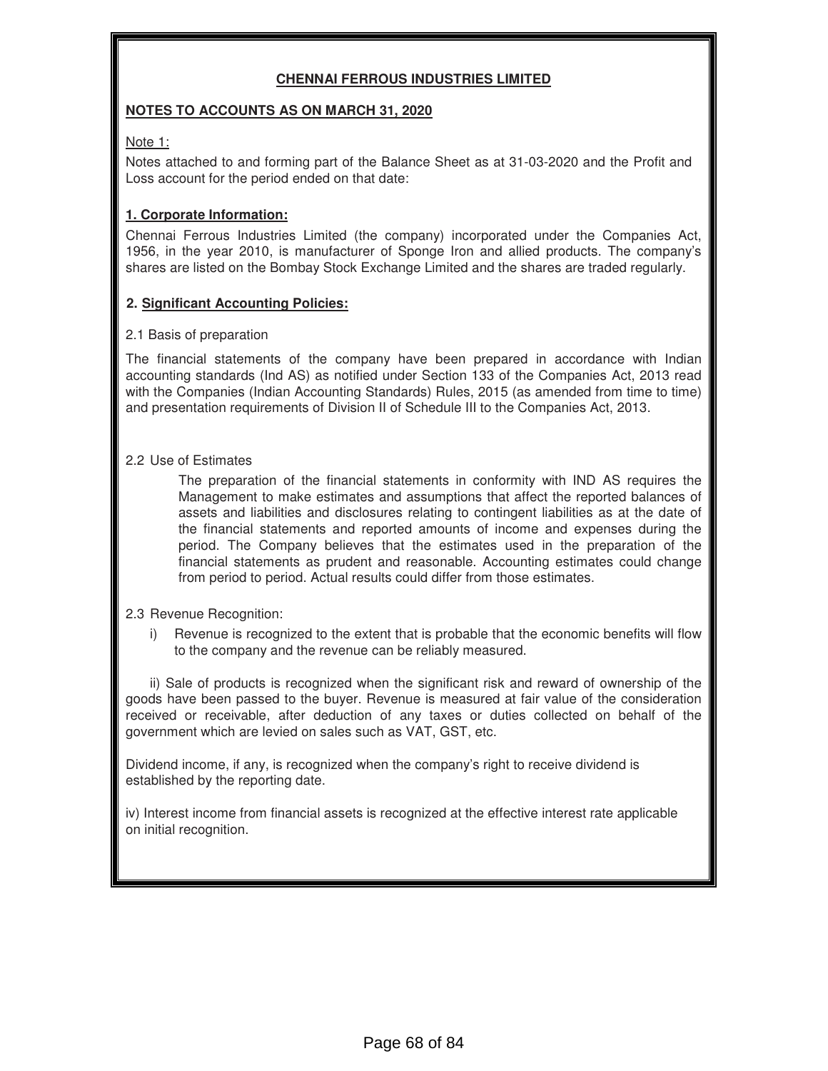**CHENNAI FERROUS INDUSTRIES LIMITED**

**NOTES TO ACCOUNTS AS ON MARCH 31, 2020**

Note 1:

Notes attached to and forming part of the Balance Sheet as at 31-03-2020 and the Profit and Loss account for the period ended on that date:

**1. Corporate Information:**

Chennai Ferrous Industries Limited (the company) incorporated under the Companies Act, 1956, in the year 2010, is manufacturer of Sponge Iron and allied products. The company's shares are listed on the Bombay Stock Exchange Limited and the shares are traded regularly.

**2. Significant Accounting Policies:**

2.1 Basis of preparation

The financial statements of the company have been prepared in accordance with Indian accounting standards (Ind AS) as notified under Section 133 of the Companies Act, 2013 read with the Companies (Indian Accounting Standards) Rules, 2015 (as amended from time to time) and presentation requirements of Division II of Schedule III to the Companies Act, 2013.

2.2 Use of Estimates

The preparation of the financial statements in conformity with IND AS requires the Management to make estimates and assumptions that affect the reported balances of assets and liabilities and disclosures relating to contingent liabilities as at the date of the financial statements and reported amounts of income and expenses during the period. The Company believes that the estimates used in the preparation of the financial statements as prudent and reasonable. Accounting estimates could change from period to period. Actual results could differ from those estimates.

2.3 Revenue Recognition:

i) Revenue is recognized to the extent that is probable that the economic benefits will flow to the company and the revenue can be reliably measured.

ii) Sale of products is recognized when the significant risk and reward of ownership of the goods have been passed to the buyer. Revenue is measured at fair value of the consideration received or receivable, after deduction of any taxes or duties collected on behalf of the government which are levied on sales such as VAT, GST, etc.

Dividend income, if any, is recognized when the company's right to receive dividend is established by the reporting date.

iv) Interest income from financial assets is recognized at the effective interest rate applicable on initial recognition.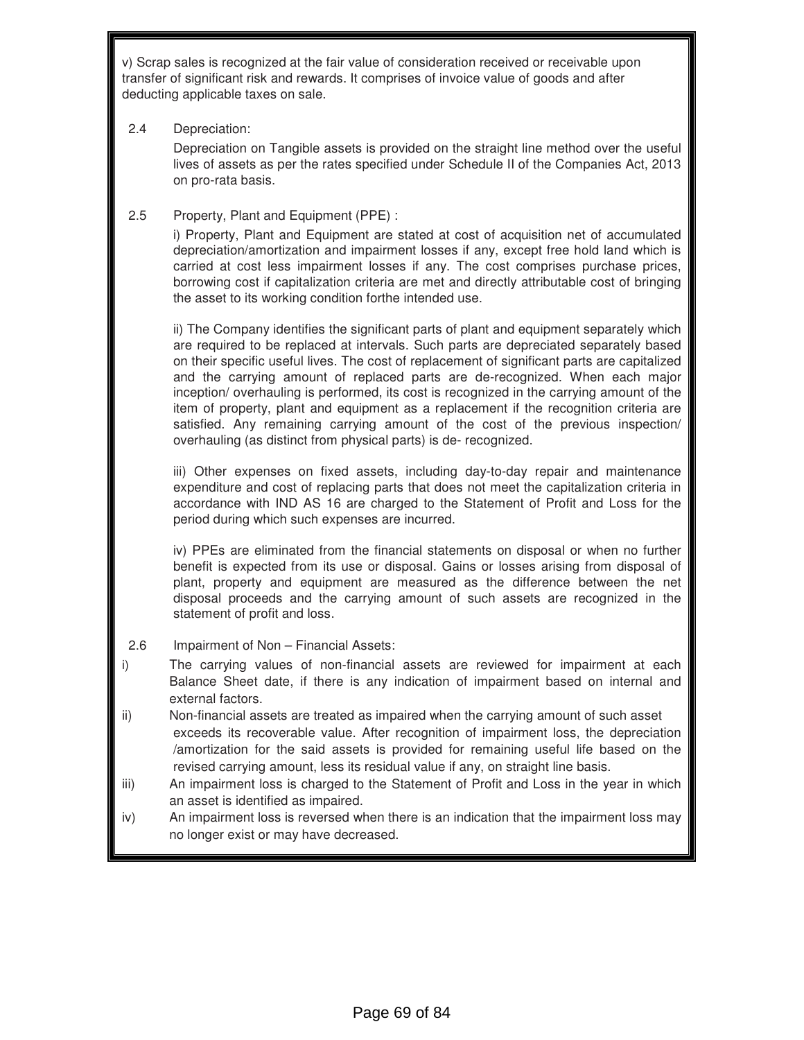v) Scrap sales is recognized at the fair value of consideration received or receivable upon transfer of significant risk and rewards. It comprises of invoice value of goods and after deducting applicable taxes on sale.

### 2.4 Depreciation:

Depreciation on Tangible assets is provided on the straight line method over the useful lives of assets as per the rates specified under Schedule II of the Companies Act, 2013 on pro-rata basis.

### 2.5 Property, Plant and Equipment (PPE) :

i) Property, Plant and Equipment are stated at cost of acquisition net of accumulated depreciation/amortization and impairment losses if any, except free hold land which is carried at cost less impairment losses if any. The cost comprises purchase prices, borrowing cost if capitalization criteria are met and directly attributable cost of bringing the asset to its working condition forthe intended use.

ii) The Company identifies the significant parts of plant and equipment separately which are required to be replaced at intervals. Such parts are depreciated separately based on their specific useful lives. The cost of replacement of significant parts are capitalized and the carrying amount of replaced parts are de-recognized. When each major inception/ overhauling is performed, its cost is recognized in the carrying amount of the item of property, plant and equipment as a replacement if the recognition criteria are satisfied. Any remaining carrying amount of the cost of the previous inspection/ overhauling (as distinct from physical parts) is de- recognized.

iii) Other expenses on fixed assets, including day-to-day repair and maintenance expenditure and cost of replacing parts that does not meet the capitalization criteria in accordance with IND AS 16 are charged to the Statement of Profit and Loss for the period during which such expenses are incurred.

iv) PPEs are eliminated from the financial statements on disposal or when no further benefit is expected from its use or disposal. Gains or losses arising from disposal of plant, property and equipment are measured as the difference between the net disposal proceeds and the carrying amount of such assets are recognized in the statement of profit and loss.

### 2.6 Impairment of Non – Financial Assets:

i) The carrying values of non-financial assets are reviewed for impairment at each Balance Sheet date, if there is any indication of impairment based on internal and external factors.

ii) Non-financial assets are treated as impaired when the carrying amount of such asset exceeds its recoverable value. After recognition of impairment loss, the depreciation /amortization for the said assets is provided for remaining useful life based on the revised carrying amount, less its residual value if any, on straight line basis.

iii) An impairment loss is charged to the Statement of Profit and Loss in the year in which an asset is identified as impaired.

iv) An impairment loss is reversed when there is an indication that the impairment loss may no longer exist or may have decreased.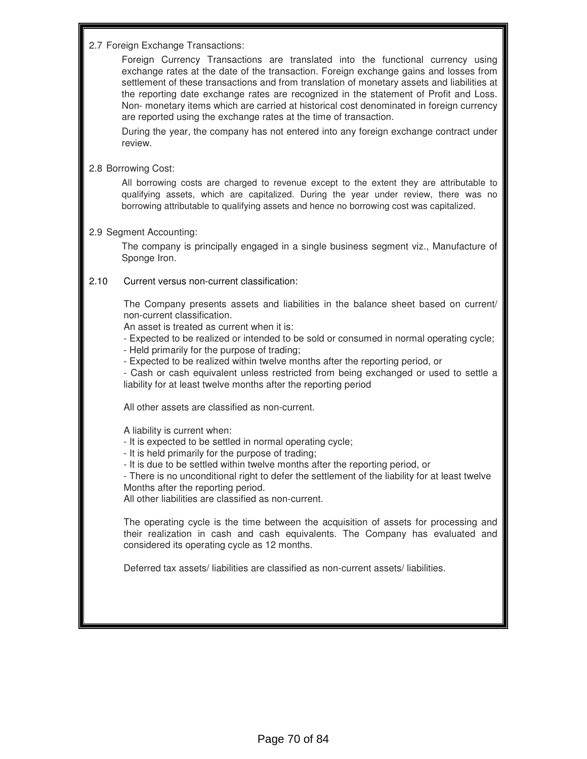2.7 Foreign Exchange Transactions:

Foreign Currency Transactions are translated into the functional currency using exchange rates at the date of the transaction. Foreign exchange gains and losses from settlement of these transactions and from translation of monetary assets and liabilities at the reporting date exchange rates are recognized in the statement of Profit and Loss. Non- monetary items which are carried at historical cost denominated in foreign currency are reported using the exchange rates at the time of transaction.

During the year, the company has not entered into any foreign exchange contract under review.

2.8 Borrowing Cost:

All borrowing costs are charged to revenue except to the extent they are attributable to qualifying assets, which are capitalized. During the year under review, there was no borrowing attributable to qualifying assets and hence no borrowing cost was capitalized.

2.9 Segment Accounting:

The company is principally engaged in a single business segment viz., Manufacture of Sponge Iron.

2.10 Current versus non-current classification:

The Company presents assets and liabilities in the balance sheet based on current/ non-current classification.
An asset is treated as current when it is:
- Expected to be realized or intended to be sold or consumed in normal operating cycle;
- Held primarily for the purpose of trading;
- Expected to be realized within twelve months after the reporting period, or
- Cash or cash equivalent unless restricted from being exchanged or used to settle a liability for at least twelve months after the reporting period

All other assets are classified as non-current.

A liability is current when:
- It is expected to be settled in normal operating cycle;
- It is held primarily for the purpose of trading;
- It is due to be settled within twelve months after the reporting period, or
- There is no unconditional right to defer the settlement of the liability for at least twelve Months after the reporting period.

All other liabilities are classified as non-current.

The operating cycle is the time between the acquisition of assets for processing and their realization in cash and cash equivalents. The Company has evaluated and considered its operating cycle as 12 months.

Deferred tax assets/ liabilities are classified as non-current assets/ liabilities.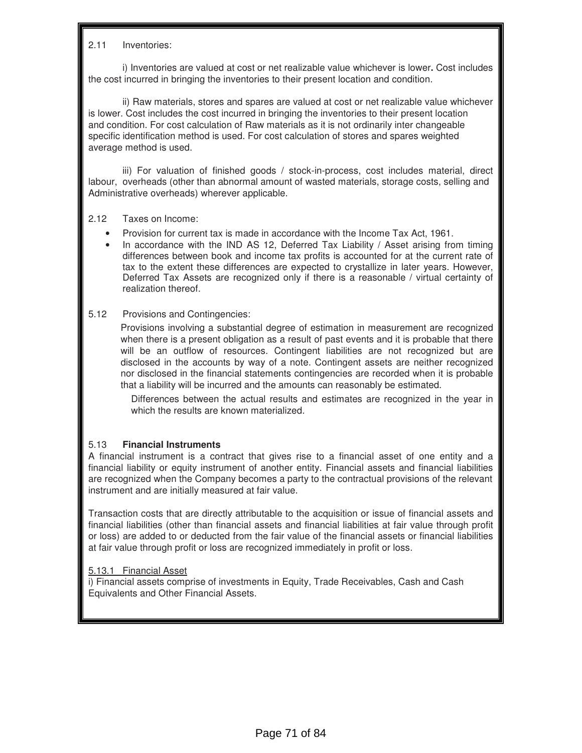2.11 Inventories:

i) Inventories are valued at cost or net realizable value whichever is lower**.** Cost includes the cost incurred in bringing the inventories to their present location and condition.

ii) Raw materials, stores and spares are valued at cost or net realizable value whichever is lower. Cost includes the cost incurred in bringing the inventories to their present location and condition. For cost calculation of Raw materials as it is not ordinarily inter changeable specific identification method is used. For cost calculation of stores and spares weighted average method is used.

iii) For valuation of finished goods / stock-in-process, cost includes material, direct labour, overheads (other than abnormal amount of wasted materials, storage costs, selling and Administrative overheads) wherever applicable.

2.12 Taxes on Income:

- Provision for current tax is made in accordance with the Income Tax Act, 1961.
- In accordance with the IND AS 12, Deferred Tax Liability / Asset arising from timing differences between book and income tax profits is accounted for at the current rate of tax to the extent these differences are expected to crystallize in later years. However, Deferred Tax Assets are recognized only if there is a reasonable / virtual certainty of realization thereof.

5.12 Provisions and Contingencies:

Provisions involving a substantial degree of estimation in measurement are recognized when there is a present obligation as a result of past events and it is probable that there will be an outflow of resources. Contingent liabilities are not recognized but are disclosed in the accounts by way of a note. Contingent assets are neither recognized nor disclosed in the financial statements contingencies are recorded when it is probable that a liability will be incurred and the amounts can reasonably be estimated.

Differences between the actual results and estimates are recognized in the year in which the results are known materialized.

5.13 **Financial Instruments**

A financial instrument is a contract that gives rise to a financial asset of one entity and a financial liability or equity instrument of another entity. Financial assets and financial liabilities are recognized when the Company becomes a party to the contractual provisions of the relevant instrument and are initially measured at fair value.

Transaction costs that are directly attributable to the acquisition or issue of financial assets and financial liabilities (other than financial assets and financial liabilities at fair value through profit or loss) are added to or deducted from the fair value of the financial assets or financial liabilities at fair value through profit or loss are recognized immediately in profit or loss.

5.13.1 Financial Asset

i) Financial assets comprise of investments in Equity, Trade Receivables, Cash and Cash Equivalents and Other Financial Assets.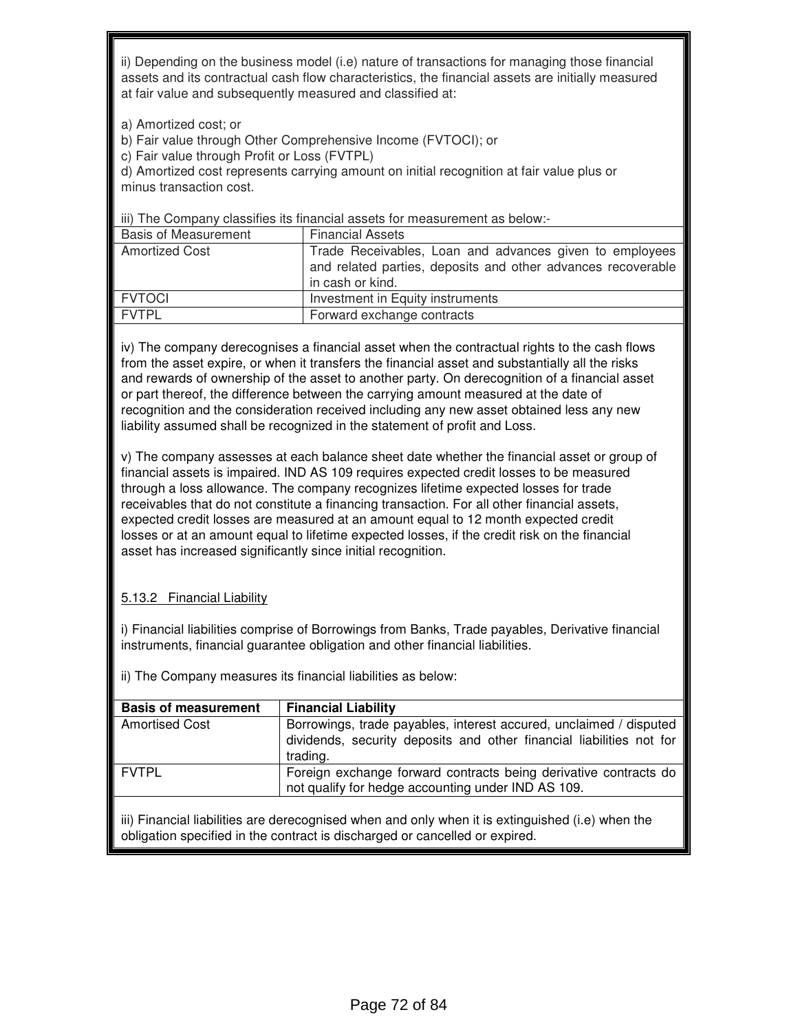ii) Depending on the business model (i.e) nature of transactions for managing those financial assets and its contractual cash flow characteristics, the financial assets are initially measured at fair value and subsequently measured and classified at:

a) Amortized cost; or
b) Fair value through Other Comprehensive Income (FVTOCI); or
c) Fair value through Profit or Loss (FVTPL)
d) Amortized cost represents carrying amount on initial recognition at fair value plus or minus transaction cost.

iii) The Company classifies its financial assets for measurement as below:-

| Basis of Measurement | Financial Assets |
|---|---|
| Amortized Cost | Trade Receivables, Loan and advances given to employees and related parties, deposits and other advances recoverable in cash or kind. |
| FVTOCI | Investment in Equity instruments |
| FVTPL | Forward exchange contracts |

iv) The company derecognises a financial asset when the contractual rights to the cash flows from the asset expire, or when it transfers the financial asset and substantially all the risks and rewards of ownership of the asset to another party. On derecognition of a financial asset or part thereof, the difference between the carrying amount measured at the date of recognition and the consideration received including any new asset obtained less any new liability assumed shall be recognized in the statement of profit and Loss.

v) The company assesses at each balance sheet date whether the financial asset or group of financial assets is impaired. IND AS 109 requires expected credit losses to be measured through a loss allowance. The company recognizes lifetime expected losses for trade receivables that do not constitute a financing transaction. For all other financial assets, expected credit losses are measured at an amount equal to 12 month expected credit losses or at an amount equal to lifetime expected losses, if the credit risk on the financial asset has increased significantly since initial recognition.

5.13.2 Financial Liability

i) Financial liabilities comprise of Borrowings from Banks, Trade payables, Derivative financial instruments, financial guarantee obligation and other financial liabilities.

ii) The Company measures its financial liabilities as below:

| **Basis of measurement** | **Financial Liability** |
|---|---|
| Amortised Cost | Borrowings, trade payables, interest accured, unclaimed / disputed dividends, security deposits and other financial liabilities not for trading. |
| FVTPL | Foreign exchange forward contracts being derivative contracts do not qualify for hedge accounting under IND AS 109. |

iii) Financial liabilities are derecognised when and only when it is extinguished (i.e) when the obligation specified in the contract is discharged or cancelled or expired.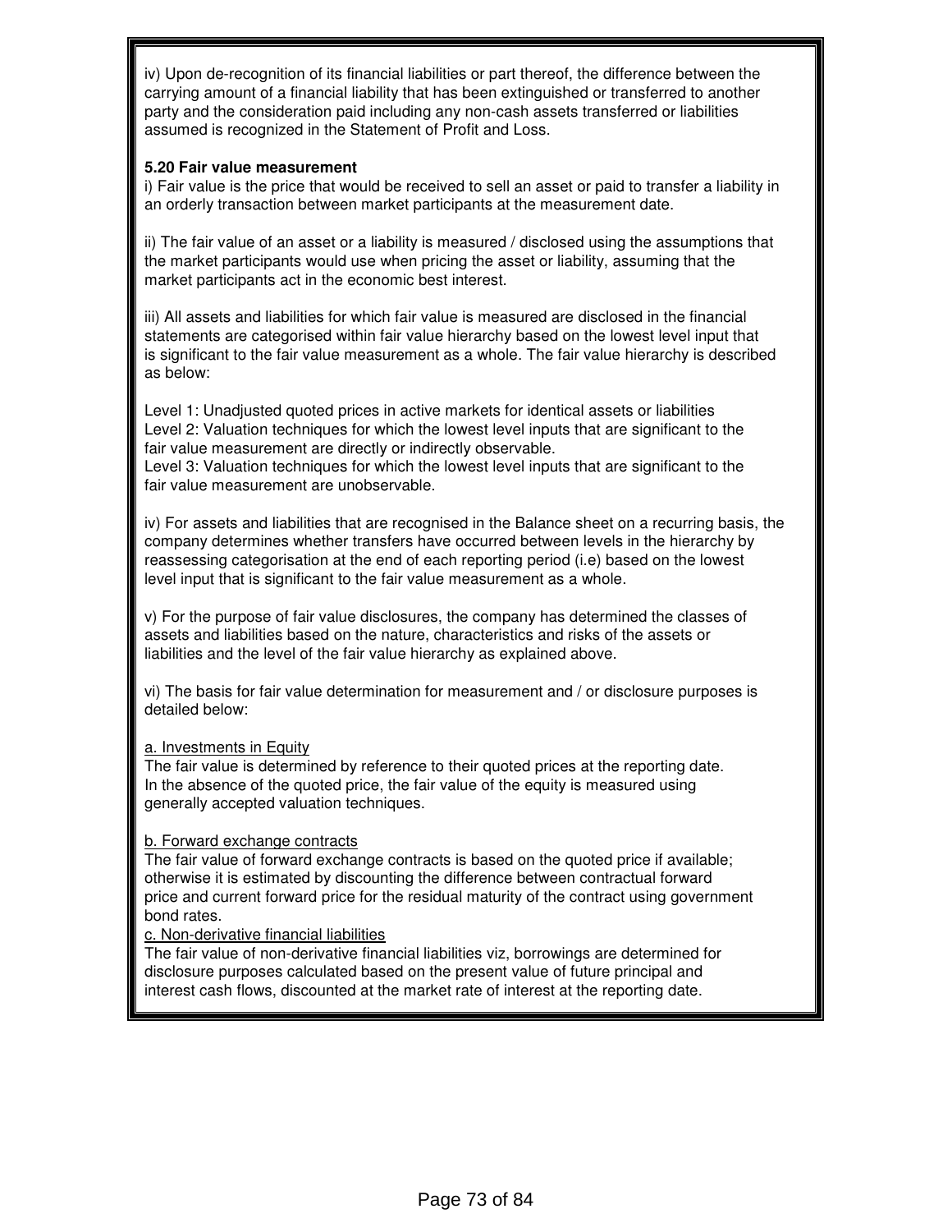iv) Upon de-recognition of its financial liabilities or part thereof, the difference between the carrying amount of a financial liability that has been extinguished or transferred to another party and the consideration paid including any non-cash assets transferred or liabilities assumed is recognized in the Statement of Profit and Loss.

**5.20 Fair value measurement**

i) Fair value is the price that would be received to sell an asset or paid to transfer a liability in an orderly transaction between market participants at the measurement date.

ii) The fair value of an asset or a liability is measured / disclosed using the assumptions that the market participants would use when pricing the asset or liability, assuming that the market participants act in the economic best interest.

iii) All assets and liabilities for which fair value is measured are disclosed in the financial statements are categorised within fair value hierarchy based on the lowest level input that is significant to the fair value measurement as a whole. The fair value hierarchy is described as below:

Level 1: Unadjusted quoted prices in active markets for identical assets or liabilities
Level 2: Valuation techniques for which the lowest level inputs that are significant to the fair value measurement are directly or indirectly observable.
Level 3: Valuation techniques for which the lowest level inputs that are significant to the fair value measurement are unobservable.

iv) For assets and liabilities that are recognised in the Balance sheet on a recurring basis, the company determines whether transfers have occurred between levels in the hierarchy by reassessing categorisation at the end of each reporting period (i.e) based on the lowest level input that is significant to the fair value measurement as a whole.

v) For the purpose of fair value disclosures, the company has determined the classes of assets and liabilities based on the nature, characteristics and risks of the assets or liabilities and the level of the fair value hierarchy as explained above.

vi) The basis for fair value determination for measurement and / or disclosure purposes is detailed below:

a. Investments in Equity

The fair value is determined by reference to their quoted prices at the reporting date. In the absence of the quoted price, the fair value of the equity is measured using generally accepted valuation techniques.

b. Forward exchange contracts

The fair value of forward exchange contracts is based on the quoted price if available; otherwise it is estimated by discounting the difference between contractual forward price and current forward price for the residual maturity of the contract using government bond rates.

c. Non-derivative financial liabilities

The fair value of non-derivative financial liabilities viz, borrowings are determined for disclosure purposes calculated based on the present value of future principal and interest cash flows, discounted at the market rate of interest at the reporting date.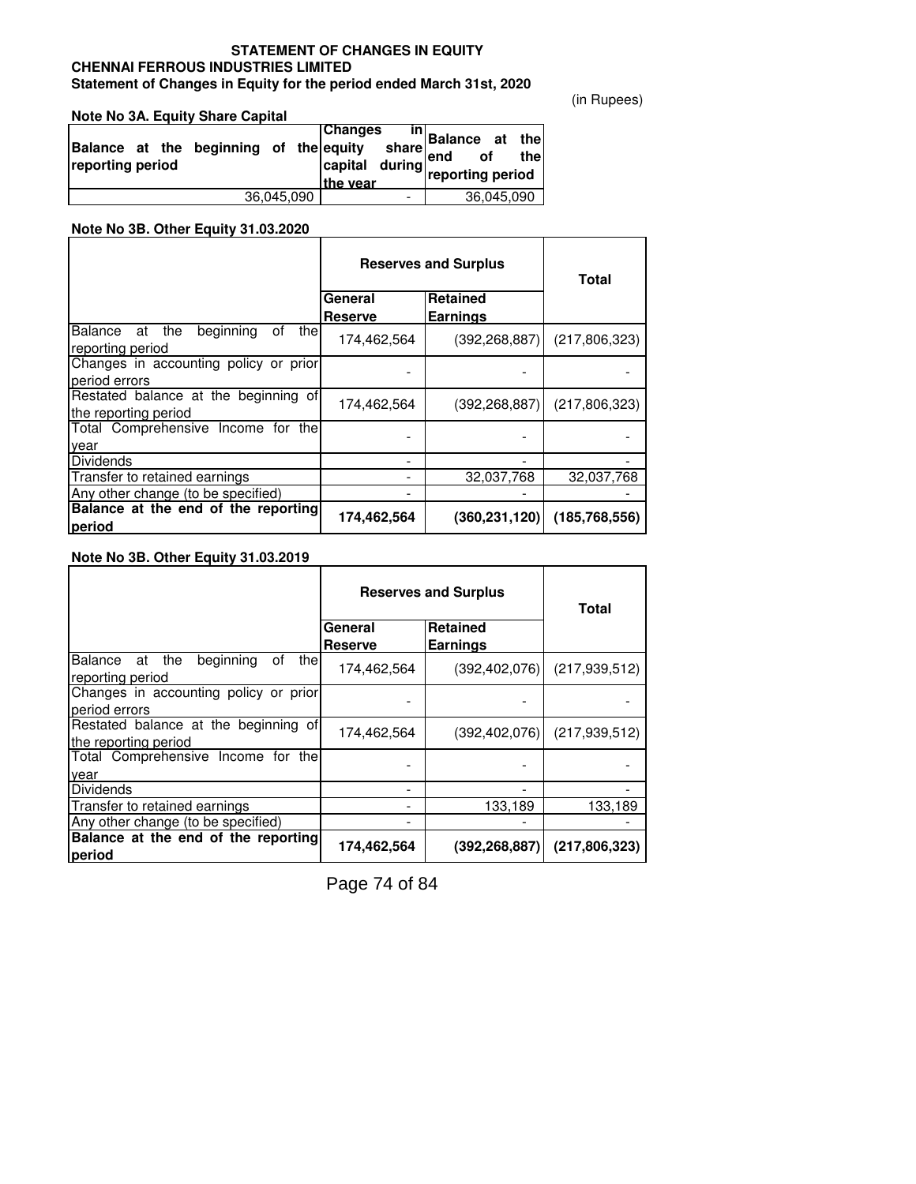# STATEMENT OF CHANGES IN EQUITY

**CHENNAI FERROUS INDUSTRIES LIMITED**

**Statement of Changes in Equity for the period ended March 31st, 2020**

(in Rupees)

**Note No 3A. Equity Share Capital**

| Balance at the beginning of the reporting period | Changes in equity share capital during the year | Balance at the end of the reporting period |
|---|---|---|
| 36,045,090 | - | 36,045,090 |

**Note No 3B. Other Equity 31.03.2020**

| | Reserves and Surplus | | Total |
|---|---|---|---|
| | General Reserve | Retained Earnings | |
| Balance at the beginning of the reporting period | 174,462,564 | (392,268,887) | (217,806,323) |
| Changes in accounting policy or prior period errors | - | - | - |
| Restated balance at the beginning of the reporting period | 174,462,564 | (392,268,887) | (217,806,323) |
| Total Comprehensive Income for the year | - | - | - |
| Dividends | - | - | - |
| Transfer to retained earnings | - | 32,037,768 | 32,037,768 |
| Any other change (to be specified) | - | - | - |
| **Balance at the end of the reporting period** | **174,462,564** | **(360,231,120)** | **(185,768,556)** |

**Note No 3B. Other Equity 31.03.2019**

| | Reserves and Surplus | | Total |
|---|---|---|---|
| | General Reserve | Retained Earnings | |
| Balance at the beginning of the reporting period | 174,462,564 | (392,402,076) | (217,939,512) |
| Changes in accounting policy or prior period errors | - | - | - |
| Restated balance at the beginning of the reporting period | 174,462,564 | (392,402,076) | (217,939,512) |
| Total Comprehensive Income for the year | - | - | - |
| Dividends | - | - | - |
| Transfer to retained earnings | - | 133,189 | 133,189 |
| Any other change (to be specified) | - | - | - |
| **Balance at the end of the reporting period** | **174,462,564** | **(392,268,887)** | **(217,806,323)** |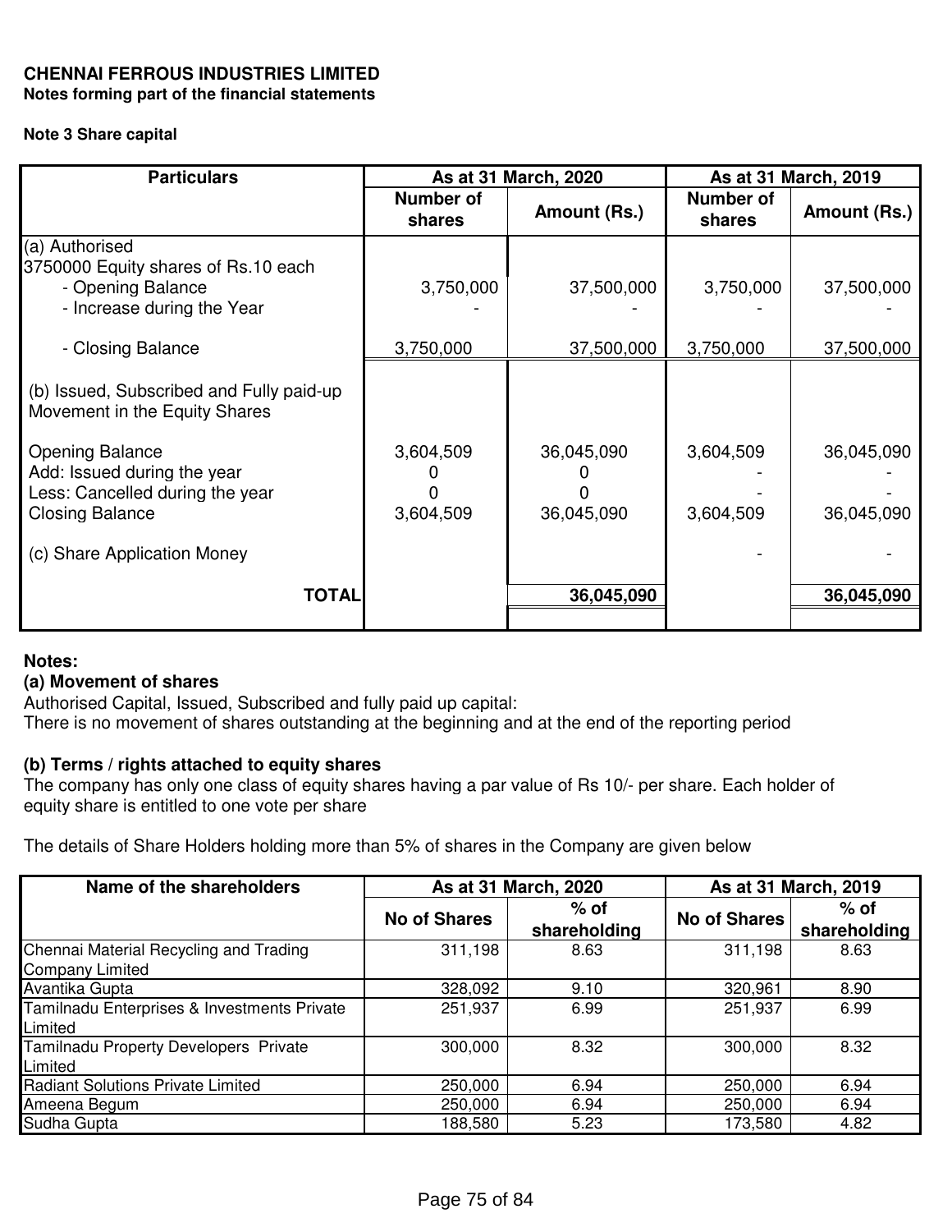**CHENNAI FERROUS INDUSTRIES LIMITED**
**Notes forming part of the financial statements**

**Note 3 Share capital**

| Particulars | As at 31 March, 2020 | | As at 31 March, 2019 | |
|---|---|---|---|---|
| | Number of shares | Amount (Rs.) | Number of shares | Amount (Rs.) |
| (a) Authorised | | | | |
| 3750000 Equity shares of Rs.10 each | | | | |
| - Opening Balance | 3,750,000 | 37,500,000 | 3,750,000 | 37,500,000 |
| - Increase during the Year | - | - | - | - |
| - Closing Balance | 3,750,000 | 37,500,000 | 3,750,000 | 37,500,000 |
| (b) Issued, Subscribed and Fully paid-up Movement in the Equity Shares | | | | |
| Opening Balance | 3,604,509 | 36,045,090 | 3,604,509 | 36,045,090 |
| Add: Issued during the year | 0 | 0 | - | - |
| Less: Cancelled during the year | 0 | 0 | - | - |
| Closing Balance | 3,604,509 | 36,045,090 | 3,604,509 | 36,045,090 |
| (c) Share Application Money | | | - | - |
| **TOTAL** | | **36,045,090** | | **36,045,090** |

**Notes:**

**(a) Movement of shares**

Authorised Capital, Issued, Subscribed and fully paid up capital:
There is no movement of shares outstanding at the beginning and at the end of the reporting period

**(b) Terms / rights attached to equity shares**

The company has only one class of equity shares having a par value of Rs 10/- per share. Each holder of equity share is entitled to one vote per share

The details of Share Holders holding more than 5% of shares in the Company are given below

| Name of the shareholders | As at 31 March, 2020 | | As at 31 March, 2019 | |
|---|---|---|---|---|
| | No of Shares | % of shareholding | No of Shares | % of shareholding |
| Chennai Material Recycling and Trading Company Limited | 311,198 | 8.63 | 311,198 | 8.63 |
| Avantika Gupta | 328,092 | 9.10 | 320,961 | 8.90 |
| Tamilnadu Enterprises & Investments Private Limited | 251,937 | 6.99 | 251,937 | 6.99 |
| Tamilnadu Property Developers Private Limited | 300,000 | 8.32 | 300,000 | 8.32 |
| Radiant Solutions Private Limited | 250,000 | 6.94 | 250,000 | 6.94 |
| Ameena Begum | 250,000 | 6.94 | 250,000 | 6.94 |
| Sudha Gupta | 188,580 | 5.23 | 173,580 | 4.82 |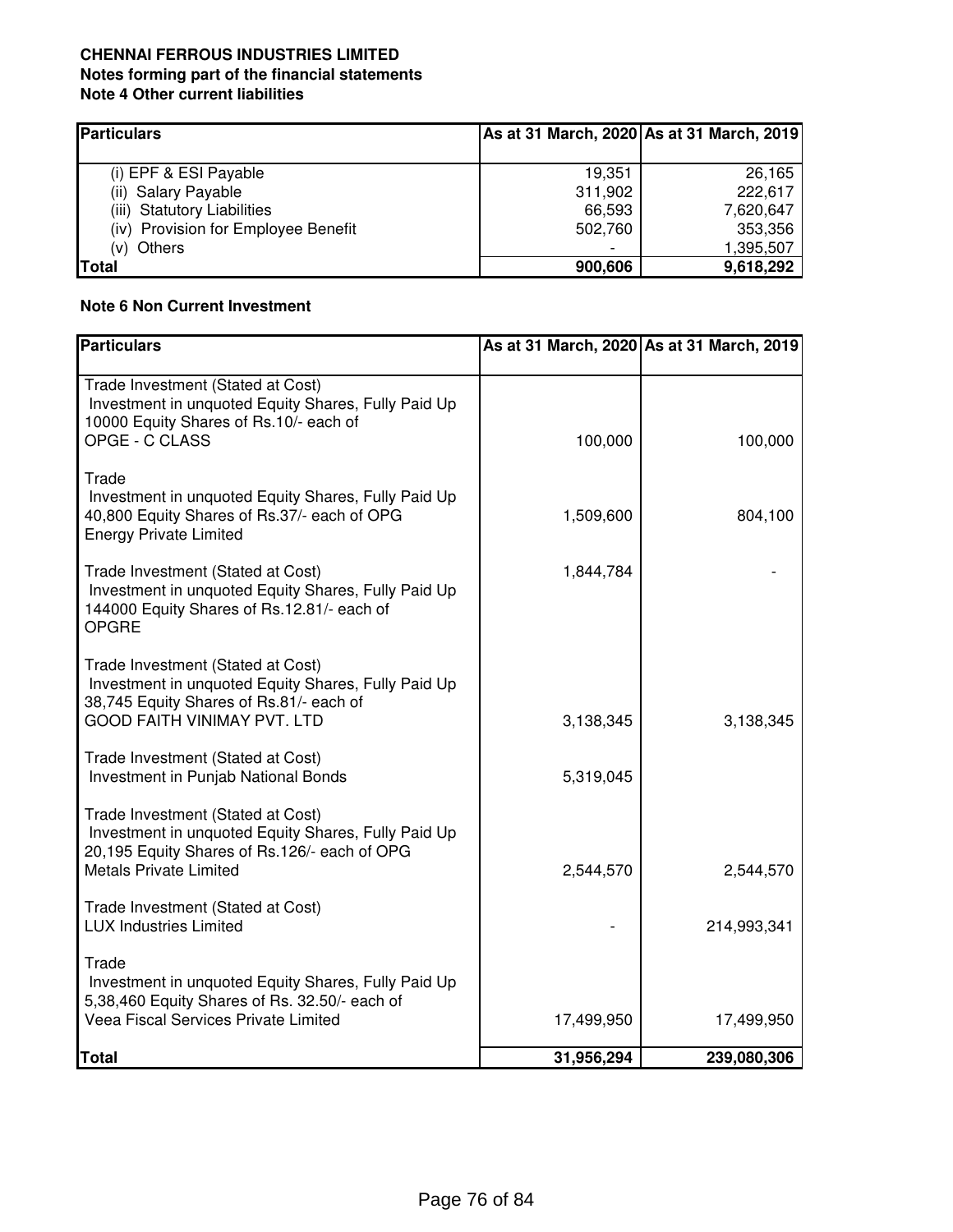**CHENNAI FERROUS INDUSTRIES LIMITED**
**Notes forming part of the financial statements**
**Note 4 Other current liabilities**

| Particulars | As at 31 March, 2020 | As at 31 March, 2019 |
|---|---|---|
| (i) EPF & ESI Payable | 19,351 | 26,165 |
| (ii) Salary Payable | 311,902 | 222,617 |
| (iii) Statutory Liabilities | 66,593 | 7,620,647 |
| (iv) Provision for Employee Benefit | 502,760 | 353,356 |
| (v) Others | - | 1,395,507 |
| **Total** | **900,606** | **9,618,292** |

**Note 6 Non Current Investment**

| Particulars | As at 31 March, 2020 | As at 31 March, 2019 |
|---|---|---|
| Trade Investment (Stated at Cost) Investment in unquoted Equity Shares, Fully Paid Up 10000 Equity Shares of Rs.10/- each of OPGE - C CLASS | 100,000 | 100,000 |
| Trade Investment in unquoted Equity Shares, Fully Paid Up 40,800 Equity Shares of Rs.37/- each of OPG Energy Private Limited | 1,509,600 | 804,100 |
| Trade Investment (Stated at Cost) Investment in unquoted Equity Shares, Fully Paid Up 144000 Equity Shares of Rs.12.81/- each of OPGRE | 1,844,784 | - |
| Trade Investment (Stated at Cost) Investment in unquoted Equity Shares, Fully Paid Up 38,745 Equity Shares of Rs.81/- each of GOOD FAITH VINIMAY PVT. LTD | 3,138,345 | 3,138,345 |
| Trade Investment (Stated at Cost) Investment in Punjab National Bonds | 5,319,045 | |
| Trade Investment (Stated at Cost) Investment in unquoted Equity Shares, Fully Paid Up 20,195 Equity Shares of Rs.126/- each of OPG Metals Private Limited | 2,544,570 | 2,544,570 |
| Trade Investment (Stated at Cost) LUX Industries Limited | - | 214,993,341 |
| Trade Investment in unquoted Equity Shares, Fully Paid Up 5,38,460 Equity Shares of Rs. 32.50/- each of Veea Fiscal Services Private Limited | 17,499,950 | 17,499,950 |
| **Total** | **31,956,294** | **239,080,306** |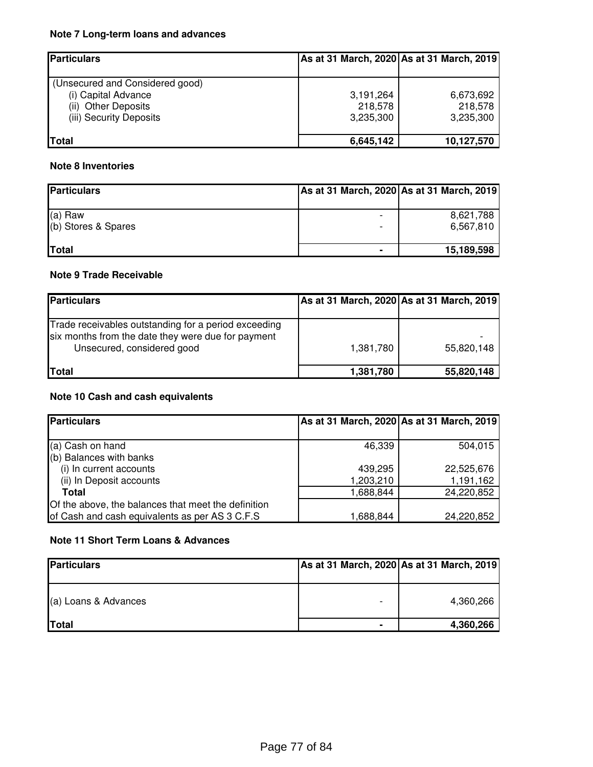**Note 7 Long-term loans and advances**

| Particulars | As at 31 March, 2020 | As at 31 March, 2019 |
|---|---|---|
| (Unsecured and Considered good) | | |
| (i) Capital Advance | 3,191,264 | 6,673,692 |
| (ii) Other Deposits | 218,578 | 218,578 |
| (iii) Security Deposits | 3,235,300 | 3,235,300 |
| **Total** | **6,645,142** | **10,127,570** |

**Note 8 Inventories**

| Particulars | As at 31 March, 2020 | As at 31 March, 2019 |
|---|---|---|
| (a) Raw | - | 8,621,788 |
| (b) Stores & Spares | - | 6,567,810 |
| **Total** | **-** | **15,189,598** |

**Note 9 Trade Receivable**

| Particulars | As at 31 March, 2020 | As at 31 March, 2019 |
|---|---|---|
| Trade receivables outstanding for a period exceeding six months from the date they were due for payment | | - |
| Unsecured, considered good | 1,381,780 | 55,820,148 |
| **Total** | **1,381,780** | **55,820,148** |

**Note 10 Cash and cash equivalents**

| Particulars | As at 31 March, 2020 | As at 31 March, 2019 |
|---|---|---|
| (a) Cash on hand | 46,339 | 504,015 |
| (b) Balances with banks | | |
| (i) In current accounts | 439,295 | 22,525,676 |
| (ii) In Deposit accounts | 1,203,210 | 1,191,162 |
| **Total** | 1,688,844 | 24,220,852 |
| Of the above, the balances that meet the definition of Cash and cash equivalents as per AS 3 C.F.S | 1,688,844 | 24,220,852 |

**Note 11 Short Term Loans & Advances**

| Particulars | As at 31 March, 2020 | As at 31 March, 2019 |
|---|---|---|
| (a) Loans & Advances | - | 4,360,266 |
| **Total** | **-** | **4,360,266** |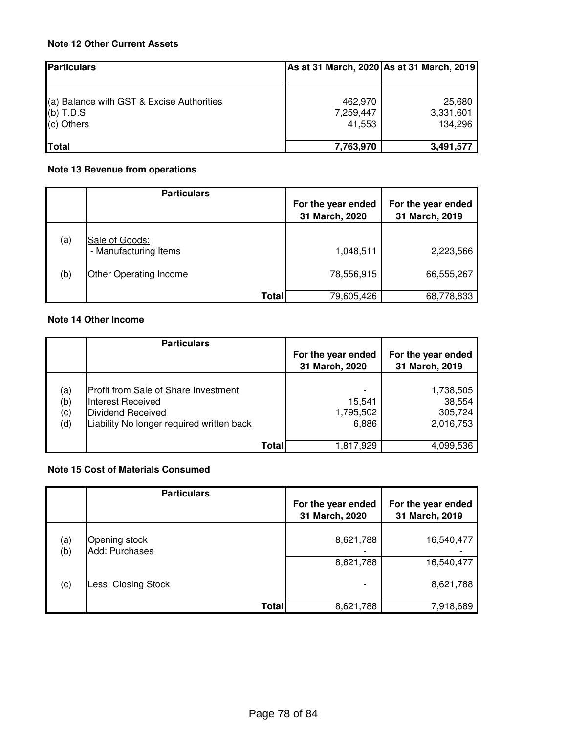**Note 12 Other Current Assets**

| Particulars | As at 31 March, 2020 | As at 31 March, 2019 |
|---|---|---|
| (a) Balance with GST & Excise Authorities | 462,970 | 25,680 |
| (b) T.D.S | 7,259,447 | 3,331,601 |
| (c) Others | 41,553 | 134,296 |
| **Total** | **7,763,970** | **3,491,577** |

**Note 13 Revenue from operations**

| | Particulars | For the year ended 31 March, 2020 | For the year ended 31 March, 2019 |
|---|---|---|---|
| (a) | Sale of Goods:<br>- Manufacturing Items | 1,048,511 | 2,223,566 |
| (b) | Other Operating Income | 78,556,915 | 66,555,267 |
| | **Total** | 79,605,426 | 68,778,833 |

**Note 14 Other Income**

| | Particulars | For the year ended 31 March, 2020 | For the year ended 31 March, 2019 |
|---|---|---|---|
| (a) | Profit from Sale of Share Investment | - | 1,738,505 |
| (b) | Interest Received | 15,541 | 38,554 |
| (c) | Dividend Received | 1,795,502 | 305,724 |
| (d) | Liability No longer required written back | 6,886 | 2,016,753 |
| | **Total** | 1,817,929 | 4,099,536 |

**Note 15 Cost of Materials Consumed**

| | Particulars | For the year ended 31 March, 2020 | For the year ended 31 March, 2019 |
|---|---|---|---|
| (a) | Opening stock | 8,621,788 | 16,540,477 |
| (b) | Add: Purchases | - | - |
| | | 8,621,788 | 16,540,477 |
| (c) | Less: Closing Stock | - | 8,621,788 |
| | **Total** | 8,621,788 | 7,918,689 |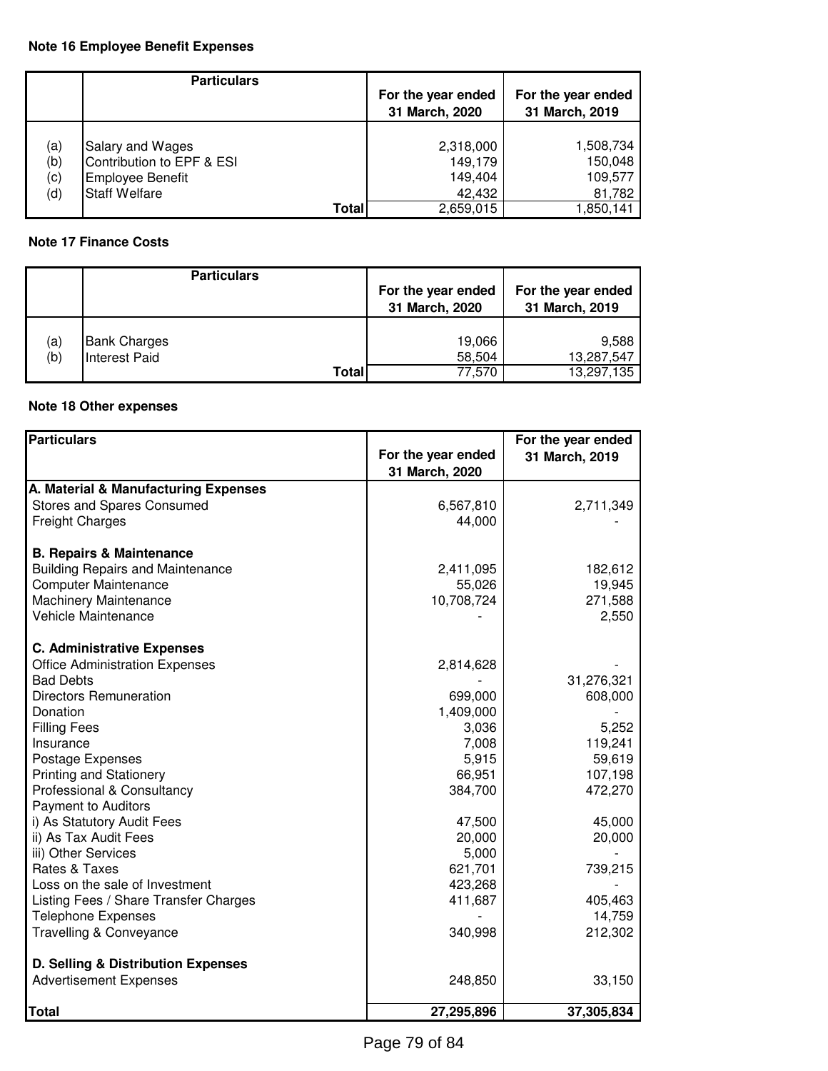**Note 16 Employee Benefit Expenses**

| | Particulars | For the year ended 31 March, 2020 | For the year ended 31 March, 2019 |
|---|---|---|---|
| (a) | Salary and Wages | 2,318,000 | 1,508,734 |
| (b) | Contribution to EPF & ESI | 149,179 | 150,048 |
| (c) | Employee Benefit | 149,404 | 109,577 |
| (d) | Staff Welfare | 42,432 | 81,782 |
| | **Total** | 2,659,015 | 1,850,141 |

**Note 17 Finance Costs**

| | Particulars | For the year ended 31 March, 2020 | For the year ended 31 March, 2019 |
|---|---|---|---|
| (a) | Bank Charges | 19,066 | 9,588 |
| (b) | Interest Paid | 58,504 | 13,287,547 |
| | **Total** | 77,570 | 13,297,135 |

**Note 18 Other expenses**

| Particulars | For the year ended 31 March, 2020 | For the year ended 31 March, 2019 |
|---|---|---|
| **A. Material & Manufacturing Expenses** | | |
| Stores and Spares Consumed | 6,567,810 | 2,711,349 |
| Freight Charges | 44,000 | - |
| **B. Repairs & Maintenance** | | |
| Building Repairs and Maintenance | 2,411,095 | 182,612 |
| Computer Maintenance | 55,026 | 19,945 |
| Machinery Maintenance | 10,708,724 | 271,588 |
| Vehicle Maintenance | - | 2,550 |
| **C. Administrative Expenses** | | |
| Office Administration Expenses | 2,814,628 | - |
| Bad Debts | - | 31,276,321 |
| Directors Remuneration | 699,000 | 608,000 |
| Donation | 1,409,000 | - |
| Filling Fees | 3,036 | 5,252 |
| Insurance | 7,008 | 119,241 |
| Postage Expenses | 5,915 | 59,619 |
| Printing and Stationery | 66,951 | 107,198 |
| Professional & Consultancy | 384,700 | 472,270 |
| Payment to Auditors | | |
| i) As Statutory Audit Fees | 47,500 | 45,000 |
| ii) As Tax Audit Fees | 20,000 | 20,000 |
| iii) Other Services | 5,000 | - |
| Rates & Taxes | 621,701 | 739,215 |
| Loss on the sale of Investment | 423,268 | - |
| Listing Fees / Share Transfer Charges | 411,687 | 405,463 |
| Telephone Expenses | - | 14,759 |
| Travelling & Conveyance | 340,998 | 212,302 |
| **D. Selling & Distribution Expenses** | | |
| Advertisement Expenses | 248,850 | 33,150 |
| **Total** | **27,295,896** | **37,305,834** |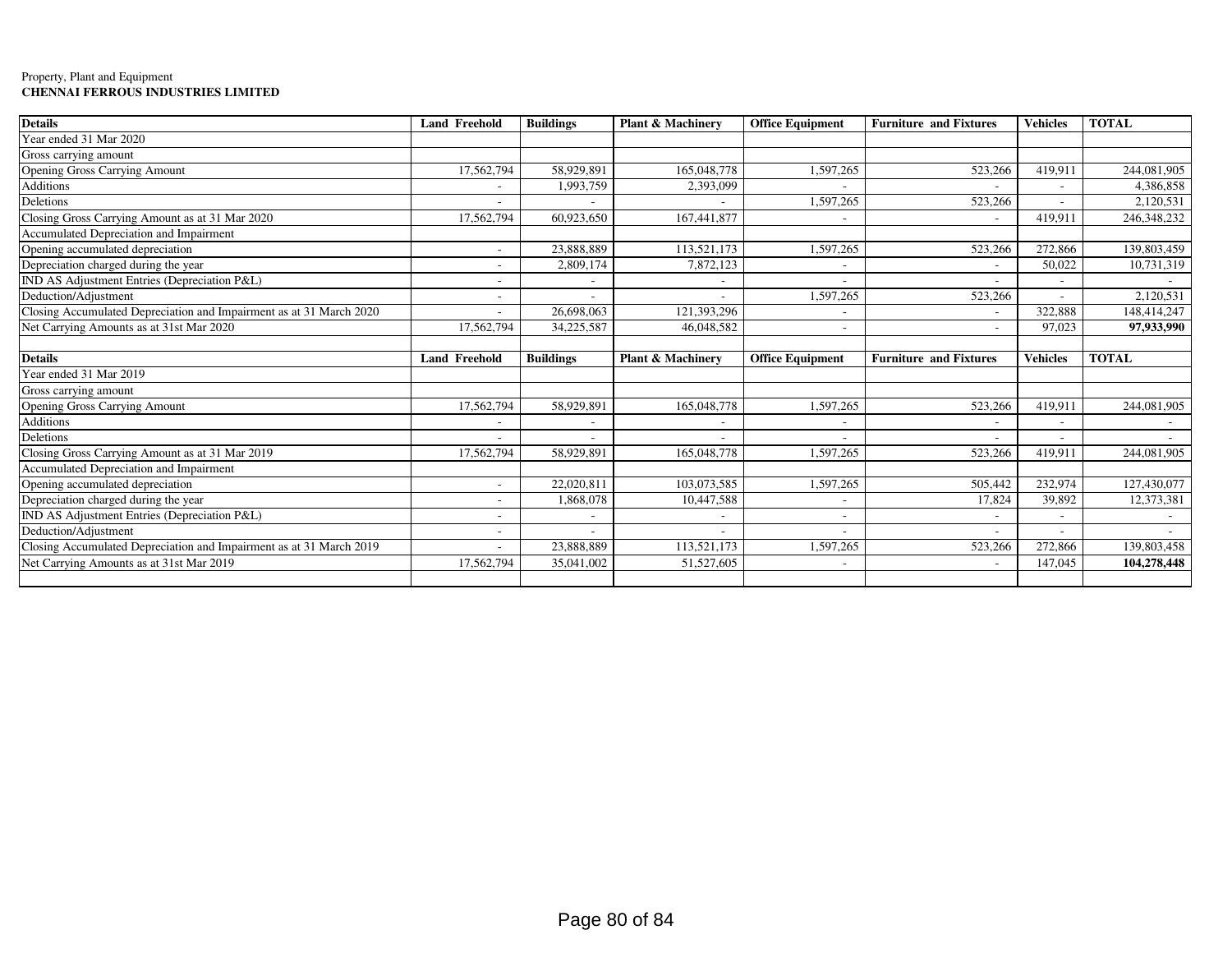Property, Plant and Equipment

**CHENNAI FERROUS INDUSTRIES LIMITED**

| **Details** | **Land Freehold** | **Buildings** | **Plant & Machinery** | **Office Equipment** | **Furniture and Fixtures** | **Vehicles** | **TOTAL** |
|---|---|---|---|---|---|---|---|
| Year ended 31 Mar 2020 | | | | | | | |
| Gross carrying amount | | | | | | | |
| Opening Gross Carrying Amount | 17,562,794 | 58,929,891 | 165,048,778 | 1,597,265 | 523,266 | 419,911 | 244,081,905 |
| Additions | - | 1,993,759 | 2,393,099 | - | - | - | 4,386,858 |
| Deletions | - | - | - | 1,597,265 | 523,266 | - | 2,120,531 |
| Closing Gross Carrying Amount as at 31 Mar 2020 | 17,562,794 | 60,923,650 | 167,441,877 | - | - | 419,911 | 246,348,232 |
| Accumulated Depreciation and Impairment | | | | | | | |
| Opening accumulated depreciation | - | 23,888,889 | 113,521,173 | 1,597,265 | 523,266 | 272,866 | 139,803,459 |
| Depreciation charged during the year | - | 2,809,174 | 7,872,123 | - | - | 50,022 | 10,731,319 |
| IND AS Adjustment Entries (Depreciation P&L) | - | - | - | - | - | - | - |
| Deduction/Adjustment | - | - | - | 1,597,265 | 523,266 | - | 2,120,531 |
| Closing Accumulated Depreciation and Impairment as at 31 March 2020 | - | 26,698,063 | 121,393,296 | - | - | 322,888 | 148,414,247 |
| Net Carrying Amounts as at 31st Mar 2020 | 17,562,794 | 34,225,587 | 46,048,582 | - | - | 97,023 | **97,933,990** |
| | | | | | | | |
| **Details** | **Land Freehold** | **Buildings** | **Plant & Machinery** | **Office Equipment** | **Furniture and Fixtures** | **Vehicles** | **TOTAL** |
| Year ended 31 Mar 2019 | | | | | | | |
| Gross carrying amount | | | | | | | |
| Opening Gross Carrying Amount | 17,562,794 | 58,929,891 | 165,048,778 | 1,597,265 | 523,266 | 419,911 | 244,081,905 |
| Additions | - | - | - | - | - | - | - |
| Deletions | - | - | - | - | - | - | - |
| Closing Gross Carrying Amount as at 31 Mar 2019 | 17,562,794 | 58,929,891 | 165,048,778 | 1,597,265 | 523,266 | 419,911 | 244,081,905 |
| Accumulated Depreciation and Impairment | | | | | | | |
| Opening accumulated depreciation | - | 22,020,811 | 103,073,585 | 1,597,265 | 505,442 | 232,974 | 127,430,077 |
| Depreciation charged during the year | - | 1,868,078 | 10,447,588 | - | 17,824 | 39,892 | 12,373,381 |
| IND AS Adjustment Entries (Depreciation P&L) | - | - | - | - | - | - | - |
| Deduction/Adjustment | - | - | - | - | - | - | - |
| Closing Accumulated Depreciation and Impairment as at 31 March 2019 | - | 23,888,889 | 113,521,173 | 1,597,265 | 523,266 | 272,866 | 139,803,458 |
| Net Carrying Amounts as at 31st Mar 2019 | 17,562,794 | 35,041,002 | 51,527,605 | - | - | 147,045 | **104,278,448** |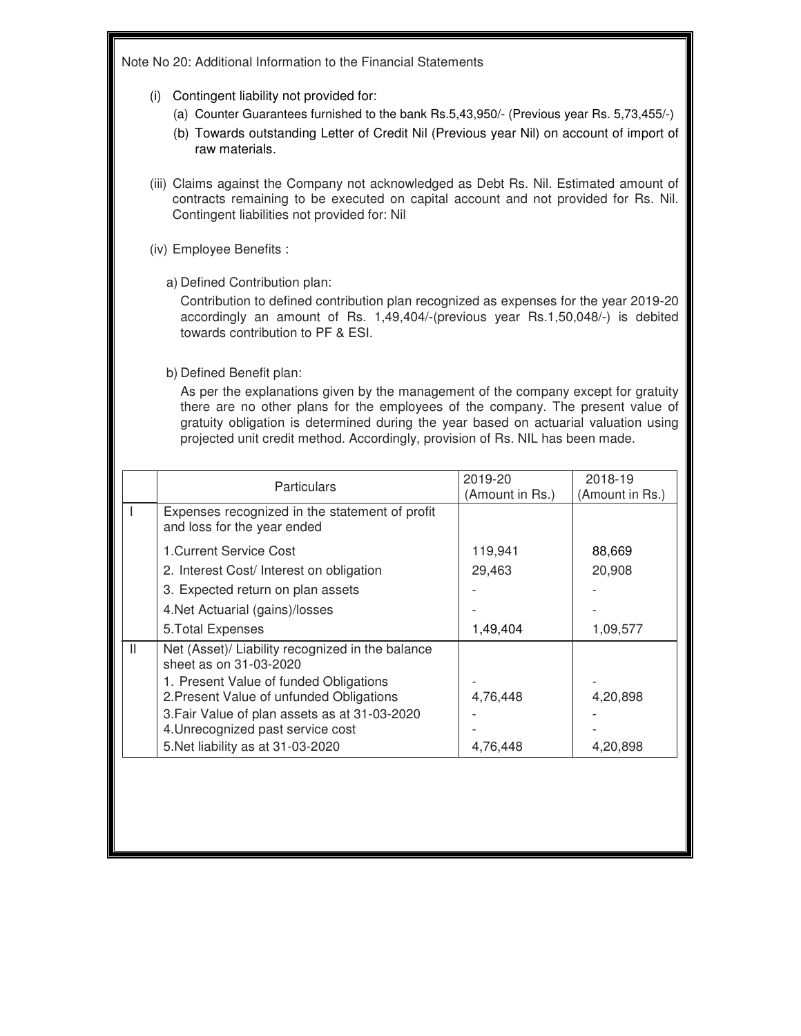Note No 20: Additional Information to the Financial Statements

(i) Contingent liability not provided for:

(a) Counter Guarantees furnished to the bank Rs.5,43,950/- (Previous year Rs. 5,73,455/-)

(b) Towards outstanding Letter of Credit Nil (Previous year Nil) on account of import of raw materials.

(iii) Claims against the Company not acknowledged as Debt Rs. Nil. Estimated amount of contracts remaining to be executed on capital account and not provided for Rs. Nil. Contingent liabilities not provided for: Nil

(iv) Employee Benefits :

a) Defined Contribution plan:

Contribution to defined contribution plan recognized as expenses for the year 2019-20 accordingly an amount of Rs. 1,49,404/-(previous year Rs.1,50,048/-) is debited towards contribution to PF & ESI.

b) Defined Benefit plan:

As per the explanations given by the management of the company except for gratuity there are no other plans for the employees of the company. The present value of gratuity obligation is determined during the year based on actuarial valuation using projected unit credit method. Accordingly, provision of Rs. NIL has been made.

| | Particulars | 2019-20 (Amount in Rs.) | 2018-19 (Amount in Rs.) |
|---|---|---|---|
| I | Expenses recognized in the statement of profit and loss for the year ended | | |
| | 1.Current Service Cost | 119,941 | 88,669 |
| | 2. Interest Cost/ Interest on obligation | 29,463 | 20,908 |
| | 3. Expected return on plan assets | - | - |
| | 4.Net Actuarial (gains)/losses | - | - |
| | 5.Total Expenses | 1,49,404 | 1,09,577 |
| II | Net (Asset)/ Liability recognized in the balance sheet as on 31-03-2020 | | |
| | 1. Present Value of funded Obligations | - | - |
| | 2.Present Value of unfunded Obligations | 4,76,448 | 4,20,898 |
| | 3.Fair Value of plan assets as at 31-03-2020 | - | - |
| | 4.Unrecognized past service cost | - | - |
| | 5.Net liability as at 31-03-2020 | 4,76,448 | 4,20,898 |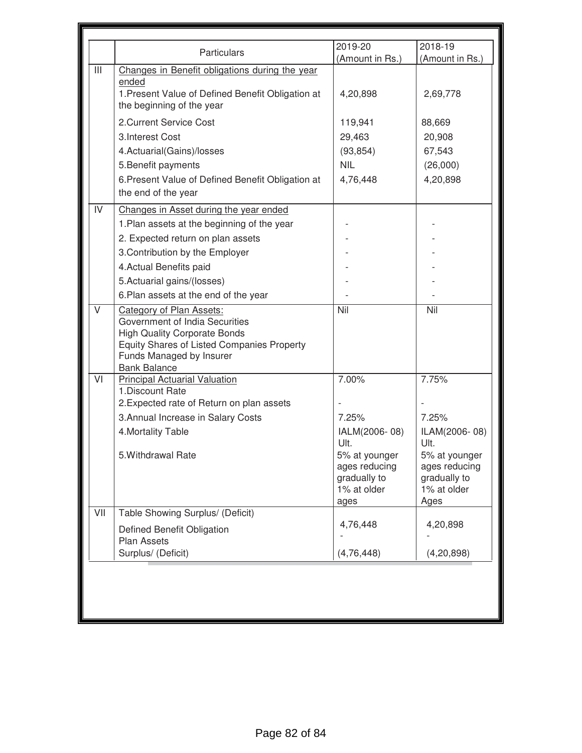| | Particulars | 2019-20 (Amount in Rs.) | 2018-19 (Amount in Rs.) |
|---|---|---|---|
| III | Changes in Benefit obligations during the year ended | | |
| | 1.Present Value of Defined Benefit Obligation at the beginning of the year | 4,20,898 | 2,69,778 |
| | 2.Current Service Cost | 119,941 | 88,669 |
| | 3.Interest Cost | 29,463 | 20,908 |
| | 4.Actuarial(Gains)/losses | (93,854) | 67,543 |
| | 5.Benefit payments | NIL | (26,000) |
| | 6.Present Value of Defined Benefit Obligation at the end of the year | 4,76,448 | 4,20,898 |
| IV | Changes in Asset during the year ended | | |
| | 1.Plan assets at the beginning of the year | - | - |
| | 2. Expected return on plan assets | - | - |
| | 3.Contribution by the Employer | - | - |
| | 4.Actual Benefits paid | - | - |
| | 5.Actuarial gains/(losses) | - | - |
| | 6.Plan assets at the end of the year | - | - |
| V | Category of Plan Assets:<br>Government of India Securities<br>High Quality Corporate Bonds<br>Equity Shares of Listed Companies Property<br>Funds Managed by Insurer<br>Bank Balance | Nil | Nil |
| VI | Principal Actuarial Valuation<br>1.Discount Rate | 7.00% | 7.75% |
| | 2.Expected rate of Return on plan assets | - | - |
| | 3.Annual Increase in Salary Costs | 7.25% | 7.25% |
| | 4.Mortality Table | IALM(2006- 08) Ult. | ILAM(2006- 08) Ult. |
| | 5.Withdrawal Rate | 5% at younger ages reducing gradually to 1% at older ages | 5% at younger ages reducing gradually to 1% at older Ages |
| VII | Table Showing Surplus/ (Deficit) | | |
| | Defined Benefit Obligation | 4,76,448 | 4,20,898 |
| | Plan Assets | - | - |
| | Surplus/ (Deficit) | (4,76,448) | (4,20,898) |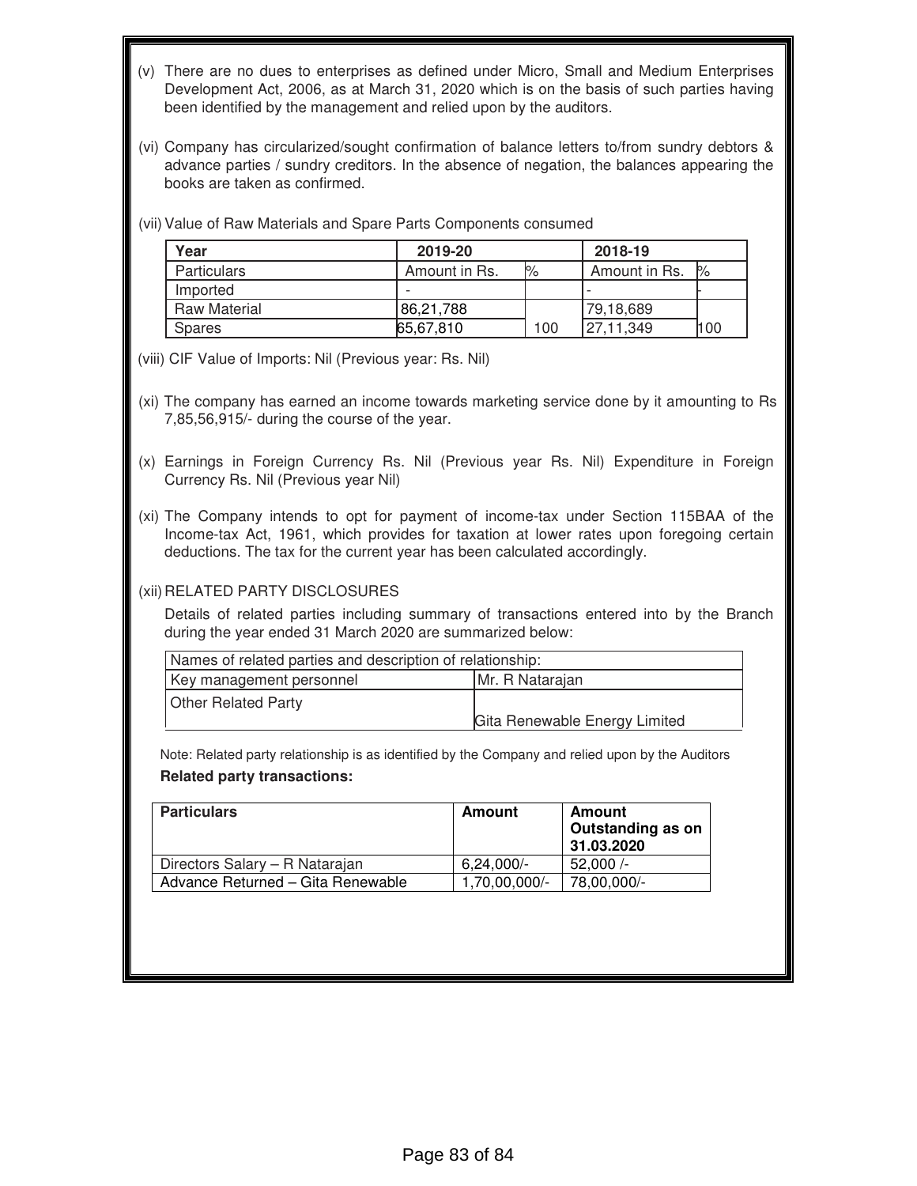(v) There are no dues to enterprises as defined under Micro, Small and Medium Enterprises Development Act, 2006, as at March 31, 2020 which is on the basis of such parties having been identified by the management and relied upon by the auditors.

(vi) Company has circularized/sought confirmation of balance letters to/from sundry debtors & advance parties / sundry creditors. In the absence of negation, the balances appearing the books are taken as confirmed.

(vii) Value of Raw Materials and Spare Parts Components consumed

| Year | 2019-20 | | 2018-19 | |
|---|---|---|---|---|
| Particulars | Amount in Rs. | % | Amount in Rs. | % |
| Imported | - | | - | - |
| Raw Material | 86,21,788 | | 79,18,689 | |
| Spares | 65,67,810 | 100 | 27,11,349 | 100 |

(viii) CIF Value of Imports: Nil (Previous year: Rs. Nil)

(xi) The company has earned an income towards marketing service done by it amounting to Rs 7,85,56,915/- during the course of the year.

(x) Earnings in Foreign Currency Rs. Nil (Previous year Rs. Nil) Expenditure in Foreign Currency Rs. Nil (Previous year Nil)

(xi) The Company intends to opt for payment of income-tax under Section 115BAA of the Income-tax Act, 1961, which provides for taxation at lower rates upon foregoing certain deductions. The tax for the current year has been calculated accordingly.

(xii) RELATED PARTY DISCLOSURES

Details of related parties including summary of transactions entered into by the Branch during the year ended 31 March 2020 are summarized below:

| Names of related parties and description of relationship: | |
|---|---|
| Key management personnel | Mr. R Natarajan |
| Other Related Party | Gita Renewable Energy Limited |

Note: Related party relationship is as identified by the Company and relied upon by the Auditors

**Related party transactions:**

| Particulars | Amount | Amount Outstanding as on 31.03.2020 |
|---|---|---|
| Directors Salary – R Natarajan | 6,24,000/- | 52,000 /- |
| Advance Returned – Gita Renewable | 1,70,00,000/- | 78,00,000/- |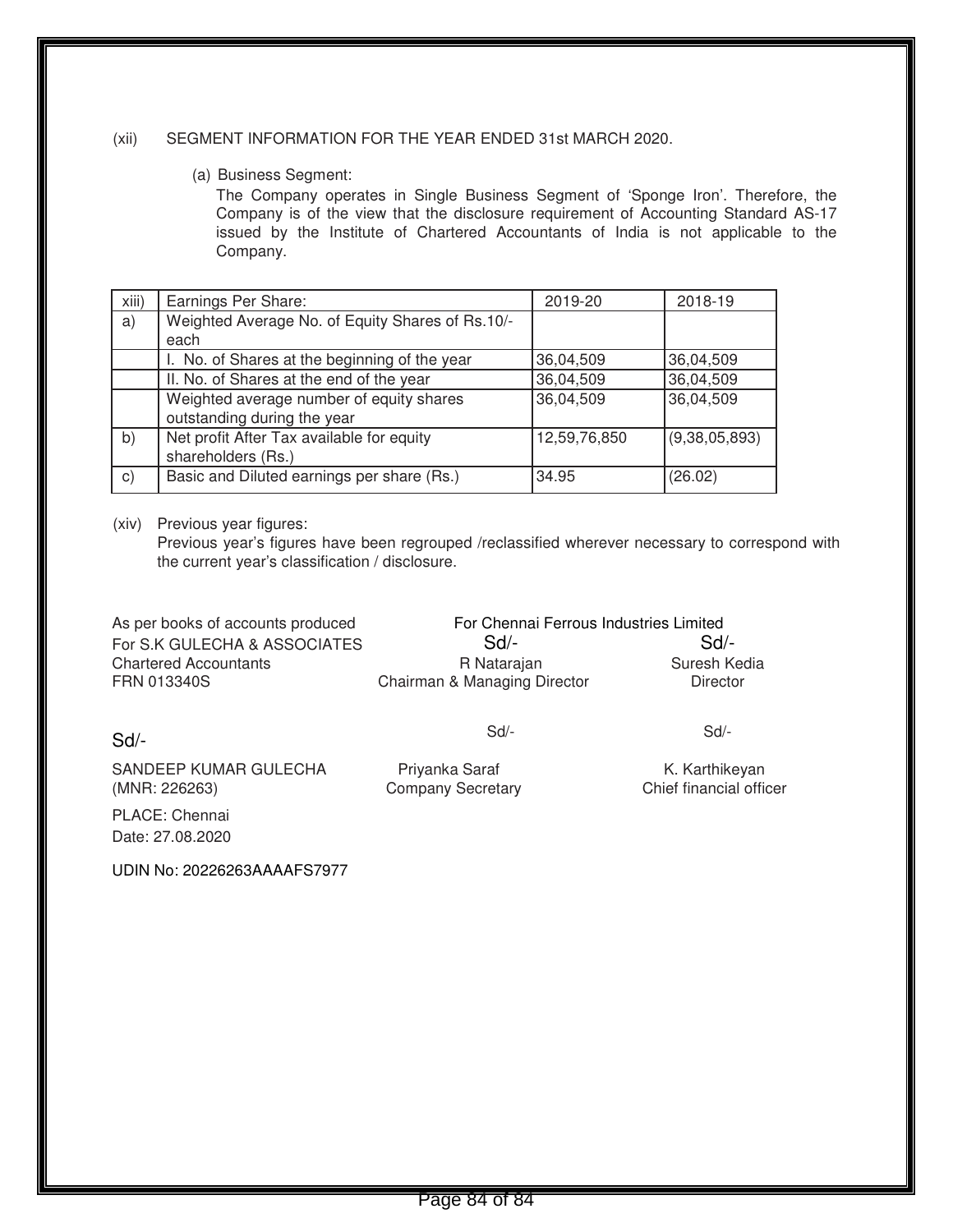(xii) SEGMENT INFORMATION FOR THE YEAR ENDED 31st MARCH 2020.

(a) Business Segment:

The Company operates in Single Business Segment of 'Sponge Iron'. Therefore, the Company is of the view that the disclosure requirement of Accounting Standard AS-17 issued by the Institute of Chartered Accountants of India is not applicable to the Company.

| xiii) | Earnings Per Share: | 2019-20 | 2018-19 |
|---|---|---|---|
| a) | Weighted Average No. of Equity Shares of Rs.10/- each | | |
| | I. No. of Shares at the beginning of the year | 36,04,509 | 36,04,509 |
| | II. No. of Shares at the end of the year | 36,04,509 | 36,04,509 |
| | Weighted average number of equity shares outstanding during the year | 36,04,509 | 36,04,509 |
| b) | Net profit After Tax available for equity shareholders (Rs.) | 12,59,76,850 | (9,38,05,893) |
| c) | Basic and Diluted earnings per share (Rs.) | 34.95 | (26.02) |

(xiv) Previous year figures:

Previous year's figures have been regrouped /reclassified wherever necessary to correspond with the current year's classification / disclosure.

As per books of accounts produced
For S.K GULECHA & ASSOCIATES
Chartered Accountants
FRN 013340S

For Chennai Ferrous Industries Limited

Sd/-
R Natarajan
Chairman & Managing Director

Sd/-
Suresh Kedia
Director

Sd/-
SANDEEP KUMAR GULECHA
(MNR: 226263)

Sd/-
Priyanka Saraf
Company Secretary

Sd/-
K. Karthikeyan
Chief financial officer

PLACE: Chennai
Date: 27.08.2020

UDIN No: 20226263AAAAFS7977